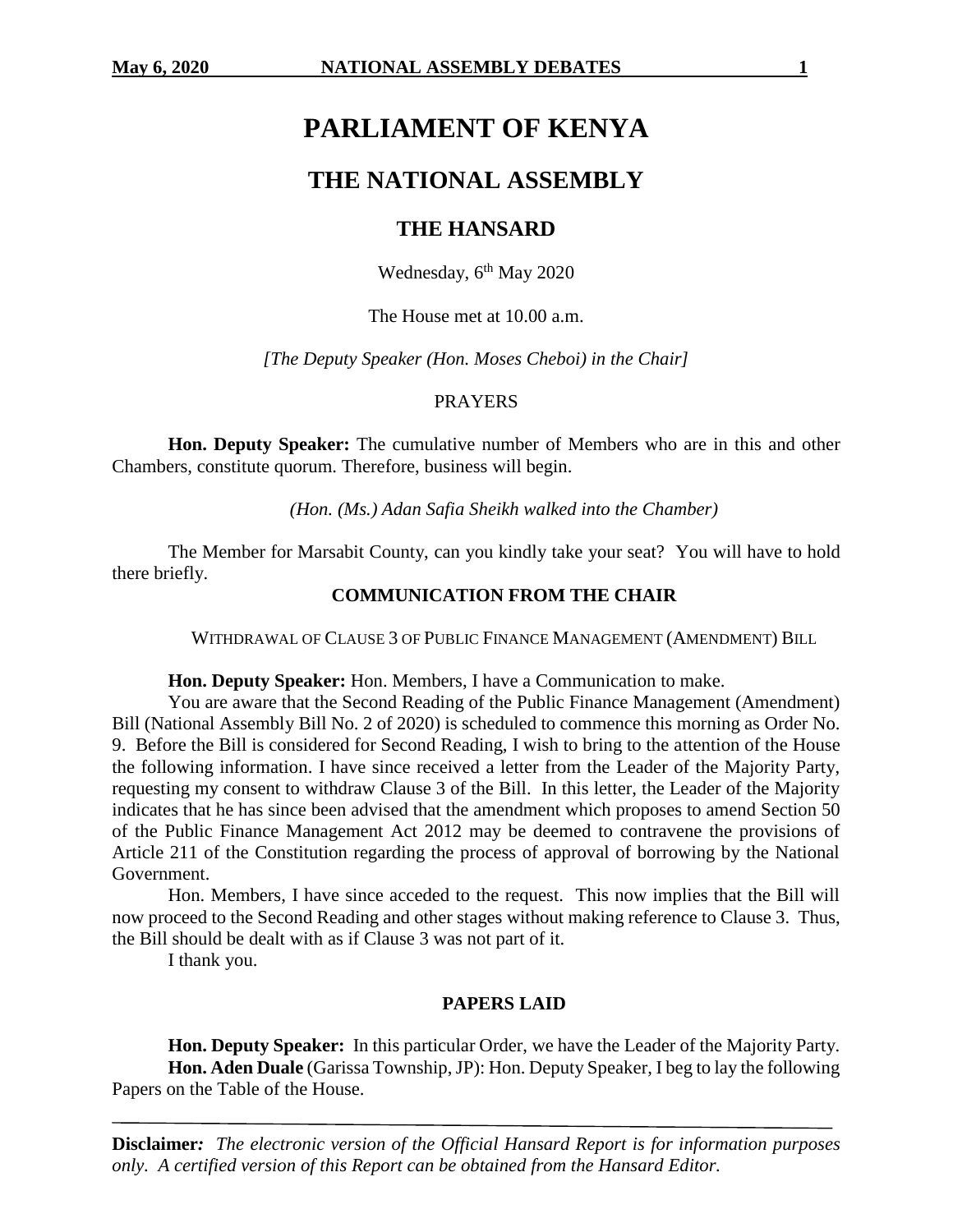# PARLIAMENT OF KENYA

## THE NATIONAL ASSEMBLY

### THE HANSARD

Wednesday, 6th May 2020

The House met at 10.00 a.m.

*[The Deputy Speaker (Hon. Moses Cheboi) in the Chair]*

PRAYERS

**Hon. Deputy Speaker:** The cumulative number of Members who are in this and other Chambers, constitute quorum. Therefore, business will begin.

*(Hon. (Ms.) Adan Safia Sheikh walked into the Chamber)*

The Member for Marsabit County, can you kindly take your seat? You will have to hold there briefly.

**COMMUNICATION FROM THE CHAIR**

WITHDRAWAL OF CLAUSE 3 OF PUBLIC FINANCE MANAGEMENT (AMENDMENT) BILL

**Hon. Deputy Speaker:** Hon. Members, I have a Communication to make.

You are aware that the Second Reading of the Public Finance Management (Amendment) Bill (National Assembly Bill No. 2 of 2020) is scheduled to commence this morning as Order No. 9. Before the Bill is considered for Second Reading, I wish to bring to the attention of the House the following information. I have since received a letter from the Leader of the Majority Party, requesting my consent to withdraw Clause 3 of the Bill. In this letter, the Leader of the Majority indicates that he has since been advised that the amendment which proposes to amend Section 50 of the Public Finance Management Act 2012 may be deemed to contravene the provisions of Article 211 of the Constitution regarding the process of approval of borrowing by the National Government.

Hon. Members, I have since acceded to the request. This now implies that the Bill will now proceed to the Second Reading and other stages without making reference to Clause 3. Thus, the Bill should be dealt with as if Clause 3 was not part of it.

I thank you.

**PAPERS LAID**

**Hon. Deputy Speaker:** In this particular Order, we have the Leader of the Majority Party.

**Hon. Aden Duale** (Garissa Township, JP): Hon. Deputy Speaker, I beg to lay the following Papers on the Table of the House.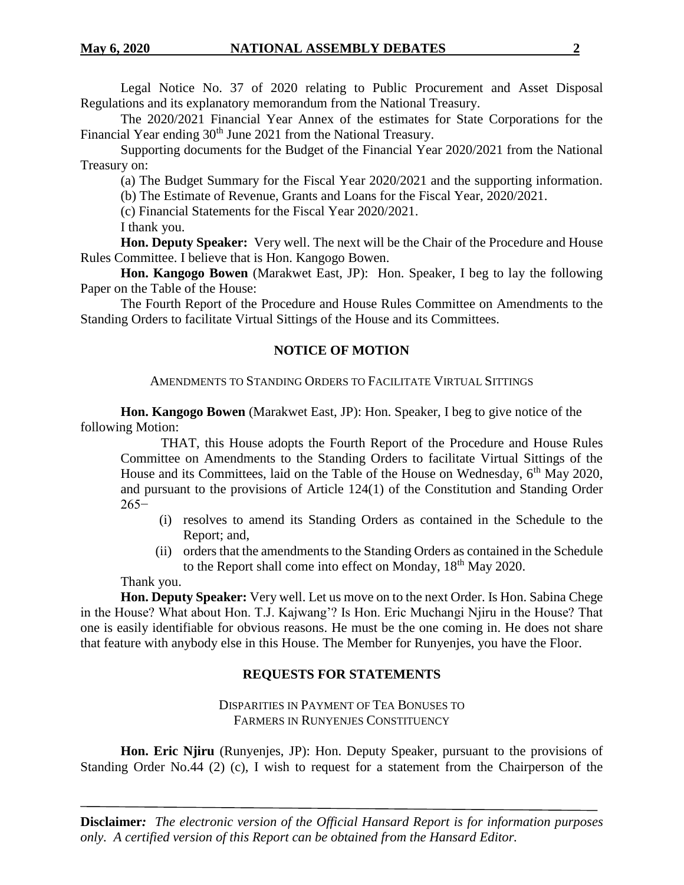Legal Notice No. 37 of 2020 relating to Public Procurement and Asset Disposal Regulations and its explanatory memorandum from the National Treasury.

The 2020/2021 Financial Year Annex of the estimates for State Corporations for the Financial Year ending 30th June 2021 from the National Treasury.

Supporting documents for the Budget of the Financial Year 2020/2021 from the National Treasury on:

(a) The Budget Summary for the Fiscal Year 2020/2021 and the supporting information.

(b) The Estimate of Revenue, Grants and Loans for the Fiscal Year, 2020/2021.

(c) Financial Statements for the Fiscal Year 2020/2021.

I thank you.

**Hon. Deputy Speaker:** Very well. The next will be the Chair of the Procedure and House Rules Committee. I believe that is Hon. Kangogo Bowen.

**Hon. Kangogo Bowen** (Marakwet East, JP): Hon. Speaker, I beg to lay the following Paper on the Table of the House:

The Fourth Report of the Procedure and House Rules Committee on Amendments to the Standing Orders to facilitate Virtual Sittings of the House and its Committees.

## NOTICE OF MOTION

### AMENDMENTS TO STANDING ORDERS TO FACILITATE VIRTUAL SITTINGS

**Hon. Kangogo Bowen** (Marakwet East, JP): Hon. Speaker, I beg to give notice of the following Motion:

> THAT, this House adopts the Fourth Report of the Procedure and House Rules Committee on Amendments to the Standing Orders to facilitate Virtual Sittings of the House and its Committees, laid on the Table of the House on Wednesday, 6th May 2020, and pursuant to the provisions of Article 124(1) of the Constitution and Standing Order 265−
>
> (i) resolves to amend its Standing Orders as contained in the Schedule to the Report; and,
>
> (ii) orders that the amendments to the Standing Orders as contained in the Schedule to the Report shall come into effect on Monday, 18th May 2020.

Thank you.

**Hon. Deputy Speaker:** Very well. Let us move on to the next Order. Is Hon. Sabina Chege in the House? What about Hon. T.J. Kajwang'? Is Hon. Eric Muchangi Njiru in the House? That one is easily identifiable for obvious reasons. He must be the one coming in. He does not share that feature with anybody else in this House. The Member for Runyenjes, you have the Floor.

## REQUESTS FOR STATEMENTS

### DISPARITIES IN PAYMENT OF TEA BONUSES TO FARMERS IN RUNYENJES CONSTITUENCY

**Hon. Eric Njiru** (Runyenjes, JP): Hon. Deputy Speaker, pursuant to the provisions of Standing Order No.44 (2) (c), I wish to request for a statement from the Chairperson of the

**Disclaimer***: The electronic version of the Official Hansard Report is for information purposes only. A certified version of this Report can be obtained from the Hansard Editor.*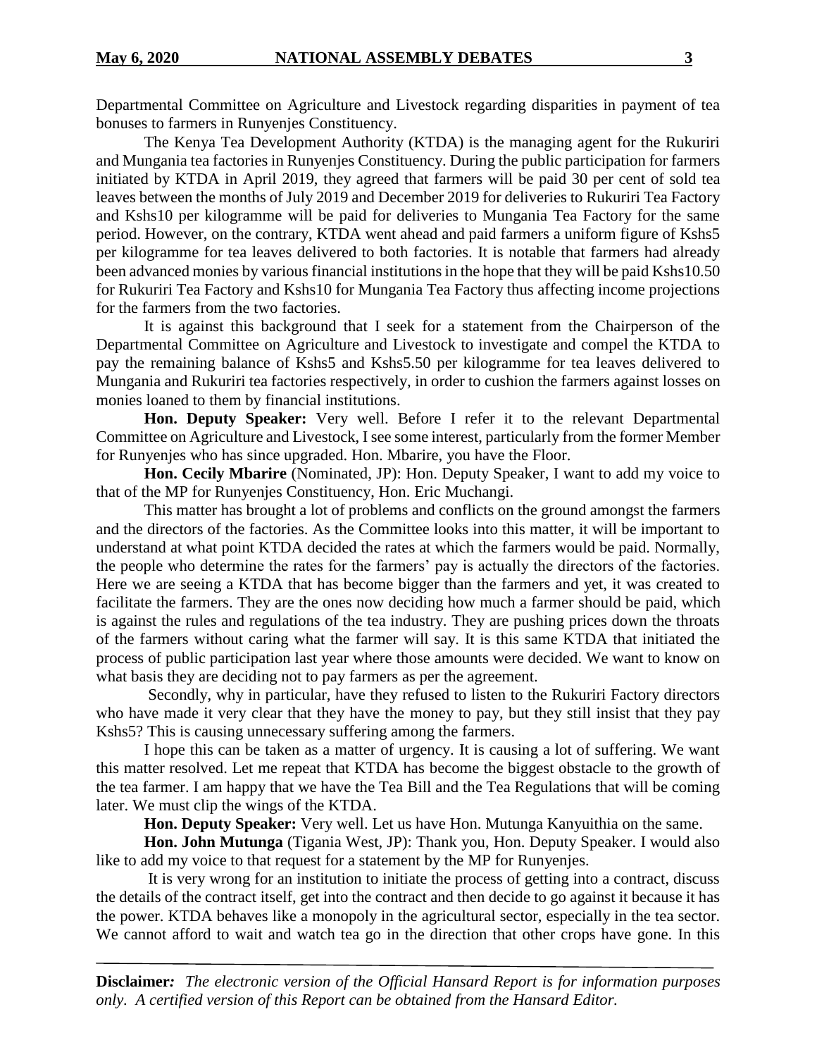Departmental Committee on Agriculture and Livestock regarding disparities in payment of tea bonuses to farmers in Runyenjes Constituency.

The Kenya Tea Development Authority (KTDA) is the managing agent for the Rukuriri and Mungania tea factories in Runyenjes Constituency. During the public participation for farmers initiated by KTDA in April 2019, they agreed that farmers will be paid 30 per cent of sold tea leaves between the months of July 2019 and December 2019 for deliveries to Rukuriri Tea Factory and Kshs10 per kilogramme will be paid for deliveries to Mungania Tea Factory for the same period. However, on the contrary, KTDA went ahead and paid farmers a uniform figure of Kshs5 per kilogramme for tea leaves delivered to both factories. It is notable that farmers had already been advanced monies by various financial institutions in the hope that they will be paid Kshs10.50 for Rukuriri Tea Factory and Kshs10 for Mungania Tea Factory thus affecting income projections for the farmers from the two factories.

It is against this background that I seek for a statement from the Chairperson of the Departmental Committee on Agriculture and Livestock to investigate and compel the KTDA to pay the remaining balance of Kshs5 and Kshs5.50 per kilogramme for tea leaves delivered to Mungania and Rukuriri tea factories respectively, in order to cushion the farmers against losses on monies loaned to them by financial institutions.

**Hon. Deputy Speaker:** Very well. Before I refer it to the relevant Departmental Committee on Agriculture and Livestock, I see some interest, particularly from the former Member for Runyenjes who has since upgraded. Hon. Mbarire, you have the Floor.

**Hon. Cecily Mbarire** (Nominated, JP): Hon. Deputy Speaker, I want to add my voice to that of the MP for Runyenjes Constituency, Hon. Eric Muchangi.

This matter has brought a lot of problems and conflicts on the ground amongst the farmers and the directors of the factories. As the Committee looks into this matter, it will be important to understand at what point KTDA decided the rates at which the farmers would be paid. Normally, the people who determine the rates for the farmers' pay is actually the directors of the factories. Here we are seeing a KTDA that has become bigger than the farmers and yet, it was created to facilitate the farmers. They are the ones now deciding how much a farmer should be paid, which is against the rules and regulations of the tea industry. They are pushing prices down the throats of the farmers without caring what the farmer will say. It is this same KTDA that initiated the process of public participation last year where those amounts were decided. We want to know on what basis they are deciding not to pay farmers as per the agreement.

Secondly, why in particular, have they refused to listen to the Rukuriri Factory directors who have made it very clear that they have the money to pay, but they still insist that they pay Kshs5? This is causing unnecessary suffering among the farmers.

I hope this can be taken as a matter of urgency. It is causing a lot of suffering. We want this matter resolved. Let me repeat that KTDA has become the biggest obstacle to the growth of the tea farmer. I am happy that we have the Tea Bill and the Tea Regulations that will be coming later. We must clip the wings of the KTDA.

**Hon. Deputy Speaker:** Very well. Let us have Hon. Mutunga Kanyuithia on the same.

**Hon. John Mutunga** (Tigania West, JP): Thank you, Hon. Deputy Speaker. I would also like to add my voice to that request for a statement by the MP for Runyenjes.

It is very wrong for an institution to initiate the process of getting into a contract, discuss the details of the contract itself, get into the contract and then decide to go against it because it has the power. KTDA behaves like a monopoly in the agricultural sector, especially in the tea sector. We cannot afford to wait and watch tea go in the direction that other crops have gone. In this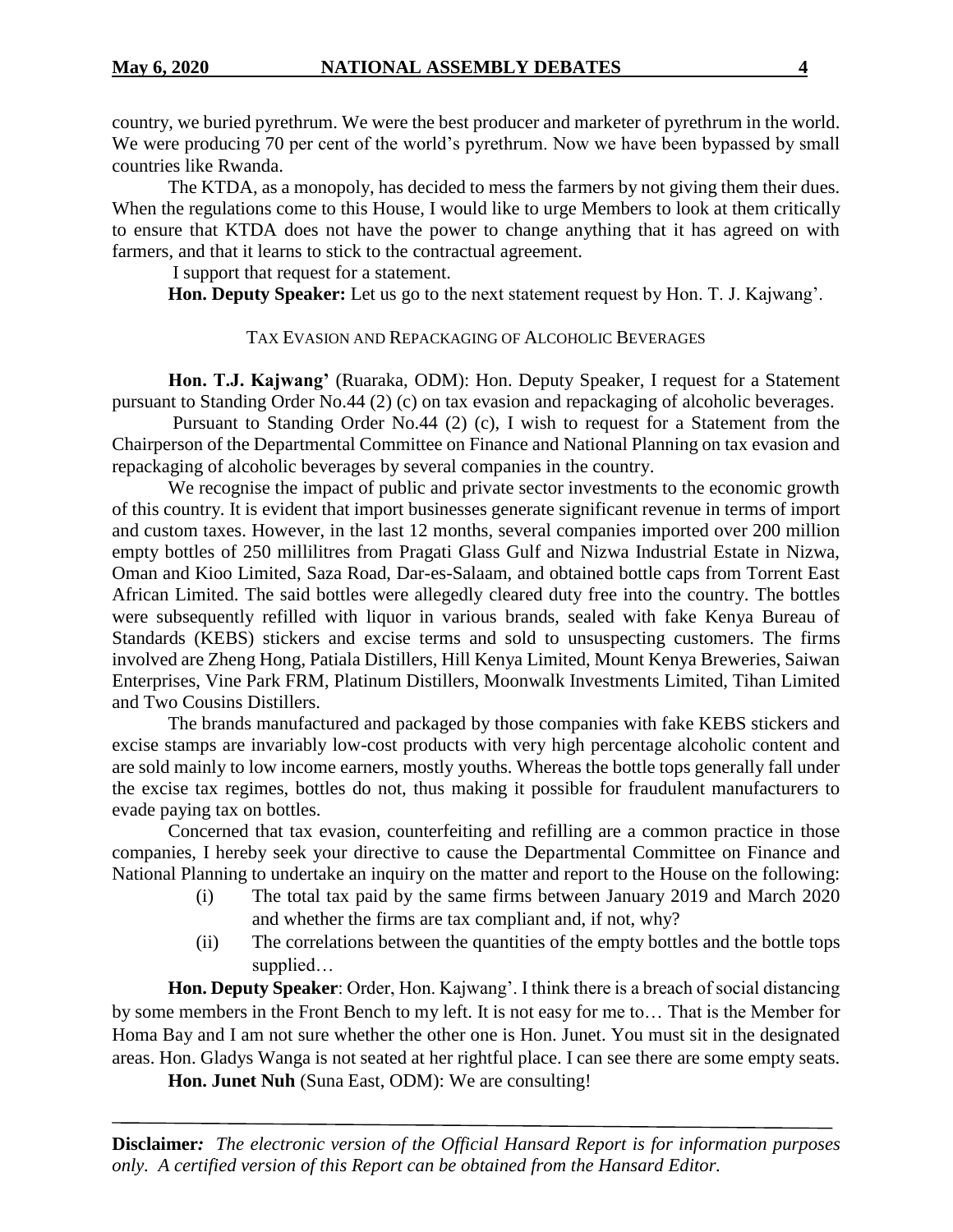country, we buried pyrethrum. We were the best producer and marketer of pyrethrum in the world. We were producing 70 per cent of the world's pyrethrum. Now we have been bypassed by small countries like Rwanda.

The KTDA, as a monopoly, has decided to mess the farmers by not giving them their dues. When the regulations come to this House, I would like to urge Members to look at them critically to ensure that KTDA does not have the power to change anything that it has agreed on with farmers, and that it learns to stick to the contractual agreement.

I support that request for a statement.

**Hon. Deputy Speaker:** Let us go to the next statement request by Hon. T. J. Kajwang'.

TAX EVASION AND REPACKAGING OF ALCOHOLIC BEVERAGES

**Hon. T.J. Kajwang'** (Ruaraka, ODM): Hon. Deputy Speaker, I request for a Statement pursuant to Standing Order No.44 (2) (c) on tax evasion and repackaging of alcoholic beverages.

Pursuant to Standing Order No.44 (2) (c), I wish to request for a Statement from the Chairperson of the Departmental Committee on Finance and National Planning on tax evasion and repackaging of alcoholic beverages by several companies in the country.

We recognise the impact of public and private sector investments to the economic growth of this country. It is evident that import businesses generate significant revenue in terms of import and custom taxes. However, in the last 12 months, several companies imported over 200 million empty bottles of 250 millilitres from Pragati Glass Gulf and Nizwa Industrial Estate in Nizwa, Oman and Kioo Limited, Saza Road, Dar-es-Salaam, and obtained bottle caps from Torrent East African Limited. The said bottles were allegedly cleared duty free into the country. The bottles were subsequently refilled with liquor in various brands, sealed with fake Kenya Bureau of Standards (KEBS) stickers and excise terms and sold to unsuspecting customers. The firms involved are Zheng Hong, Patiala Distillers, Hill Kenya Limited, Mount Kenya Breweries, Saiwan Enterprises, Vine Park FRM, Platinum Distillers, Moonwalk Investments Limited, Tihan Limited and Two Cousins Distillers.

The brands manufactured and packaged by those companies with fake KEBS stickers and excise stamps are invariably low-cost products with very high percentage alcoholic content and are sold mainly to low income earners, mostly youths. Whereas the bottle tops generally fall under the excise tax regimes, bottles do not, thus making it possible for fraudulent manufacturers to evade paying tax on bottles.

Concerned that tax evasion, counterfeiting and refilling are a common practice in those companies, I hereby seek your directive to cause the Departmental Committee on Finance and National Planning to undertake an inquiry on the matter and report to the House on the following:

(i) The total tax paid by the same firms between January 2019 and March 2020 and whether the firms are tax compliant and, if not, why?

(ii) The correlations between the quantities of the empty bottles and the bottle tops supplied…

**Hon. Deputy Speaker**: Order, Hon. Kajwang'. I think there is a breach of social distancing by some members in the Front Bench to my left. It is not easy for me to… That is the Member for Homa Bay and I am not sure whether the other one is Hon. Junet. You must sit in the designated areas. Hon. Gladys Wanga is not seated at her rightful place. I can see there are some empty seats.

**Hon. Junet Nuh** (Suna East, ODM): We are consulting!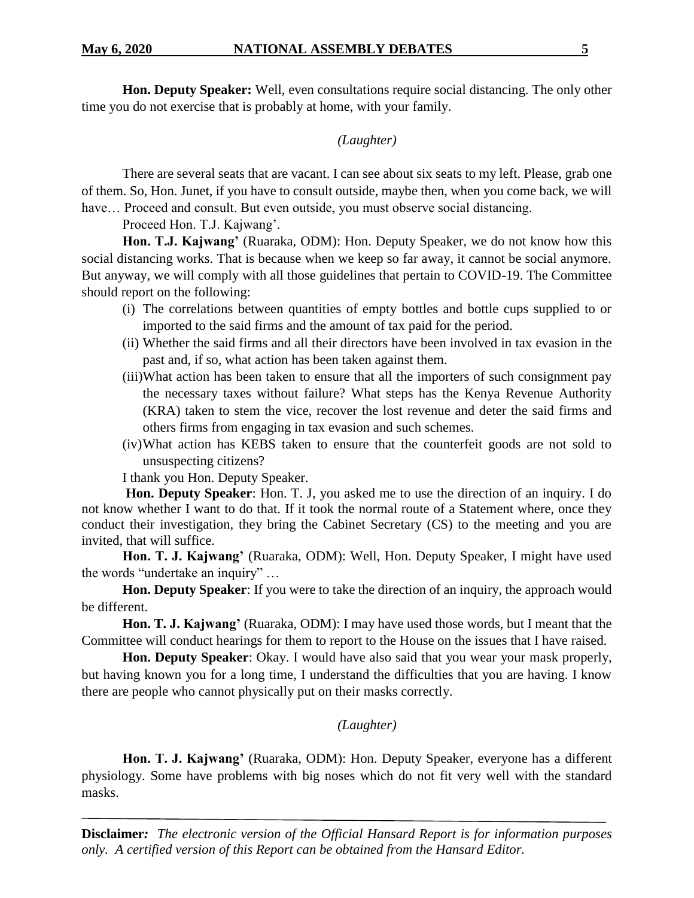**Hon. Deputy Speaker:** Well, even consultations require social distancing. The only other time you do not exercise that is probably at home, with your family.

*(Laughter)*

There are several seats that are vacant. I can see about six seats to my left. Please, grab one of them. So, Hon. Junet, if you have to consult outside, maybe then, when you come back, we will have… Proceed and consult. But even outside, you must observe social distancing.

Proceed Hon. T.J. Kajwang'.

**Hon. T.J. Kajwang'** (Ruaraka, ODM): Hon. Deputy Speaker, we do not know how this social distancing works. That is because when we keep so far away, it cannot be social anymore. But anyway, we will comply with all those guidelines that pertain to COVID-19. The Committee should report on the following:

(i) The correlations between quantities of empty bottles and bottle cups supplied to or imported to the said firms and the amount of tax paid for the period.

(ii) Whether the said firms and all their directors have been involved in tax evasion in the past and, if so, what action has been taken against them.

(iii) What action has been taken to ensure that all the importers of such consignment pay the necessary taxes without failure? What steps has the Kenya Revenue Authority (KRA) taken to stem the vice, recover the lost revenue and deter the said firms and others firms from engaging in tax evasion and such schemes.

(iv) What action has KEBS taken to ensure that the counterfeit goods are not sold to unsuspecting citizens?

I thank you Hon. Deputy Speaker.

**Hon. Deputy Speaker**: Hon. T. J, you asked me to use the direction of an inquiry. I do not know whether I want to do that. If it took the normal route of a Statement where, once they conduct their investigation, they bring the Cabinet Secretary (CS) to the meeting and you are invited, that will suffice.

**Hon. T. J. Kajwang'** (Ruaraka, ODM): Well, Hon. Deputy Speaker, I might have used the words "undertake an inquiry" …

**Hon. Deputy Speaker**: If you were to take the direction of an inquiry, the approach would be different.

**Hon. T. J. Kajwang'** (Ruaraka, ODM): I may have used those words, but I meant that the Committee will conduct hearings for them to report to the House on the issues that I have raised.

**Hon. Deputy Speaker**: Okay. I would have also said that you wear your mask properly, but having known you for a long time, I understand the difficulties that you are having. I know there are people who cannot physically put on their masks correctly.

*(Laughter)*

**Hon. T. J. Kajwang'** (Ruaraka, ODM): Hon. Deputy Speaker, everyone has a different physiology. Some have problems with big noses which do not fit very well with the standard masks.

**Disclaimer***: The electronic version of the Official Hansard Report is for information purposes only. A certified version of this Report can be obtained from the Hansard Editor.*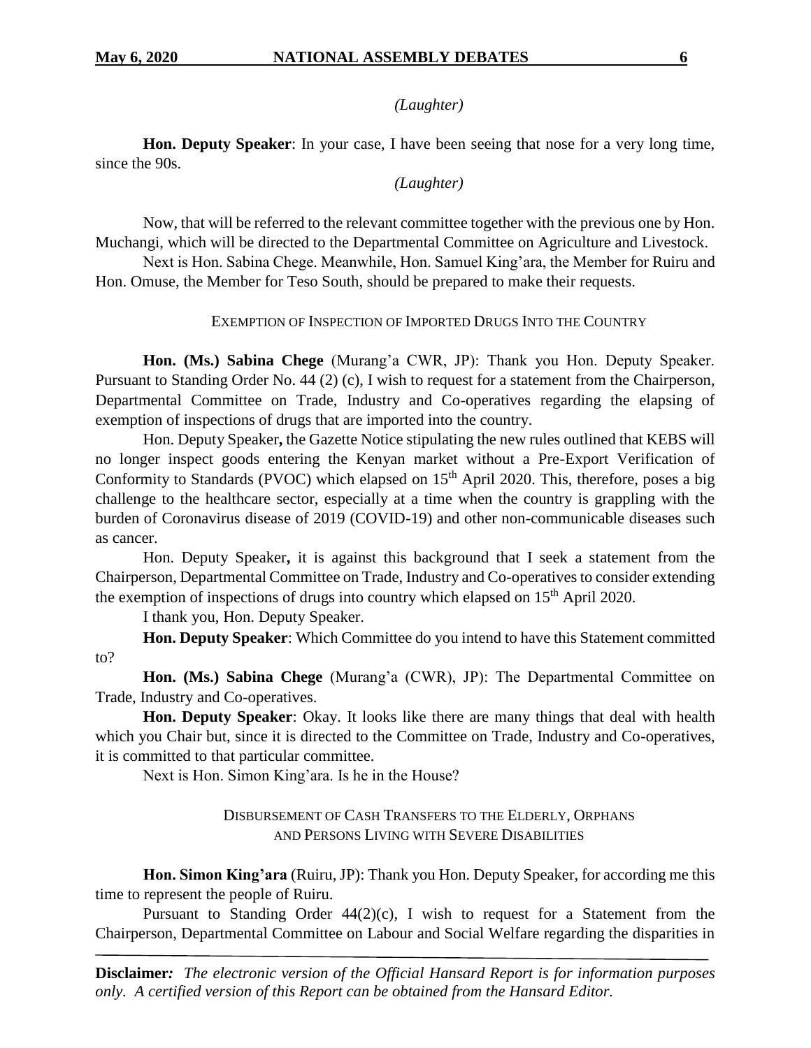*(Laughter)*

**Hon. Deputy Speaker**: In your case, I have been seeing that nose for a very long time, since the 90s.

*(Laughter)*

Now, that will be referred to the relevant committee together with the previous one by Hon. Muchangi, which will be directed to the Departmental Committee on Agriculture and Livestock.

Next is Hon. Sabina Chege. Meanwhile, Hon. Samuel King'ara, the Member for Ruiru and Hon. Omuse, the Member for Teso South, should be prepared to make their requests.

### EXEMPTION OF INSPECTION OF IMPORTED DRUGS INTO THE COUNTRY

**Hon. (Ms.) Sabina Chege** (Murang'a CWR, JP): Thank you Hon. Deputy Speaker. Pursuant to Standing Order No. 44 (2) (c), I wish to request for a statement from the Chairperson, Departmental Committee on Trade, Industry and Co-operatives regarding the elapsing of exemption of inspections of drugs that are imported into the country.

Hon. Deputy Speaker**,** the Gazette Notice stipulating the new rules outlined that KEBS will no longer inspect goods entering the Kenyan market without a Pre-Export Verification of Conformity to Standards (PVOC) which elapsed on 15th April 2020. This, therefore, poses a big challenge to the healthcare sector, especially at a time when the country is grappling with the burden of Coronavirus disease of 2019 (COVID-19) and other non-communicable diseases such as cancer.

Hon. Deputy Speaker**,** it is against this background that I seek a statement from the Chairperson, Departmental Committee on Trade, Industry and Co-operatives to consider extending the exemption of inspections of drugs into country which elapsed on 15th April 2020.

I thank you, Hon. Deputy Speaker.

**Hon. Deputy Speaker**: Which Committee do you intend to have this Statement committed to?

**Hon. (Ms.) Sabina Chege** (Murang'a (CWR), JP): The Departmental Committee on Trade, Industry and Co-operatives.

**Hon. Deputy Speaker**: Okay. It looks like there are many things that deal with health which you Chair but, since it is directed to the Committee on Trade, Industry and Co-operatives, it is committed to that particular committee.

Next is Hon. Simon King'ara. Is he in the House?

### DISBURSEMENT OF CASH TRANSFERS TO THE ELDERLY, ORPHANS AND PERSONS LIVING WITH SEVERE DISABILITIES

**Hon. Simon King'ara** (Ruiru, JP): Thank you Hon. Deputy Speaker, for according me this time to represent the people of Ruiru.

Pursuant to Standing Order 44(2)(c), I wish to request for a Statement from the Chairperson, Departmental Committee on Labour and Social Welfare regarding the disparities in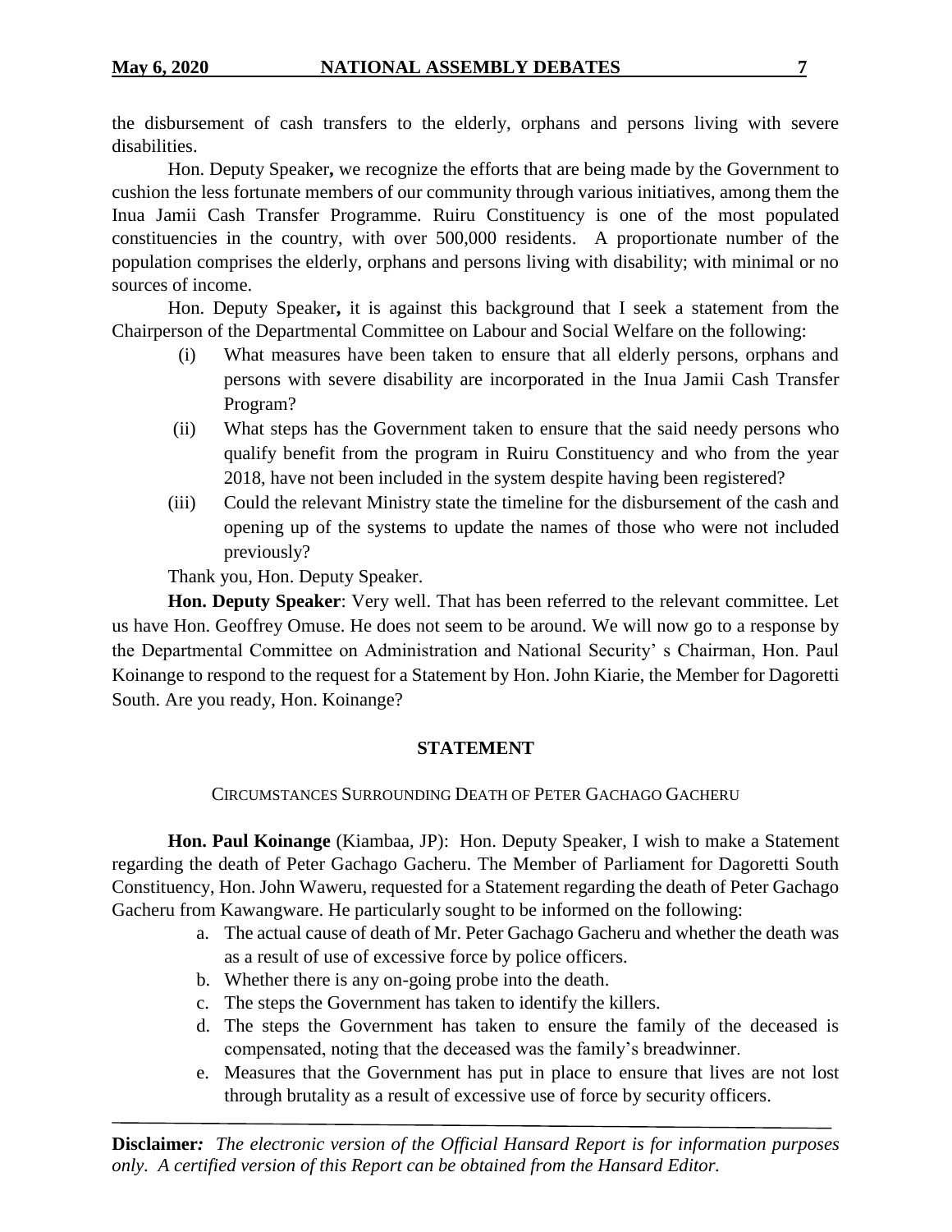the disbursement of cash transfers to the elderly, orphans and persons living with severe disabilities.

Hon. Deputy Speaker**,** we recognize the efforts that are being made by the Government to cushion the less fortunate members of our community through various initiatives, among them the Inua Jamii Cash Transfer Programme. Ruiru Constituency is one of the most populated constituencies in the country, with over 500,000 residents. A proportionate number of the population comprises the elderly, orphans and persons living with disability; with minimal or no sources of income.

Hon. Deputy Speaker**,** it is against this background that I seek a statement from the Chairperson of the Departmental Committee on Labour and Social Welfare on the following:

(i) What measures have been taken to ensure that all elderly persons, orphans and persons with severe disability are incorporated in the Inua Jamii Cash Transfer Program?

(ii) What steps has the Government taken to ensure that the said needy persons who qualify benefit from the program in Ruiru Constituency and who from the year 2018, have not been included in the system despite having been registered?

(iii) Could the relevant Ministry state the timeline for the disbursement of the cash and opening up of the systems to update the names of those who were not included previously?

Thank you, Hon. Deputy Speaker.

**Hon. Deputy Speaker**: Very well. That has been referred to the relevant committee. Let us have Hon. Geoffrey Omuse. He does not seem to be around. We will now go to a response by the Departmental Committee on Administration and National Security' s Chairman, Hon. Paul Koinange to respond to the request for a Statement by Hon. John Kiarie, the Member for Dagoretti South. Are you ready, Hon. Koinange?

## STATEMENT

### CIRCUMSTANCES SURROUNDING DEATH OF PETER GACHAGO GACHERU

**Hon. Paul Koinange** (Kiambaa, JP): Hon. Deputy Speaker, I wish to make a Statement regarding the death of Peter Gachago Gacheru. The Member of Parliament for Dagoretti South Constituency, Hon. John Waweru, requested for a Statement regarding the death of Peter Gachago Gacheru from Kawangware. He particularly sought to be informed on the following:

a. The actual cause of death of Mr. Peter Gachago Gacheru and whether the death was as a result of use of excessive force by police officers.
b. Whether there is any on-going probe into the death.
c. The steps the Government has taken to identify the killers.
d. The steps the Government has taken to ensure the family of the deceased is compensated, noting that the deceased was the family's breadwinner.
e. Measures that the Government has put in place to ensure that lives are not lost through brutality as a result of excessive use of force by security officers.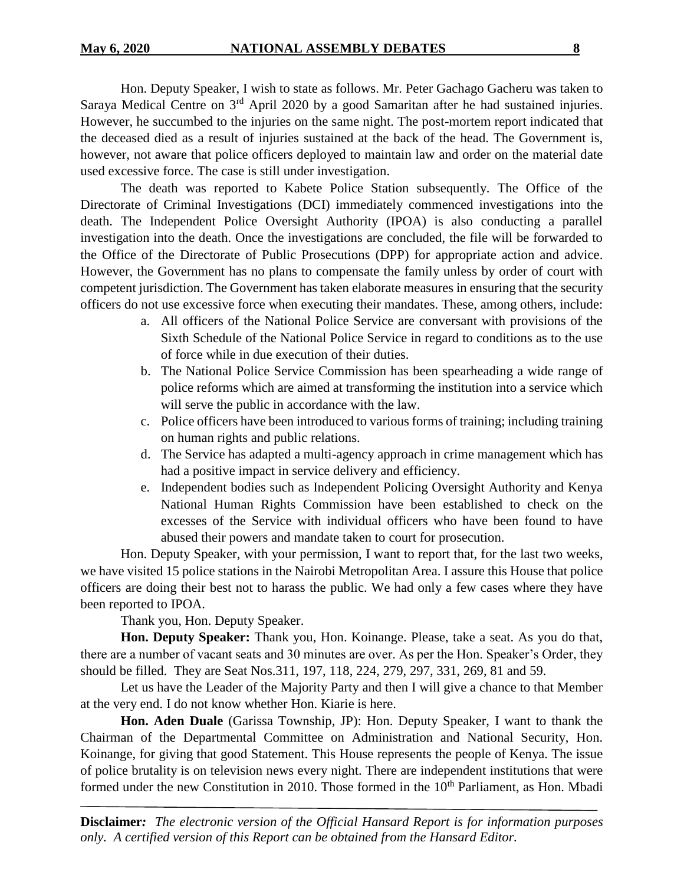Hon. Deputy Speaker, I wish to state as follows. Mr. Peter Gachago Gacheru was taken to Saraya Medical Centre on 3rd April 2020 by a good Samaritan after he had sustained injuries. However, he succumbed to the injuries on the same night. The post-mortem report indicated that the deceased died as a result of injuries sustained at the back of the head. The Government is, however, not aware that police officers deployed to maintain law and order on the material date used excessive force. The case is still under investigation.

The death was reported to Kabete Police Station subsequently. The Office of the Directorate of Criminal Investigations (DCI) immediately commenced investigations into the death. The Independent Police Oversight Authority (IPOA) is also conducting a parallel investigation into the death. Once the investigations are concluded, the file will be forwarded to the Office of the Directorate of Public Prosecutions (DPP) for appropriate action and advice. However, the Government has no plans to compensate the family unless by order of court with competent jurisdiction. The Government has taken elaborate measures in ensuring that the security officers do not use excessive force when executing their mandates. These, among others, include:

a. All officers of the National Police Service are conversant with provisions of the Sixth Schedule of the National Police Service in regard to conditions as to the use of force while in due execution of their duties.
b. The National Police Service Commission has been spearheading a wide range of police reforms which are aimed at transforming the institution into a service which will serve the public in accordance with the law.
c. Police officers have been introduced to various forms of training; including training on human rights and public relations.
d. The Service has adapted a multi-agency approach in crime management which has had a positive impact in service delivery and efficiency.
e. Independent bodies such as Independent Policing Oversight Authority and Kenya National Human Rights Commission have been established to check on the excesses of the Service with individual officers who have been found to have abused their powers and mandate taken to court for prosecution.

Hon. Deputy Speaker, with your permission, I want to report that, for the last two weeks, we have visited 15 police stations in the Nairobi Metropolitan Area. I assure this House that police officers are doing their best not to harass the public. We had only a few cases where they have been reported to IPOA.

Thank you, Hon. Deputy Speaker.

**Hon. Deputy Speaker:** Thank you, Hon. Koinange. Please, take a seat. As you do that, there are a number of vacant seats and 30 minutes are over. As per the Hon. Speaker's Order, they should be filled. They are Seat Nos.311, 197, 118, 224, 279, 297, 331, 269, 81 and 59.

Let us have the Leader of the Majority Party and then I will give a chance to that Member at the very end. I do not know whether Hon. Kiarie is here.

**Hon. Aden Duale** (Garissa Township, JP): Hon. Deputy Speaker, I want to thank the Chairman of the Departmental Committee on Administration and National Security, Hon. Koinange, for giving that good Statement. This House represents the people of Kenya. The issue of police brutality is on television news every night. There are independent institutions that were formed under the new Constitution in 2010. Those formed in the 10th Parliament, as Hon. Mbadi

**Disclaimer***: The electronic version of the Official Hansard Report is for information purposes only. A certified version of this Report can be obtained from the Hansard Editor.*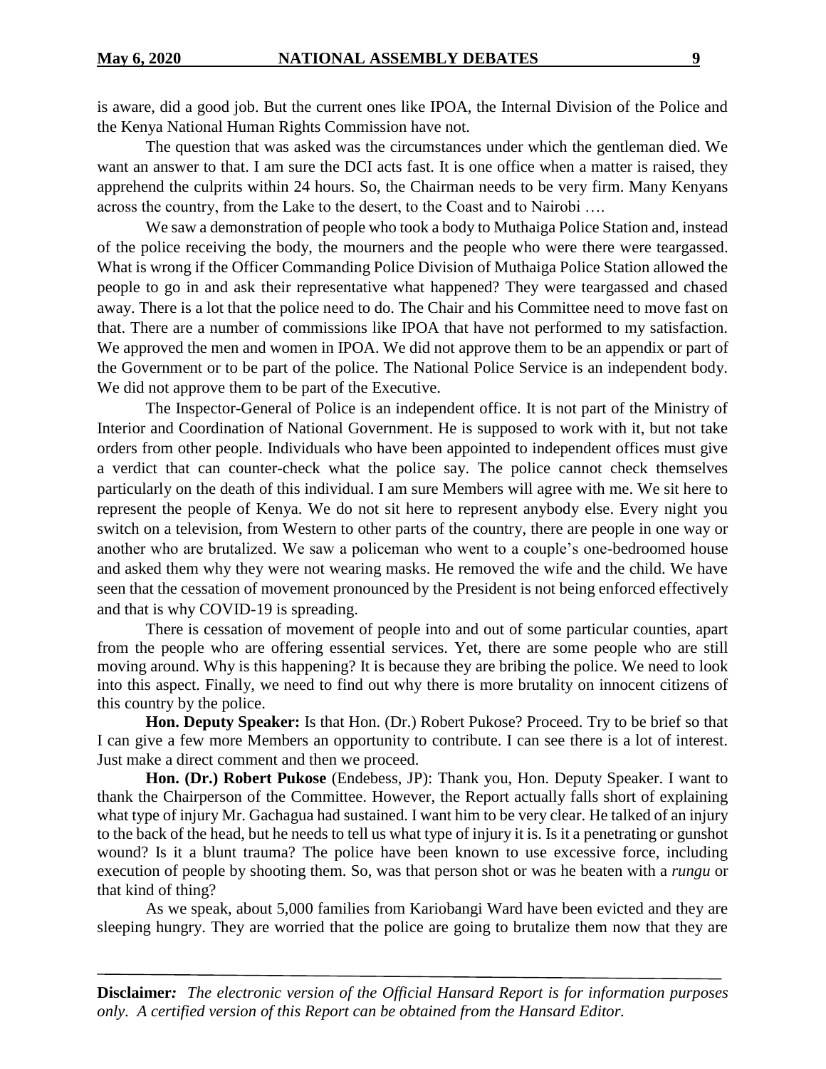is aware, did a good job. But the current ones like IPOA, the Internal Division of the Police and the Kenya National Human Rights Commission have not.

The question that was asked was the circumstances under which the gentleman died. We want an answer to that. I am sure the DCI acts fast. It is one office when a matter is raised, they apprehend the culprits within 24 hours. So, the Chairman needs to be very firm. Many Kenyans across the country, from the Lake to the desert, to the Coast and to Nairobi ….

We saw a demonstration of people who took a body to Muthaiga Police Station and, instead of the police receiving the body, the mourners and the people who were there were teargassed. What is wrong if the Officer Commanding Police Division of Muthaiga Police Station allowed the people to go in and ask their representative what happened? They were teargassed and chased away. There is a lot that the police need to do. The Chair and his Committee need to move fast on that. There are a number of commissions like IPOA that have not performed to my satisfaction. We approved the men and women in IPOA. We did not approve them to be an appendix or part of the Government or to be part of the police. The National Police Service is an independent body. We did not approve them to be part of the Executive.

The Inspector-General of Police is an independent office. It is not part of the Ministry of Interior and Coordination of National Government. He is supposed to work with it, but not take orders from other people. Individuals who have been appointed to independent offices must give a verdict that can counter-check what the police say. The police cannot check themselves particularly on the death of this individual. I am sure Members will agree with me. We sit here to represent the people of Kenya. We do not sit here to represent anybody else. Every night you switch on a television, from Western to other parts of the country, there are people in one way or another who are brutalized. We saw a policeman who went to a couple's one-bedroomed house and asked them why they were not wearing masks. He removed the wife and the child. We have seen that the cessation of movement pronounced by the President is not being enforced effectively and that is why COVID-19 is spreading.

There is cessation of movement of people into and out of some particular counties, apart from the people who are offering essential services. Yet, there are some people who are still moving around. Why is this happening? It is because they are bribing the police. We need to look into this aspect. Finally, we need to find out why there is more brutality on innocent citizens of this country by the police.

**Hon. Deputy Speaker:** Is that Hon. (Dr.) Robert Pukose? Proceed. Try to be brief so that I can give a few more Members an opportunity to contribute. I can see there is a lot of interest. Just make a direct comment and then we proceed.

**Hon. (Dr.) Robert Pukose** (Endebess, JP): Thank you, Hon. Deputy Speaker. I want to thank the Chairperson of the Committee. However, the Report actually falls short of explaining what type of injury Mr. Gachagua had sustained. I want him to be very clear. He talked of an injury to the back of the head, but he needs to tell us what type of injury it is. Is it a penetrating or gunshot wound? Is it a blunt trauma? The police have been known to use excessive force, including execution of people by shooting them. So, was that person shot or was he beaten with a *rungu* or that kind of thing?

As we speak, about 5,000 families from Kariobangi Ward have been evicted and they are sleeping hungry. They are worried that the police are going to brutalize them now that they are

**Disclaimer***:* *The electronic version of the Official Hansard Report is for information purposes only. A certified version of this Report can be obtained from the Hansard Editor.*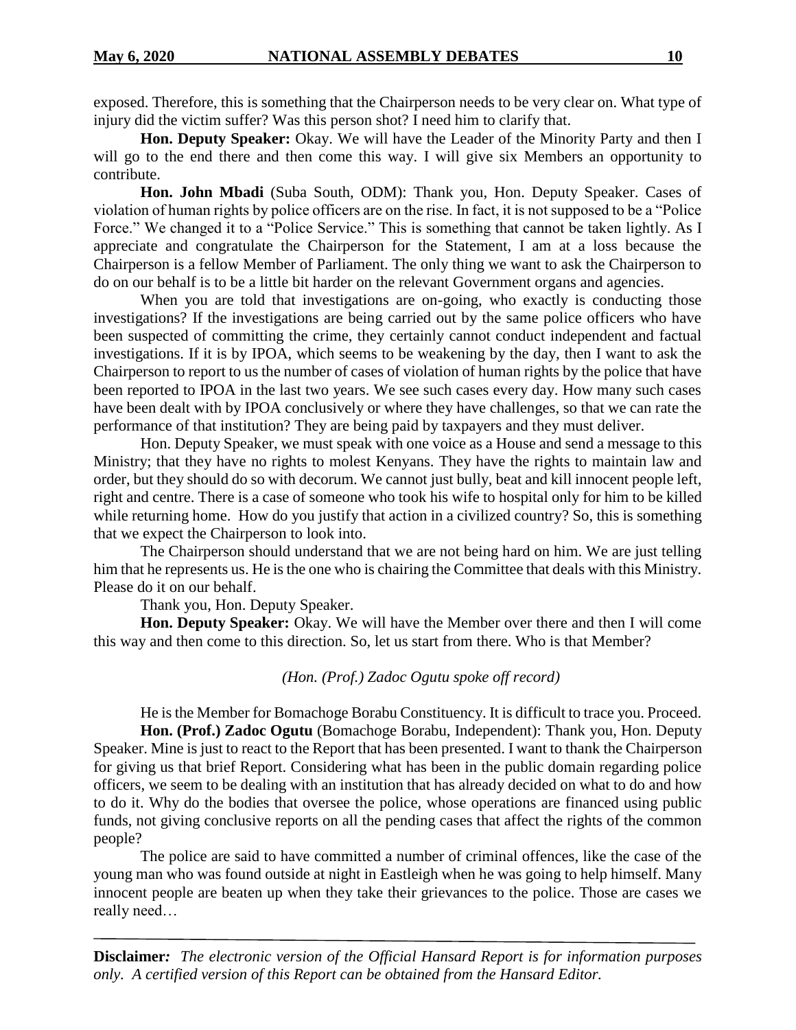exposed. Therefore, this is something that the Chairperson needs to be very clear on. What type of injury did the victim suffer? Was this person shot? I need him to clarify that.

**Hon. Deputy Speaker:** Okay. We will have the Leader of the Minority Party and then I will go to the end there and then come this way. I will give six Members an opportunity to contribute.

**Hon. John Mbadi** (Suba South, ODM): Thank you, Hon. Deputy Speaker. Cases of violation of human rights by police officers are on the rise. In fact, it is not supposed to be a "Police Force." We changed it to a "Police Service." This is something that cannot be taken lightly. As I appreciate and congratulate the Chairperson for the Statement, I am at a loss because the Chairperson is a fellow Member of Parliament. The only thing we want to ask the Chairperson to do on our behalf is to be a little bit harder on the relevant Government organs and agencies.

When you are told that investigations are on-going, who exactly is conducting those investigations? If the investigations are being carried out by the same police officers who have been suspected of committing the crime, they certainly cannot conduct independent and factual investigations. If it is by IPOA, which seems to be weakening by the day, then I want to ask the Chairperson to report to us the number of cases of violation of human rights by the police that have been reported to IPOA in the last two years. We see such cases every day. How many such cases have been dealt with by IPOA conclusively or where they have challenges, so that we can rate the performance of that institution? They are being paid by taxpayers and they must deliver.

Hon. Deputy Speaker, we must speak with one voice as a House and send a message to this Ministry; that they have no rights to molest Kenyans. They have the rights to maintain law and order, but they should do so with decorum. We cannot just bully, beat and kill innocent people left, right and centre. There is a case of someone who took his wife to hospital only for him to be killed while returning home. How do you justify that action in a civilized country? So, this is something that we expect the Chairperson to look into.

The Chairperson should understand that we are not being hard on him. We are just telling him that he represents us. He is the one who is chairing the Committee that deals with this Ministry. Please do it on our behalf.

Thank you, Hon. Deputy Speaker.

**Hon. Deputy Speaker:** Okay. We will have the Member over there and then I will come this way and then come to this direction. So, let us start from there. Who is that Member?

*(Hon. (Prof.) Zadoc Ogutu spoke off record)*

He is the Member for Bomachoge Borabu Constituency. It is difficult to trace you. Proceed.

**Hon. (Prof.) Zadoc Ogutu** (Bomachoge Borabu, Independent): Thank you, Hon. Deputy Speaker. Mine is just to react to the Report that has been presented. I want to thank the Chairperson for giving us that brief Report. Considering what has been in the public domain regarding police officers, we seem to be dealing with an institution that has already decided on what to do and how to do it. Why do the bodies that oversee the police, whose operations are financed using public funds, not giving conclusive reports on all the pending cases that affect the rights of the common people?

The police are said to have committed a number of criminal offences, like the case of the young man who was found outside at night in Eastleigh when he was going to help himself. Many innocent people are beaten up when they take their grievances to the police. Those are cases we really need…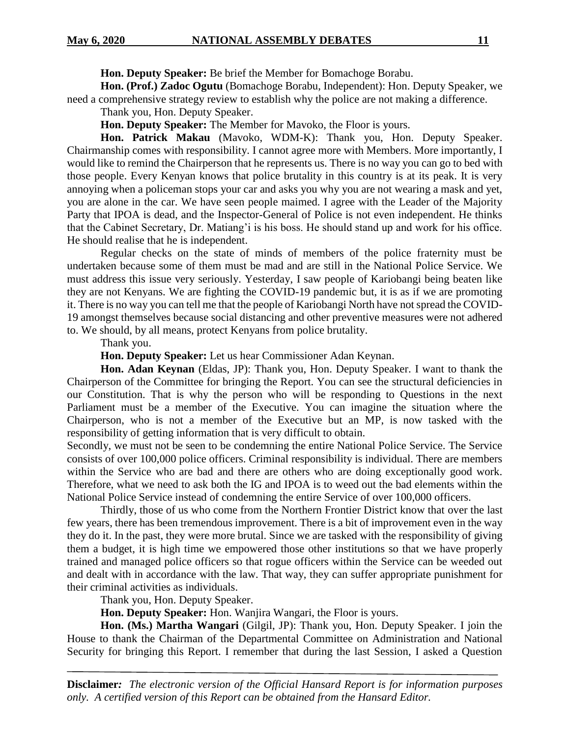**Hon. Deputy Speaker:** Be brief the Member for Bomachoge Borabu.

**Hon. (Prof.) Zadoc Ogutu** (Bomachoge Borabu, Independent): Hon. Deputy Speaker, we need a comprehensive strategy review to establish why the police are not making a difference.

Thank you, Hon. Deputy Speaker.

**Hon. Deputy Speaker:** The Member for Mavoko, the Floor is yours.

**Hon. Patrick Makau** (Mavoko, WDM-K): Thank you, Hon. Deputy Speaker. Chairmanship comes with responsibility. I cannot agree more with Members. More importantly, I would like to remind the Chairperson that he represents us. There is no way you can go to bed with those people. Every Kenyan knows that police brutality in this country is at its peak. It is very annoying when a policeman stops your car and asks you why you are not wearing a mask and yet, you are alone in the car. We have seen people maimed. I agree with the Leader of the Majority Party that IPOA is dead, and the Inspector-General of Police is not even independent. He thinks that the Cabinet Secretary, Dr. Matiang'i is his boss. He should stand up and work for his office. He should realise that he is independent.

Regular checks on the state of minds of members of the police fraternity must be undertaken because some of them must be mad and are still in the National Police Service. We must address this issue very seriously. Yesterday, I saw people of Kariobangi being beaten like they are not Kenyans. We are fighting the COVID-19 pandemic but, it is as if we are promoting it. There is no way you can tell me that the people of Kariobangi North have not spread the COVID-19 amongst themselves because social distancing and other preventive measures were not adhered to. We should, by all means, protect Kenyans from police brutality.

Thank you.

**Hon. Deputy Speaker:** Let us hear Commissioner Adan Keynan.

**Hon. Adan Keynan** (Eldas, JP): Thank you, Hon. Deputy Speaker. I want to thank the Chairperson of the Committee for bringing the Report. You can see the structural deficiencies in our Constitution. That is why the person who will be responding to Questions in the next Parliament must be a member of the Executive. You can imagine the situation where the Chairperson, who is not a member of the Executive but an MP, is now tasked with the responsibility of getting information that is very difficult to obtain.

Secondly, we must not be seen to be condemning the entire National Police Service. The Service consists of over 100,000 police officers. Criminal responsibility is individual. There are members within the Service who are bad and there are others who are doing exceptionally good work. Therefore, what we need to ask both the IG and IPOA is to weed out the bad elements within the National Police Service instead of condemning the entire Service of over 100,000 officers.

Thirdly, those of us who come from the Northern Frontier District know that over the last few years, there has been tremendous improvement. There is a bit of improvement even in the way they do it. In the past, they were more brutal. Since we are tasked with the responsibility of giving them a budget, it is high time we empowered those other institutions so that we have properly trained and managed police officers so that rogue officers within the Service can be weeded out and dealt with in accordance with the law. That way, they can suffer appropriate punishment for their criminal activities as individuals.

Thank you, Hon. Deputy Speaker.

**Hon. Deputy Speaker:** Hon. Wanjira Wangari, the Floor is yours.

**Hon. (Ms.) Martha Wangari** (Gilgil, JP): Thank you, Hon. Deputy Speaker. I join the House to thank the Chairman of the Departmental Committee on Administration and National Security for bringing this Report. I remember that during the last Session, I asked a Question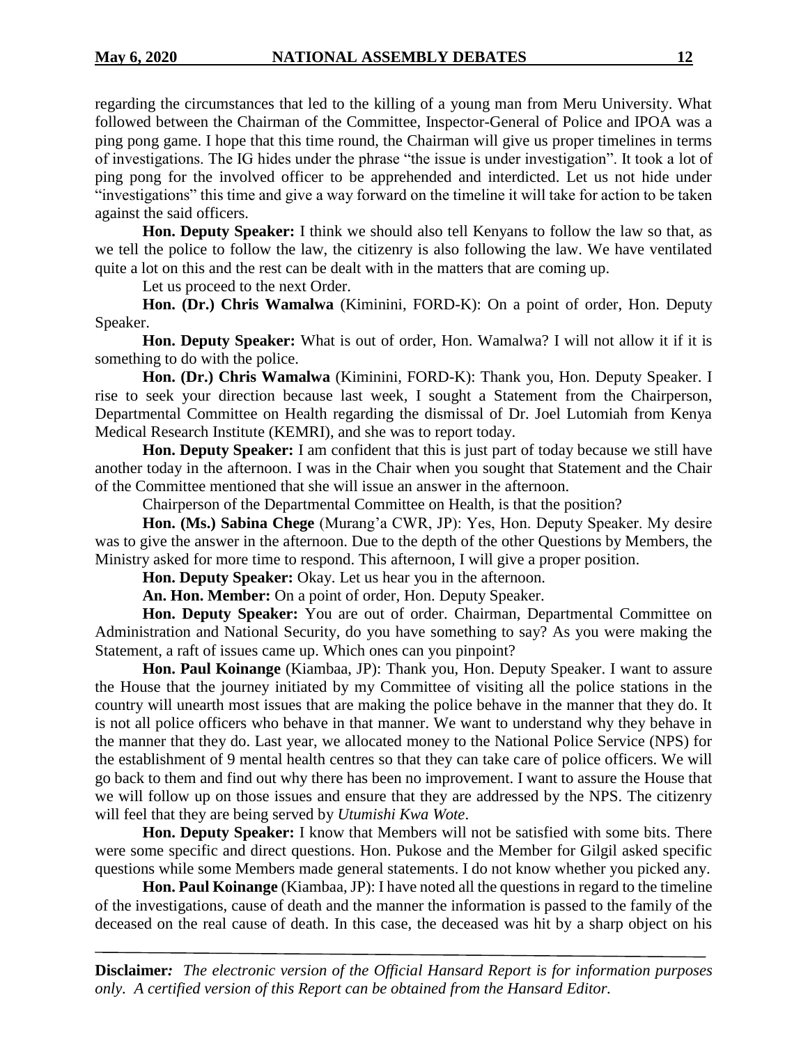regarding the circumstances that led to the killing of a young man from Meru University. What followed between the Chairman of the Committee, Inspector-General of Police and IPOA was a ping pong game. I hope that this time round, the Chairman will give us proper timelines in terms of investigations. The IG hides under the phrase "the issue is under investigation". It took a lot of ping pong for the involved officer to be apprehended and interdicted. Let us not hide under "investigations" this time and give a way forward on the timeline it will take for action to be taken against the said officers.

**Hon. Deputy Speaker:** I think we should also tell Kenyans to follow the law so that, as we tell the police to follow the law, the citizenry is also following the law. We have ventilated quite a lot on this and the rest can be dealt with in the matters that are coming up.

Let us proceed to the next Order.

**Hon. (Dr.) Chris Wamalwa** (Kiminini, FORD-K): On a point of order, Hon. Deputy Speaker.

**Hon. Deputy Speaker:** What is out of order, Hon. Wamalwa? I will not allow it if it is something to do with the police.

**Hon. (Dr.) Chris Wamalwa** (Kiminini, FORD-K): Thank you, Hon. Deputy Speaker. I rise to seek your direction because last week, I sought a Statement from the Chairperson, Departmental Committee on Health regarding the dismissal of Dr. Joel Lutomiah from Kenya Medical Research Institute (KEMRI), and she was to report today.

**Hon. Deputy Speaker:** I am confident that this is just part of today because we still have another today in the afternoon. I was in the Chair when you sought that Statement and the Chair of the Committee mentioned that she will issue an answer in the afternoon.

Chairperson of the Departmental Committee on Health, is that the position?

**Hon. (Ms.) Sabina Chege** (Murang'a CWR, JP): Yes, Hon. Deputy Speaker. My desire was to give the answer in the afternoon. Due to the depth of the other Questions by Members, the Ministry asked for more time to respond. This afternoon, I will give a proper position.

**Hon. Deputy Speaker:** Okay. Let us hear you in the afternoon.

**An. Hon. Member:** On a point of order, Hon. Deputy Speaker.

**Hon. Deputy Speaker:** You are out of order. Chairman, Departmental Committee on Administration and National Security, do you have something to say? As you were making the Statement, a raft of issues came up. Which ones can you pinpoint?

**Hon. Paul Koinange** (Kiambaa, JP): Thank you, Hon. Deputy Speaker. I want to assure the House that the journey initiated by my Committee of visiting all the police stations in the country will unearth most issues that are making the police behave in the manner that they do. It is not all police officers who behave in that manner. We want to understand why they behave in the manner that they do. Last year, we allocated money to the National Police Service (NPS) for the establishment of 9 mental health centres so that they can take care of police officers. We will go back to them and find out why there has been no improvement. I want to assure the House that we will follow up on those issues and ensure that they are addressed by the NPS. The citizenry will feel that they are being served by *Utumishi Kwa Wote*.

**Hon. Deputy Speaker:** I know that Members will not be satisfied with some bits. There were some specific and direct questions. Hon. Pukose and the Member for Gilgil asked specific questions while some Members made general statements. I do not know whether you picked any.

**Hon. Paul Koinange** (Kiambaa, JP): I have noted all the questions in regard to the timeline of the investigations, cause of death and the manner the information is passed to the family of the deceased on the real cause of death. In this case, the deceased was hit by a sharp object on his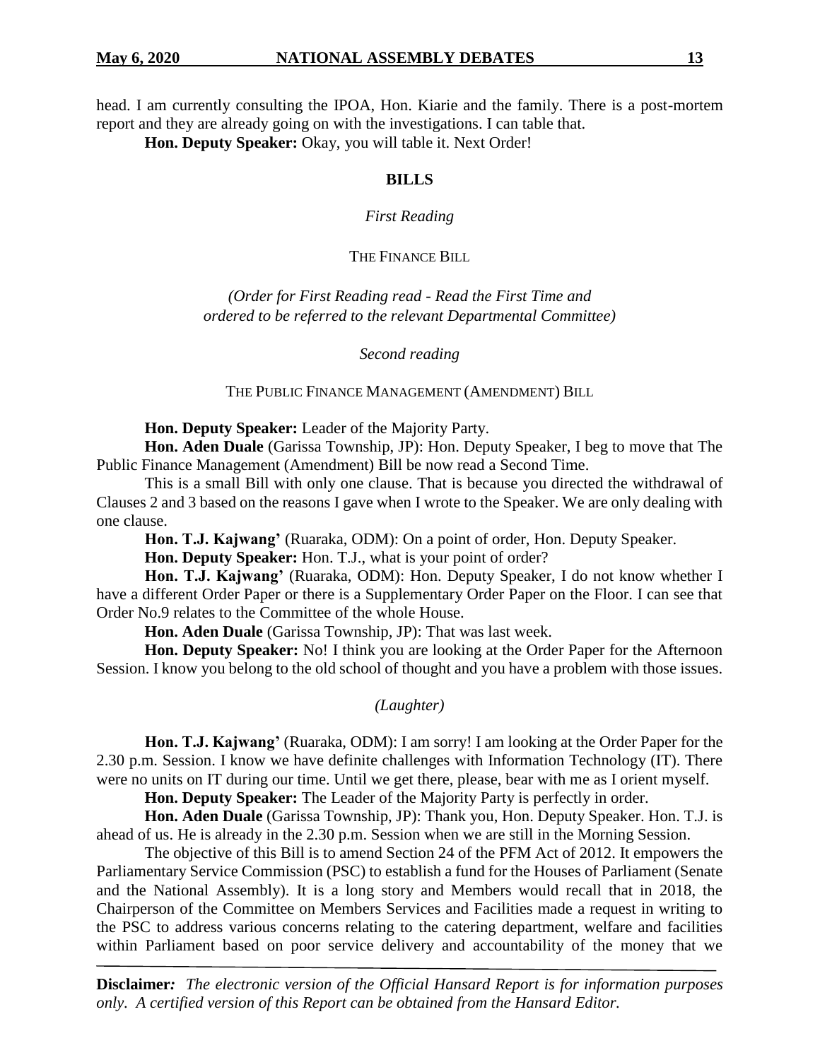head. I am currently consulting the IPOA, Hon. Kiarie and the family. There is a post-mortem report and they are already going on with the investigations. I can table that.

**Hon. Deputy Speaker:** Okay, you will table it. Next Order!

## BILLS

*First Reading*

THE FINANCE BILL

*(Order for First Reading read - Read the First Time and ordered to be referred to the relevant Departmental Committee)*

*Second reading*

THE PUBLIC FINANCE MANAGEMENT (AMENDMENT) BILL

**Hon. Deputy Speaker:** Leader of the Majority Party.

**Hon. Aden Duale** (Garissa Township, JP): Hon. Deputy Speaker, I beg to move that The Public Finance Management (Amendment) Bill be now read a Second Time.

This is a small Bill with only one clause. That is because you directed the withdrawal of Clauses 2 and 3 based on the reasons I gave when I wrote to the Speaker. We are only dealing with one clause.

**Hon. T.J. Kajwang'** (Ruaraka, ODM): On a point of order, Hon. Deputy Speaker.

**Hon. Deputy Speaker:** Hon. T.J., what is your point of order?

**Hon. T.J. Kajwang'** (Ruaraka, ODM): Hon. Deputy Speaker, I do not know whether I have a different Order Paper or there is a Supplementary Order Paper on the Floor. I can see that Order No.9 relates to the Committee of the whole House.

**Hon. Aden Duale** (Garissa Township, JP): That was last week.

**Hon. Deputy Speaker:** No! I think you are looking at the Order Paper for the Afternoon Session. I know you belong to the old school of thought and you have a problem with those issues.

*(Laughter)*

**Hon. T.J. Kajwang'** (Ruaraka, ODM): I am sorry! I am looking at the Order Paper for the 2.30 p.m. Session. I know we have definite challenges with Information Technology (IT). There were no units on IT during our time. Until we get there, please, bear with me as I orient myself.

**Hon. Deputy Speaker:** The Leader of the Majority Party is perfectly in order.

**Hon. Aden Duale** (Garissa Township, JP): Thank you, Hon. Deputy Speaker. Hon. T.J. is ahead of us. He is already in the 2.30 p.m. Session when we are still in the Morning Session.

The objective of this Bill is to amend Section 24 of the PFM Act of 2012. It empowers the Parliamentary Service Commission (PSC) to establish a fund for the Houses of Parliament (Senate and the National Assembly). It is a long story and Members would recall that in 2018, the Chairperson of the Committee on Members Services and Facilities made a request in writing to the PSC to address various concerns relating to the catering department, welfare and facilities within Parliament based on poor service delivery and accountability of the money that we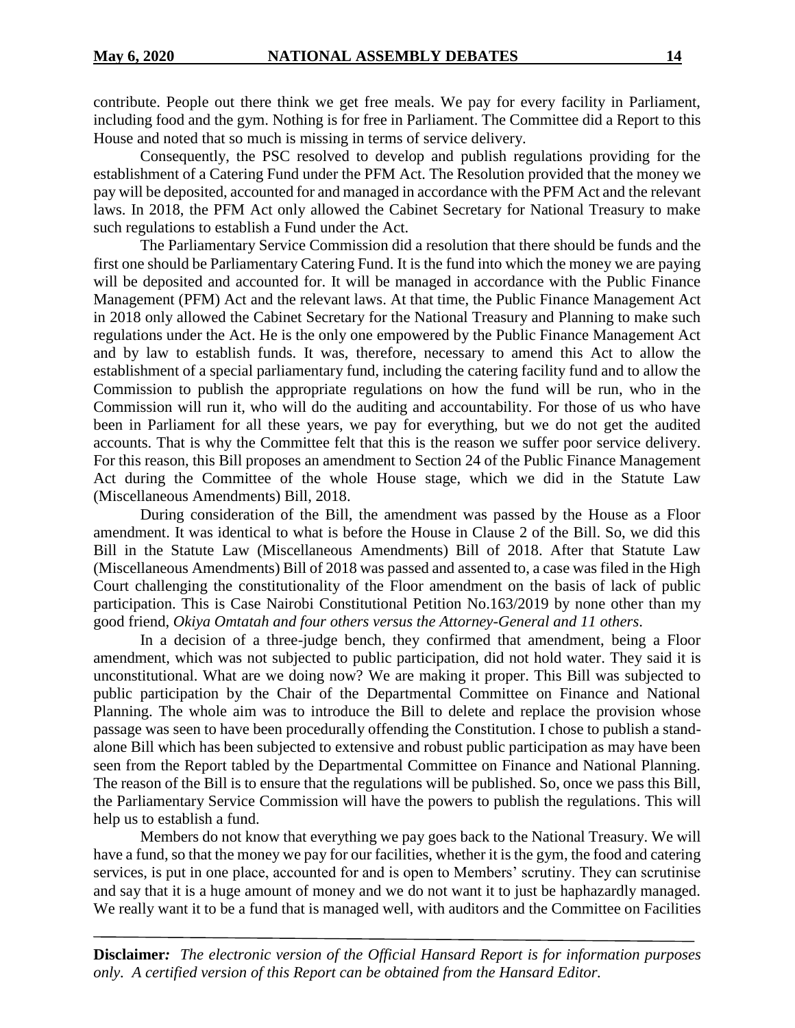contribute. People out there think we get free meals. We pay for every facility in Parliament, including food and the gym. Nothing is for free in Parliament. The Committee did a Report to this House and noted that so much is missing in terms of service delivery.

Consequently, the PSC resolved to develop and publish regulations providing for the establishment of a Catering Fund under the PFM Act. The Resolution provided that the money we pay will be deposited, accounted for and managed in accordance with the PFM Act and the relevant laws. In 2018, the PFM Act only allowed the Cabinet Secretary for National Treasury to make such regulations to establish a Fund under the Act.

The Parliamentary Service Commission did a resolution that there should be funds and the first one should be Parliamentary Catering Fund. It is the fund into which the money we are paying will be deposited and accounted for. It will be managed in accordance with the Public Finance Management (PFM) Act and the relevant laws. At that time, the Public Finance Management Act in 2018 only allowed the Cabinet Secretary for the National Treasury and Planning to make such regulations under the Act. He is the only one empowered by the Public Finance Management Act and by law to establish funds. It was, therefore, necessary to amend this Act to allow the establishment of a special parliamentary fund, including the catering facility fund and to allow the Commission to publish the appropriate regulations on how the fund will be run, who in the Commission will run it, who will do the auditing and accountability. For those of us who have been in Parliament for all these years, we pay for everything, but we do not get the audited accounts. That is why the Committee felt that this is the reason we suffer poor service delivery. For this reason, this Bill proposes an amendment to Section 24 of the Public Finance Management Act during the Committee of the whole House stage, which we did in the Statute Law (Miscellaneous Amendments) Bill, 2018.

During consideration of the Bill, the amendment was passed by the House as a Floor amendment. It was identical to what is before the House in Clause 2 of the Bill. So, we did this Bill in the Statute Law (Miscellaneous Amendments) Bill of 2018. After that Statute Law (Miscellaneous Amendments) Bill of 2018 was passed and assented to, a case was filed in the High Court challenging the constitutionality of the Floor amendment on the basis of lack of public participation. This is Case Nairobi Constitutional Petition No.163/2019 by none other than my good friend, *Okiya Omtatah and four others versus the Attorney-General and 11 others*.

In a decision of a three-judge bench, they confirmed that amendment, being a Floor amendment, which was not subjected to public participation, did not hold water. They said it is unconstitutional. What are we doing now? We are making it proper. This Bill was subjected to public participation by the Chair of the Departmental Committee on Finance and National Planning. The whole aim was to introduce the Bill to delete and replace the provision whose passage was seen to have been procedurally offending the Constitution. I chose to publish a stand-alone Bill which has been subjected to extensive and robust public participation as may have been seen from the Report tabled by the Departmental Committee on Finance and National Planning. The reason of the Bill is to ensure that the regulations will be published. So, once we pass this Bill, the Parliamentary Service Commission will have the powers to publish the regulations. This will help us to establish a fund.

Members do not know that everything we pay goes back to the National Treasury. We will have a fund, so that the money we pay for our facilities, whether it is the gym, the food and catering services, is put in one place, accounted for and is open to Members' scrutiny. They can scrutinise and say that it is a huge amount of money and we do not want it to just be haphazardly managed. We really want it to be a fund that is managed well, with auditors and the Committee on Facilities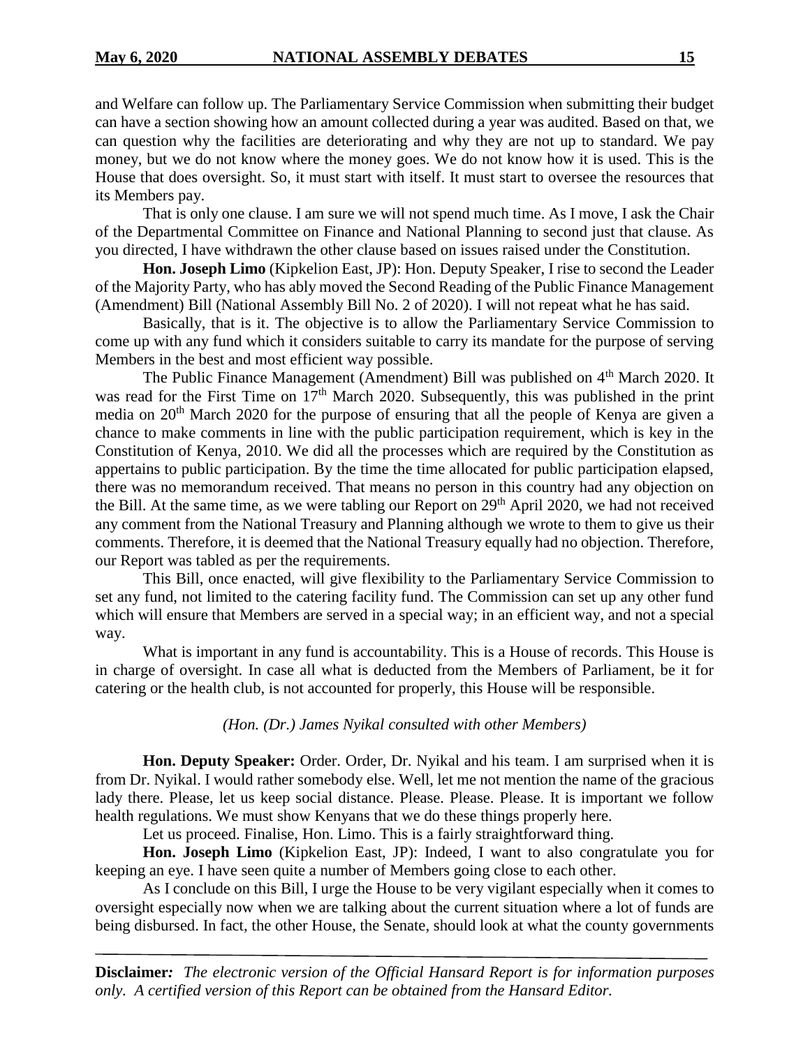and Welfare can follow up. The Parliamentary Service Commission when submitting their budget can have a section showing how an amount collected during a year was audited. Based on that, we can question why the facilities are deteriorating and why they are not up to standard. We pay money, but we do not know where the money goes. We do not know how it is used. This is the House that does oversight. So, it must start with itself. It must start to oversee the resources that its Members pay.

That is only one clause. I am sure we will not spend much time. As I move, I ask the Chair of the Departmental Committee on Finance and National Planning to second just that clause. As you directed, I have withdrawn the other clause based on issues raised under the Constitution.

**Hon. Joseph Limo** (Kipkelion East, JP): Hon. Deputy Speaker, I rise to second the Leader of the Majority Party, who has ably moved the Second Reading of the Public Finance Management (Amendment) Bill (National Assembly Bill No. 2 of 2020). I will not repeat what he has said.

Basically, that is it. The objective is to allow the Parliamentary Service Commission to come up with any fund which it considers suitable to carry its mandate for the purpose of serving Members in the best and most efficient way possible.

The Public Finance Management (Amendment) Bill was published on 4th March 2020. It was read for the First Time on 17th March 2020. Subsequently, this was published in the print media on 20th March 2020 for the purpose of ensuring that all the people of Kenya are given a chance to make comments in line with the public participation requirement, which is key in the Constitution of Kenya, 2010. We did all the processes which are required by the Constitution as appertains to public participation. By the time the time allocated for public participation elapsed, there was no memorandum received. That means no person in this country had any objection on the Bill. At the same time, as we were tabling our Report on 29th April 2020, we had not received any comment from the National Treasury and Planning although we wrote to them to give us their comments. Therefore, it is deemed that the National Treasury equally had no objection. Therefore, our Report was tabled as per the requirements.

This Bill, once enacted, will give flexibility to the Parliamentary Service Commission to set any fund, not limited to the catering facility fund. The Commission can set up any other fund which will ensure that Members are served in a special way; in an efficient way, and not a special way.

What is important in any fund is accountability. This is a House of records. This House is in charge of oversight. In case all what is deducted from the Members of Parliament, be it for catering or the health club, is not accounted for properly, this House will be responsible.

*(Hon. (Dr.) James Nyikal consulted with other Members)*

**Hon. Deputy Speaker:** Order. Order, Dr. Nyikal and his team. I am surprised when it is from Dr. Nyikal. I would rather somebody else. Well, let me not mention the name of the gracious lady there. Please, let us keep social distance. Please. Please. Please. It is important we follow health regulations. We must show Kenyans that we do these things properly here.

Let us proceed. Finalise, Hon. Limo. This is a fairly straightforward thing.

**Hon. Joseph Limo** (Kipkelion East, JP): Indeed, I want to also congratulate you for keeping an eye. I have seen quite a number of Members going close to each other.

As I conclude on this Bill, I urge the House to be very vigilant especially when it comes to oversight especially now when we are talking about the current situation where a lot of funds are being disbursed. In fact, the other House, the Senate, should look at what the county governments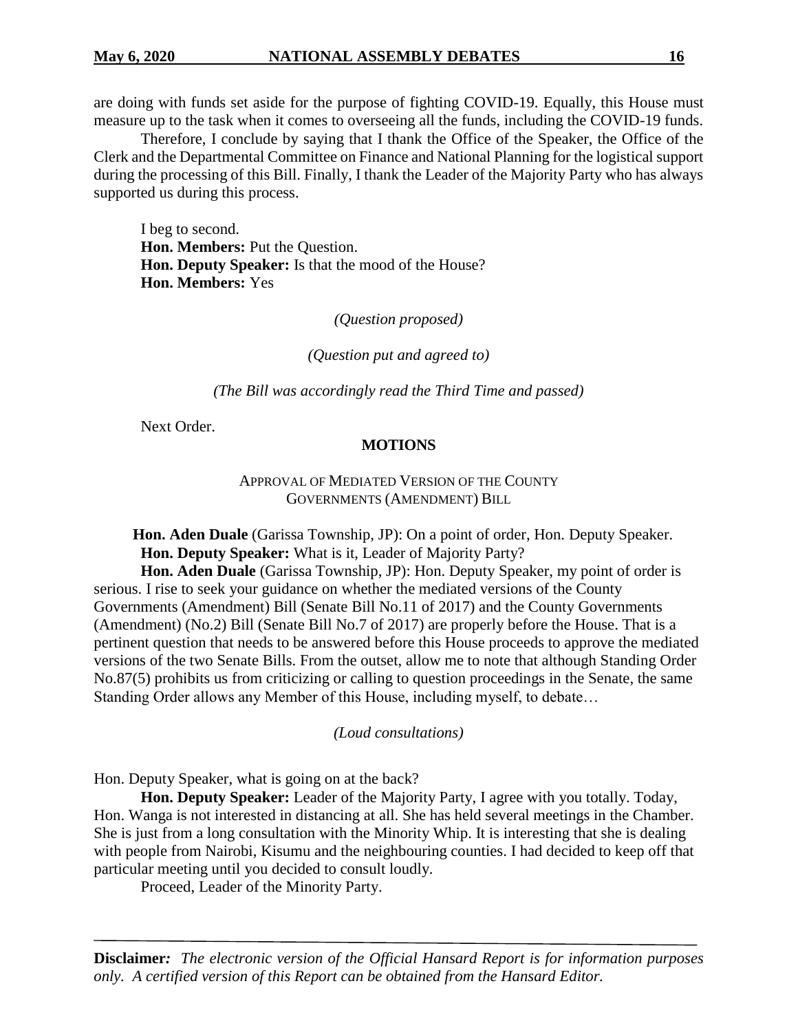are doing with funds set aside for the purpose of fighting COVID-19. Equally, this House must measure up to the task when it comes to overseeing all the funds, including the COVID-19 funds.

Therefore, I conclude by saying that I thank the Office of the Speaker, the Office of the Clerk and the Departmental Committee on Finance and National Planning for the logistical support during the processing of this Bill. Finally, I thank the Leader of the Majority Party who has always supported us during this process.

I beg to second.

**Hon. Members:** Put the Question.

**Hon. Deputy Speaker:** Is that the mood of the House?

**Hon. Members:** Yes

*(Question proposed)*

*(Question put and agreed to)*

*(The Bill was accordingly read the Third Time and passed)*

Next Order.

## MOTIONS

### APPROVAL OF MEDIATED VERSION OF THE COUNTY GOVERNMENTS (AMENDMENT) BILL

**Hon. Aden Duale** (Garissa Township, JP): On a point of order, Hon. Deputy Speaker.

**Hon. Deputy Speaker:** What is it, Leader of Majority Party?

**Hon. Aden Duale** (Garissa Township, JP): Hon. Deputy Speaker, my point of order is serious. I rise to seek your guidance on whether the mediated versions of the County Governments (Amendment) Bill (Senate Bill No.11 of 2017) and the County Governments (Amendment) (No.2) Bill (Senate Bill No.7 of 2017) are properly before the House. That is a pertinent question that needs to be answered before this House proceeds to approve the mediated versions of the two Senate Bills. From the outset, allow me to note that although Standing Order No.87(5) prohibits us from criticizing or calling to question proceedings in the Senate, the same Standing Order allows any Member of this House, including myself, to debate…

*(Loud consultations)*

Hon. Deputy Speaker, what is going on at the back?

**Hon. Deputy Speaker:** Leader of the Majority Party, I agree with you totally. Today, Hon. Wanga is not interested in distancing at all. She has held several meetings in the Chamber. She is just from a long consultation with the Minority Whip. It is interesting that she is dealing with people from Nairobi, Kisumu and the neighbouring counties. I had decided to keep off that particular meeting until you decided to consult loudly.

Proceed, Leader of the Minority Party.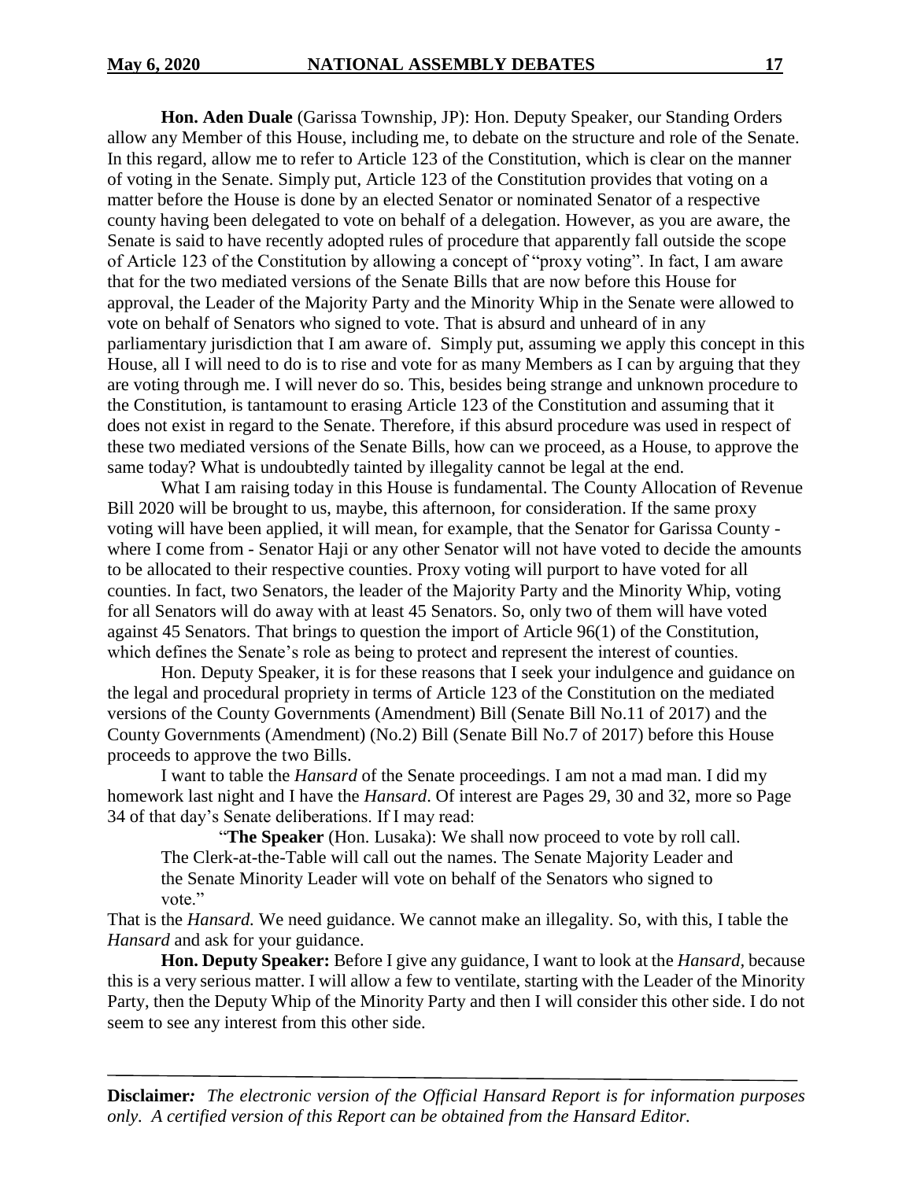**Hon. Aden Duale** (Garissa Township, JP): Hon. Deputy Speaker, our Standing Orders allow any Member of this House, including me, to debate on the structure and role of the Senate. In this regard, allow me to refer to Article 123 of the Constitution, which is clear on the manner of voting in the Senate. Simply put, Article 123 of the Constitution provides that voting on a matter before the House is done by an elected Senator or nominated Senator of a respective county having been delegated to vote on behalf of a delegation. However, as you are aware, the Senate is said to have recently adopted rules of procedure that apparently fall outside the scope of Article 123 of the Constitution by allowing a concept of "proxy voting". In fact, I am aware that for the two mediated versions of the Senate Bills that are now before this House for approval, the Leader of the Majority Party and the Minority Whip in the Senate were allowed to vote on behalf of Senators who signed to vote. That is absurd and unheard of in any parliamentary jurisdiction that I am aware of. Simply put, assuming we apply this concept in this House, all I will need to do is to rise and vote for as many Members as I can by arguing that they are voting through me. I will never do so. This, besides being strange and unknown procedure to the Constitution, is tantamount to erasing Article 123 of the Constitution and assuming that it does not exist in regard to the Senate. Therefore, if this absurd procedure was used in respect of these two mediated versions of the Senate Bills, how can we proceed, as a House, to approve the same today? What is undoubtedly tainted by illegality cannot be legal at the end.

What I am raising today in this House is fundamental. The County Allocation of Revenue Bill 2020 will be brought to us, maybe, this afternoon, for consideration. If the same proxy voting will have been applied, it will mean, for example, that the Senator for Garissa County - where I come from - Senator Haji or any other Senator will not have voted to decide the amounts to be allocated to their respective counties. Proxy voting will purport to have voted for all counties. In fact, two Senators, the leader of the Majority Party and the Minority Whip, voting for all Senators will do away with at least 45 Senators. So, only two of them will have voted against 45 Senators. That brings to question the import of Article 96(1) of the Constitution, which defines the Senate's role as being to protect and represent the interest of counties.

Hon. Deputy Speaker, it is for these reasons that I seek your indulgence and guidance on the legal and procedural propriety in terms of Article 123 of the Constitution on the mediated versions of the County Governments (Amendment) Bill (Senate Bill No.11 of 2017) and the County Governments (Amendment) (No.2) Bill (Senate Bill No.7 of 2017) before this House proceeds to approve the two Bills.

I want to table the *Hansard* of the Senate proceedings. I am not a mad man. I did my homework last night and I have the *Hansard*. Of interest are Pages 29, 30 and 32, more so Page 34 of that day's Senate deliberations. If I may read:

> "**The Speaker** (Hon. Lusaka): We shall now proceed to vote by roll call. The Clerk-at-the-Table will call out the names. The Senate Majority Leader and the Senate Minority Leader will vote on behalf of the Senators who signed to vote."

That is the *Hansard.* We need guidance. We cannot make an illegality. So, with this, I table the *Hansard* and ask for your guidance.

**Hon. Deputy Speaker:** Before I give any guidance, I want to look at the *Hansard,* because this is a very serious matter. I will allow a few to ventilate, starting with the Leader of the Minority Party, then the Deputy Whip of the Minority Party and then I will consider this other side. I do not seem to see any interest from this other side.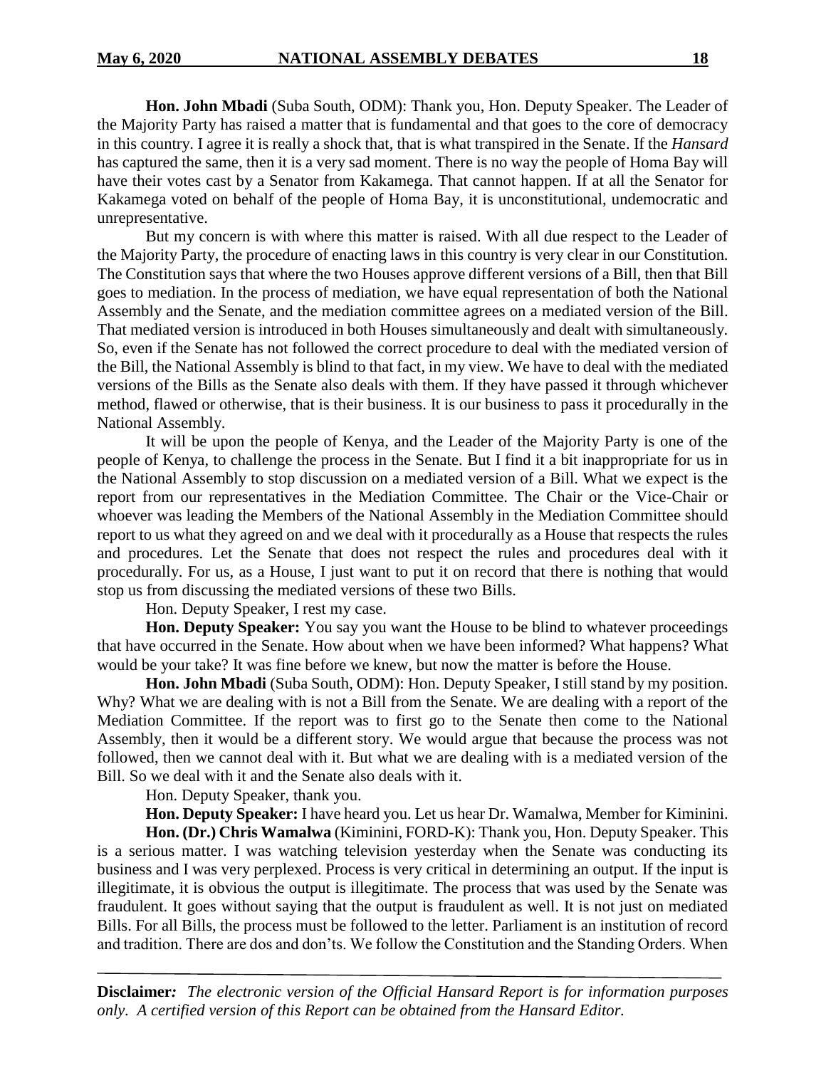**Hon. John Mbadi** (Suba South, ODM): Thank you, Hon. Deputy Speaker. The Leader of the Majority Party has raised a matter that is fundamental and that goes to the core of democracy in this country. I agree it is really a shock that, that is what transpired in the Senate. If the *Hansard* has captured the same, then it is a very sad moment. There is no way the people of Homa Bay will have their votes cast by a Senator from Kakamega. That cannot happen. If at all the Senator for Kakamega voted on behalf of the people of Homa Bay, it is unconstitutional, undemocratic and unrepresentative.

But my concern is with where this matter is raised. With all due respect to the Leader of the Majority Party, the procedure of enacting laws in this country is very clear in our Constitution. The Constitution says that where the two Houses approve different versions of a Bill, then that Bill goes to mediation. In the process of mediation, we have equal representation of both the National Assembly and the Senate, and the mediation committee agrees on a mediated version of the Bill. That mediated version is introduced in both Houses simultaneously and dealt with simultaneously. So, even if the Senate has not followed the correct procedure to deal with the mediated version of the Bill, the National Assembly is blind to that fact, in my view. We have to deal with the mediated versions of the Bills as the Senate also deals with them. If they have passed it through whichever method, flawed or otherwise, that is their business. It is our business to pass it procedurally in the National Assembly.

It will be upon the people of Kenya, and the Leader of the Majority Party is one of the people of Kenya, to challenge the process in the Senate. But I find it a bit inappropriate for us in the National Assembly to stop discussion on a mediated version of a Bill. What we expect is the report from our representatives in the Mediation Committee. The Chair or the Vice-Chair or whoever was leading the Members of the National Assembly in the Mediation Committee should report to us what they agreed on and we deal with it procedurally as a House that respects the rules and procedures. Let the Senate that does not respect the rules and procedures deal with it procedurally. For us, as a House, I just want to put it on record that there is nothing that would stop us from discussing the mediated versions of these two Bills.

Hon. Deputy Speaker, I rest my case.

**Hon. Deputy Speaker:** You say you want the House to be blind to whatever proceedings that have occurred in the Senate. How about when we have been informed? What happens? What would be your take? It was fine before we knew, but now the matter is before the House.

**Hon. John Mbadi** (Suba South, ODM): Hon. Deputy Speaker, I still stand by my position. Why? What we are dealing with is not a Bill from the Senate. We are dealing with a report of the Mediation Committee. If the report was to first go to the Senate then come to the National Assembly, then it would be a different story. We would argue that because the process was not followed, then we cannot deal with it. But what we are dealing with is a mediated version of the Bill. So we deal with it and the Senate also deals with it.

Hon. Deputy Speaker, thank you.

**Hon. Deputy Speaker:** I have heard you. Let us hear Dr. Wamalwa, Member for Kiminini.

**Hon. (Dr.) Chris Wamalwa** (Kiminini, FORD-K): Thank you, Hon. Deputy Speaker. This is a serious matter. I was watching television yesterday when the Senate was conducting its business and I was very perplexed. Process is very critical in determining an output. If the input is illegitimate, it is obvious the output is illegitimate. The process that was used by the Senate was fraudulent. It goes without saying that the output is fraudulent as well. It is not just on mediated Bills. For all Bills, the process must be followed to the letter. Parliament is an institution of record and tradition. There are dos and don'ts. We follow the Constitution and the Standing Orders. When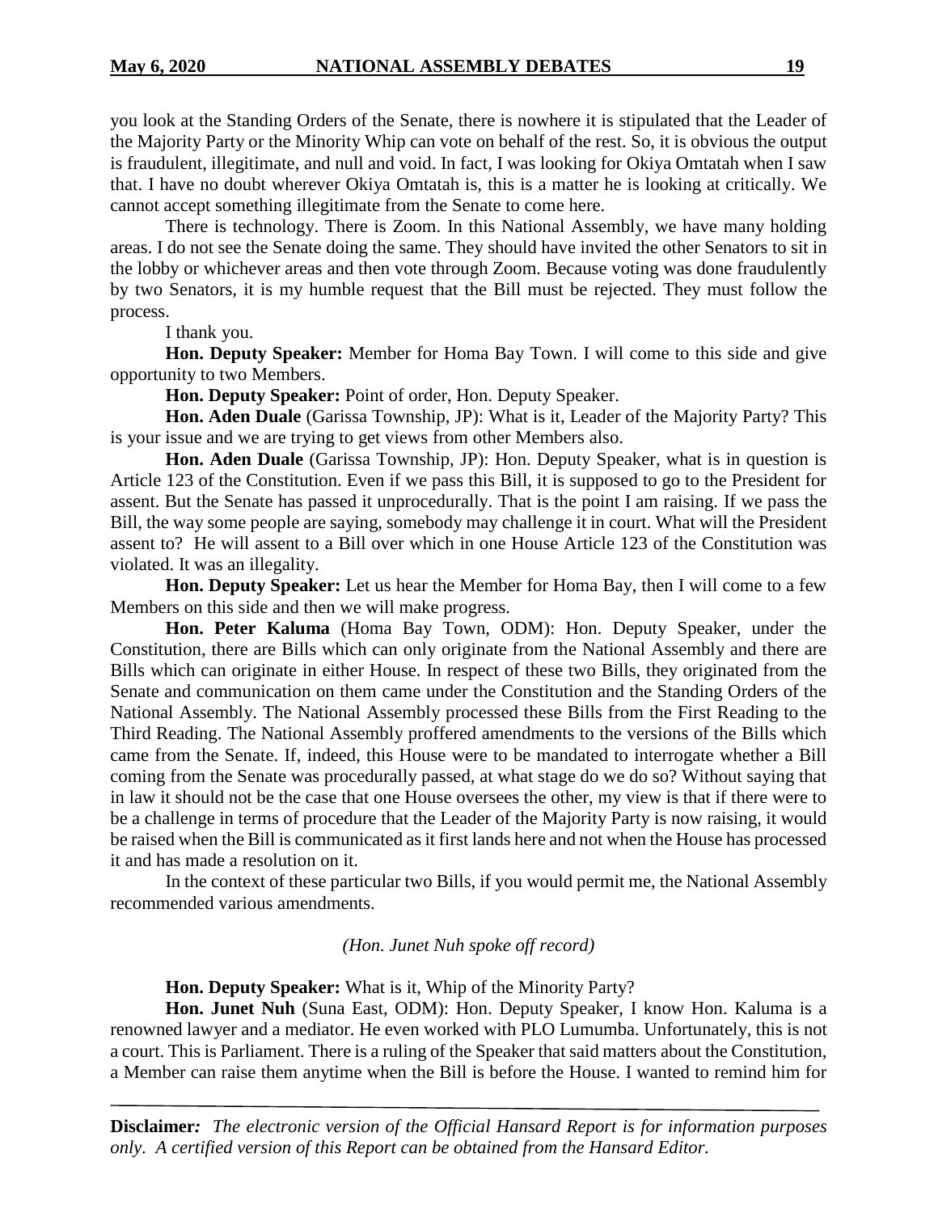you look at the Standing Orders of the Senate, there is nowhere it is stipulated that the Leader of the Majority Party or the Minority Whip can vote on behalf of the rest. So, it is obvious the output is fraudulent, illegitimate, and null and void. In fact, I was looking for Okiya Omtatah when I saw that. I have no doubt wherever Okiya Omtatah is, this is a matter he is looking at critically. We cannot accept something illegitimate from the Senate to come here.

There is technology. There is Zoom. In this National Assembly, we have many holding areas. I do not see the Senate doing the same. They should have invited the other Senators to sit in the lobby or whichever areas and then vote through Zoom. Because voting was done fraudulently by two Senators, it is my humble request that the Bill must be rejected. They must follow the process.

I thank you.

**Hon. Deputy Speaker:** Member for Homa Bay Town. I will come to this side and give opportunity to two Members.

**Hon. Deputy Speaker:** Point of order, Hon. Deputy Speaker.

**Hon. Aden Duale** (Garissa Township, JP): What is it, Leader of the Majority Party? This is your issue and we are trying to get views from other Members also.

**Hon. Aden Duale** (Garissa Township, JP): Hon. Deputy Speaker, what is in question is Article 123 of the Constitution. Even if we pass this Bill, it is supposed to go to the President for assent. But the Senate has passed it unprocedurally. That is the point I am raising. If we pass the Bill, the way some people are saying, somebody may challenge it in court. What will the President assent to? He will assent to a Bill over which in one House Article 123 of the Constitution was violated. It was an illegality.

**Hon. Deputy Speaker:** Let us hear the Member for Homa Bay, then I will come to a few Members on this side and then we will make progress.

**Hon. Peter Kaluma** (Homa Bay Town, ODM): Hon. Deputy Speaker, under the Constitution, there are Bills which can only originate from the National Assembly and there are Bills which can originate in either House. In respect of these two Bills, they originated from the Senate and communication on them came under the Constitution and the Standing Orders of the National Assembly. The National Assembly processed these Bills from the First Reading to the Third Reading. The National Assembly proffered amendments to the versions of the Bills which came from the Senate. If, indeed, this House were to be mandated to interrogate whether a Bill coming from the Senate was procedurally passed, at what stage do we do so? Without saying that in law it should not be the case that one House oversees the other, my view is that if there were to be a challenge in terms of procedure that the Leader of the Majority Party is now raising, it would be raised when the Bill is communicated as it first lands here and not when the House has processed it and has made a resolution on it.

In the context of these particular two Bills, if you would permit me, the National Assembly recommended various amendments.

*(Hon. Junet Nuh spoke off record)*

**Hon. Deputy Speaker:** What is it, Whip of the Minority Party?

**Hon. Junet Nuh** (Suna East, ODM): Hon. Deputy Speaker, I know Hon. Kaluma is a renowned lawyer and a mediator. He even worked with PLO Lumumba. Unfortunately, this is not a court. This is Parliament. There is a ruling of the Speaker that said matters about the Constitution, a Member can raise them anytime when the Bill is before the House. I wanted to remind him for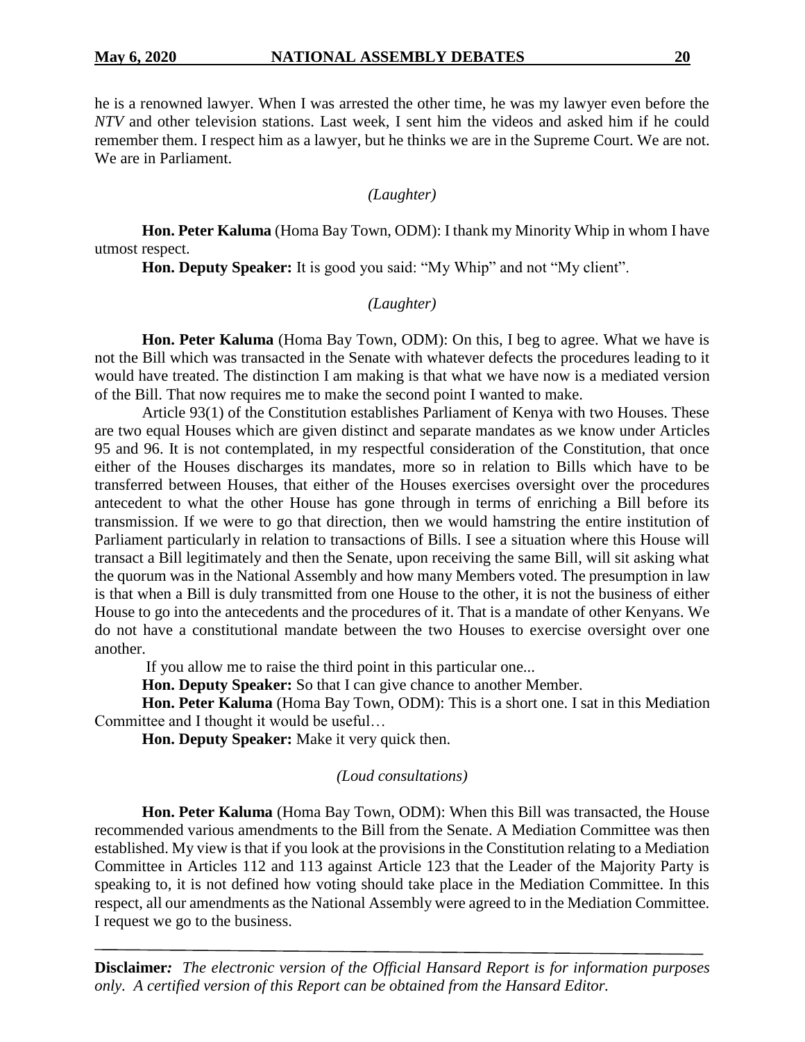he is a renowned lawyer. When I was arrested the other time, he was my lawyer even before the *NTV* and other television stations. Last week, I sent him the videos and asked him if he could remember them. I respect him as a lawyer, but he thinks we are in the Supreme Court. We are not. We are in Parliament.

*(Laughter)*

**Hon. Peter Kaluma** (Homa Bay Town, ODM): I thank my Minority Whip in whom I have utmost respect.

**Hon. Deputy Speaker:** It is good you said: "My Whip" and not "My client".

*(Laughter)*

**Hon. Peter Kaluma** (Homa Bay Town, ODM): On this, I beg to agree. What we have is not the Bill which was transacted in the Senate with whatever defects the procedures leading to it would have treated. The distinction I am making is that what we have now is a mediated version of the Bill. That now requires me to make the second point I wanted to make.

Article 93(1) of the Constitution establishes Parliament of Kenya with two Houses. These are two equal Houses which are given distinct and separate mandates as we know under Articles 95 and 96. It is not contemplated, in my respectful consideration of the Constitution, that once either of the Houses discharges its mandates, more so in relation to Bills which have to be transferred between Houses, that either of the Houses exercises oversight over the procedures antecedent to what the other House has gone through in terms of enriching a Bill before its transmission. If we were to go that direction, then we would hamstring the entire institution of Parliament particularly in relation to transactions of Bills. I see a situation where this House will transact a Bill legitimately and then the Senate, upon receiving the same Bill, will sit asking what the quorum was in the National Assembly and how many Members voted. The presumption in law is that when a Bill is duly transmitted from one House to the other, it is not the business of either House to go into the antecedents and the procedures of it. That is a mandate of other Kenyans. We do not have a constitutional mandate between the two Houses to exercise oversight over one another.

If you allow me to raise the third point in this particular one...

**Hon. Deputy Speaker:** So that I can give chance to another Member.

**Hon. Peter Kaluma** (Homa Bay Town, ODM): This is a short one. I sat in this Mediation Committee and I thought it would be useful…

**Hon. Deputy Speaker:** Make it very quick then.

*(Loud consultations)*

**Hon. Peter Kaluma** (Homa Bay Town, ODM): When this Bill was transacted, the House recommended various amendments to the Bill from the Senate. A Mediation Committee was then established. My view is that if you look at the provisions in the Constitution relating to a Mediation Committee in Articles 112 and 113 against Article 123 that the Leader of the Majority Party is speaking to, it is not defined how voting should take place in the Mediation Committee. In this respect, all our amendments as the National Assembly were agreed to in the Mediation Committee. I request we go to the business.

**Disclaimer***:* *The electronic version of the Official Hansard Report is for information purposes only. A certified version of this Report can be obtained from the Hansard Editor.*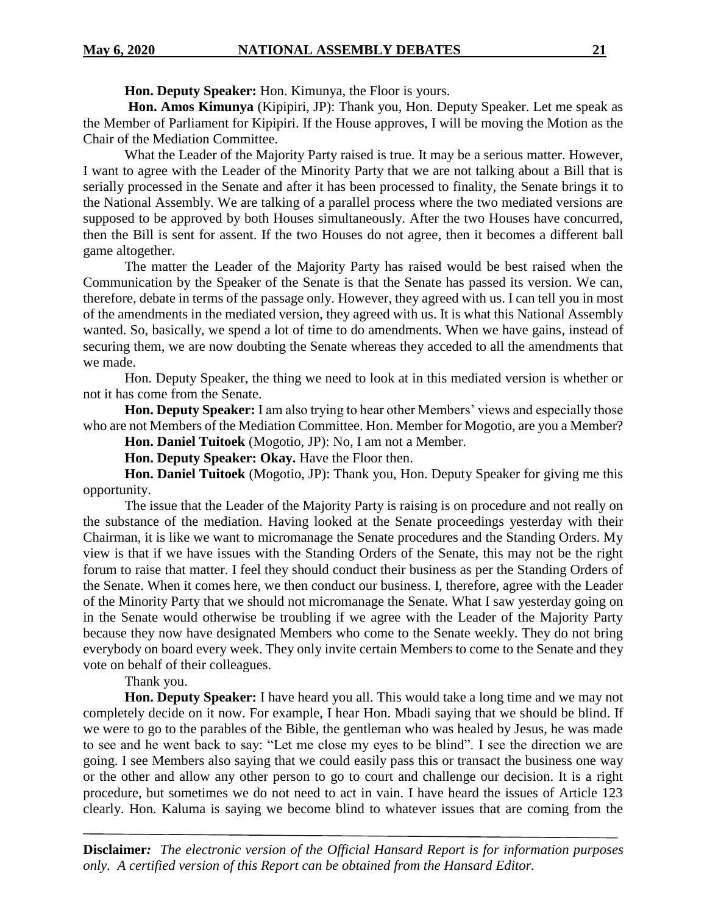**Hon. Deputy Speaker:** Hon. Kimunya, the Floor is yours.

**Hon. Amos Kimunya** (Kipipiri, JP): Thank you, Hon. Deputy Speaker. Let me speak as the Member of Parliament for Kipipiri. If the House approves, I will be moving the Motion as the Chair of the Mediation Committee.

What the Leader of the Majority Party raised is true. It may be a serious matter. However, I want to agree with the Leader of the Minority Party that we are not talking about a Bill that is serially processed in the Senate and after it has been processed to finality, the Senate brings it to the National Assembly. We are talking of a parallel process where the two mediated versions are supposed to be approved by both Houses simultaneously. After the two Houses have concurred, then the Bill is sent for assent. If the two Houses do not agree, then it becomes a different ball game altogether.

The matter the Leader of the Majority Party has raised would be best raised when the Communication by the Speaker of the Senate is that the Senate has passed its version. We can, therefore, debate in terms of the passage only. However, they agreed with us. I can tell you in most of the amendments in the mediated version, they agreed with us. It is what this National Assembly wanted. So, basically, we spend a lot of time to do amendments. When we have gains, instead of securing them, we are now doubting the Senate whereas they acceded to all the amendments that we made.

Hon. Deputy Speaker, the thing we need to look at in this mediated version is whether or not it has come from the Senate.

**Hon. Deputy Speaker:** I am also trying to hear other Members' views and especially those who are not Members of the Mediation Committee. Hon. Member for Mogotio, are you a Member?

**Hon. Daniel Tuitoek** (Mogotio, JP): No, I am not a Member.

**Hon. Deputy Speaker: Okay.** Have the Floor then.

**Hon. Daniel Tuitoek** (Mogotio, JP): Thank you, Hon. Deputy Speaker for giving me this opportunity.

The issue that the Leader of the Majority Party is raising is on procedure and not really on the substance of the mediation. Having looked at the Senate proceedings yesterday with their Chairman, it is like we want to micromanage the Senate procedures and the Standing Orders. My view is that if we have issues with the Standing Orders of the Senate, this may not be the right forum to raise that matter. I feel they should conduct their business as per the Standing Orders of the Senate. When it comes here, we then conduct our business. I, therefore, agree with the Leader of the Minority Party that we should not micromanage the Senate. What I saw yesterday going on in the Senate would otherwise be troubling if we agree with the Leader of the Majority Party because they now have designated Members who come to the Senate weekly. They do not bring everybody on board every week. They only invite certain Members to come to the Senate and they vote on behalf of their colleagues.

Thank you.

**Hon. Deputy Speaker:** I have heard you all. This would take a long time and we may not completely decide on it now. For example, I hear Hon. Mbadi saying that we should be blind. If we were to go to the parables of the Bible, the gentleman who was healed by Jesus, he was made to see and he went back to say: "Let me close my eyes to be blind". I see the direction we are going. I see Members also saying that we could easily pass this or transact the business one way or the other and allow any other person to go to court and challenge our decision. It is a right procedure, but sometimes we do not need to act in vain. I have heard the issues of Article 123 clearly. Hon. Kaluma is saying we become blind to whatever issues that are coming from the

**Disclaimer***:* *The electronic version of the Official Hansard Report is for information purposes only. A certified version of this Report can be obtained from the Hansard Editor.*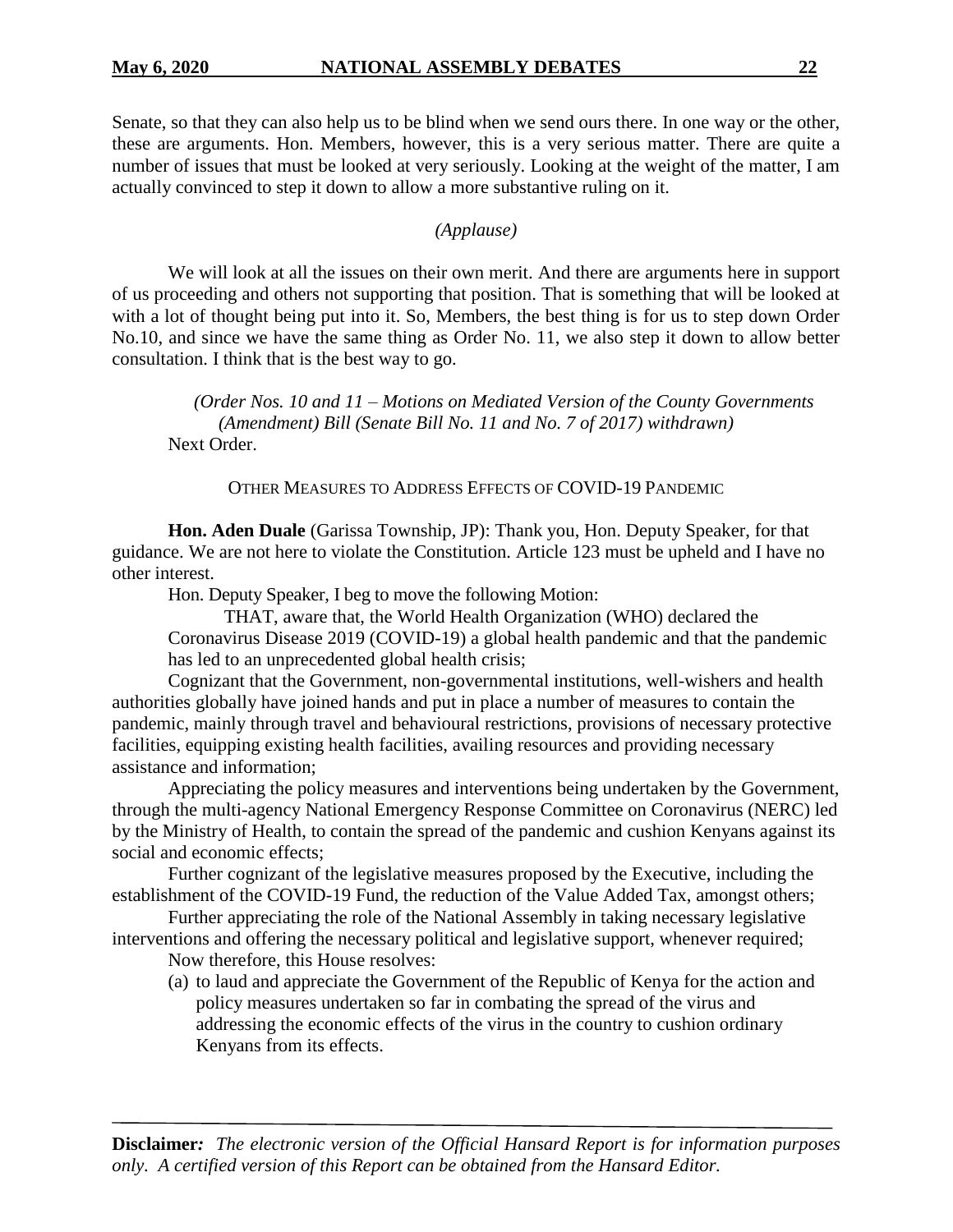Senate, so that they can also help us to be blind when we send ours there. In one way or the other, these are arguments. Hon. Members, however, this is a very serious matter. There are quite a number of issues that must be looked at very seriously. Looking at the weight of the matter, I am actually convinced to step it down to allow a more substantive ruling on it.

*(Applause)*

We will look at all the issues on their own merit. And there are arguments here in support of us proceeding and others not supporting that position. That is something that will be looked at with a lot of thought being put into it. So, Members, the best thing is for us to step down Order No.10, and since we have the same thing as Order No. 11, we also step it down to allow better consultation. I think that is the best way to go.

*(Order Nos. 10 and 11 – Motions on Mediated Version of the County Governments (Amendment) Bill (Senate Bill No. 11 and No. 7 of 2017) withdrawn)*

Next Order.

OTHER MEASURES TO ADDRESS EFFECTS OF COVID-19 PANDEMIC

**Hon. Aden Duale** (Garissa Township, JP): Thank you, Hon. Deputy Speaker, for that guidance. We are not here to violate the Constitution. Article 123 must be upheld and I have no other interest.

Hon. Deputy Speaker, I beg to move the following Motion:

THAT, aware that, the World Health Organization (WHO) declared the Coronavirus Disease 2019 (COVID-19) a global health pandemic and that the pandemic has led to an unprecedented global health crisis;

Cognizant that the Government, non-governmental institutions, well-wishers and health authorities globally have joined hands and put in place a number of measures to contain the pandemic, mainly through travel and behavioural restrictions, provisions of necessary protective facilities, equipping existing health facilities, availing resources and providing necessary assistance and information;

Appreciating the policy measures and interventions being undertaken by the Government, through the multi-agency National Emergency Response Committee on Coronavirus (NERC) led by the Ministry of Health, to contain the spread of the pandemic and cushion Kenyans against its social and economic effects;

Further cognizant of the legislative measures proposed by the Executive, including the establishment of the COVID-19 Fund, the reduction of the Value Added Tax, amongst others;

Further appreciating the role of the National Assembly in taking necessary legislative interventions and offering the necessary political and legislative support, whenever required;

Now therefore, this House resolves:

(a) to laud and appreciate the Government of the Republic of Kenya for the action and policy measures undertaken so far in combating the spread of the virus and addressing the economic effects of the virus in the country to cushion ordinary Kenyans from its effects.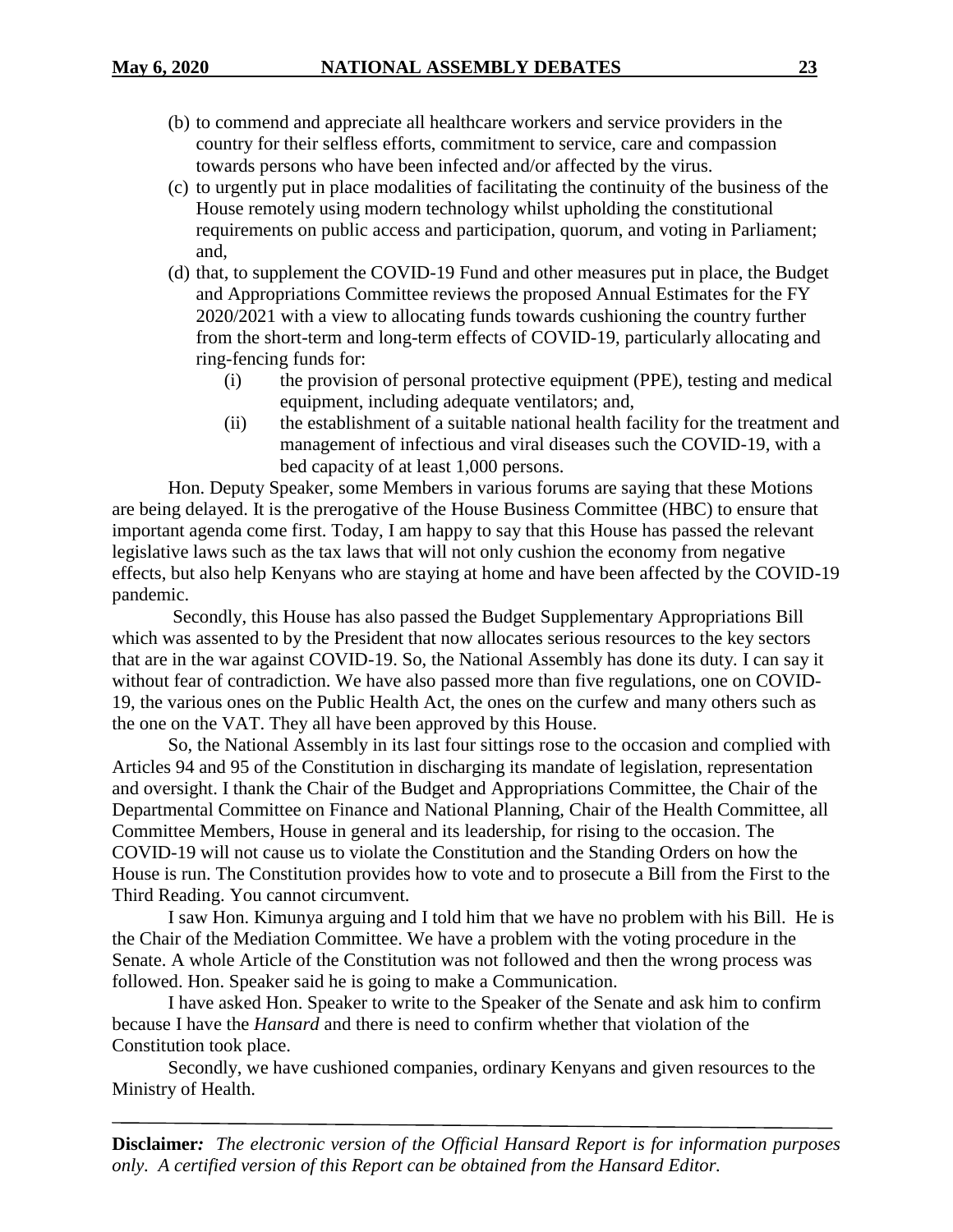(b) to commend and appreciate all healthcare workers and service providers in the country for their selfless efforts, commitment to service, care and compassion towards persons who have been infected and/or affected by the virus.

(c) to urgently put in place modalities of facilitating the continuity of the business of the House remotely using modern technology whilst upholding the constitutional requirements on public access and participation, quorum, and voting in Parliament; and,

(d) that, to supplement the COVID-19 Fund and other measures put in place, the Budget and Appropriations Committee reviews the proposed Annual Estimates for the FY 2020/2021 with a view to allocating funds towards cushioning the country further from the short-term and long-term effects of COVID-19, particularly allocating and ring-fencing funds for:

  (i) the provision of personal protective equipment (PPE), testing and medical equipment, including adequate ventilators; and,

  (ii) the establishment of a suitable national health facility for the treatment and management of infectious and viral diseases such the COVID-19, with a bed capacity of at least 1,000 persons.

Hon. Deputy Speaker, some Members in various forums are saying that these Motions are being delayed. It is the prerogative of the House Business Committee (HBC) to ensure that important agenda come first. Today, I am happy to say that this House has passed the relevant legislative laws such as the tax laws that will not only cushion the economy from negative effects, but also help Kenyans who are staying at home and have been affected by the COVID-19 pandemic.

Secondly, this House has also passed the Budget Supplementary Appropriations Bill which was assented to by the President that now allocates serious resources to the key sectors that are in the war against COVID-19. So, the National Assembly has done its duty. I can say it without fear of contradiction. We have also passed more than five regulations, one on COVID-19, the various ones on the Public Health Act, the ones on the curfew and many others such as the one on the VAT. They all have been approved by this House.

So, the National Assembly in its last four sittings rose to the occasion and complied with Articles 94 and 95 of the Constitution in discharging its mandate of legislation, representation and oversight. I thank the Chair of the Budget and Appropriations Committee, the Chair of the Departmental Committee on Finance and National Planning, Chair of the Health Committee, all Committee Members, House in general and its leadership, for rising to the occasion. The COVID-19 will not cause us to violate the Constitution and the Standing Orders on how the House is run. The Constitution provides how to vote and to prosecute a Bill from the First to the Third Reading. You cannot circumvent.

I saw Hon. Kimunya arguing and I told him that we have no problem with his Bill. He is the Chair of the Mediation Committee. We have a problem with the voting procedure in the Senate. A whole Article of the Constitution was not followed and then the wrong process was followed. Hon. Speaker said he is going to make a Communication.

I have asked Hon. Speaker to write to the Speaker of the Senate and ask him to confirm because I have the *Hansard* and there is need to confirm whether that violation of the Constitution took place.

Secondly, we have cushioned companies, ordinary Kenyans and given resources to the Ministry of Health.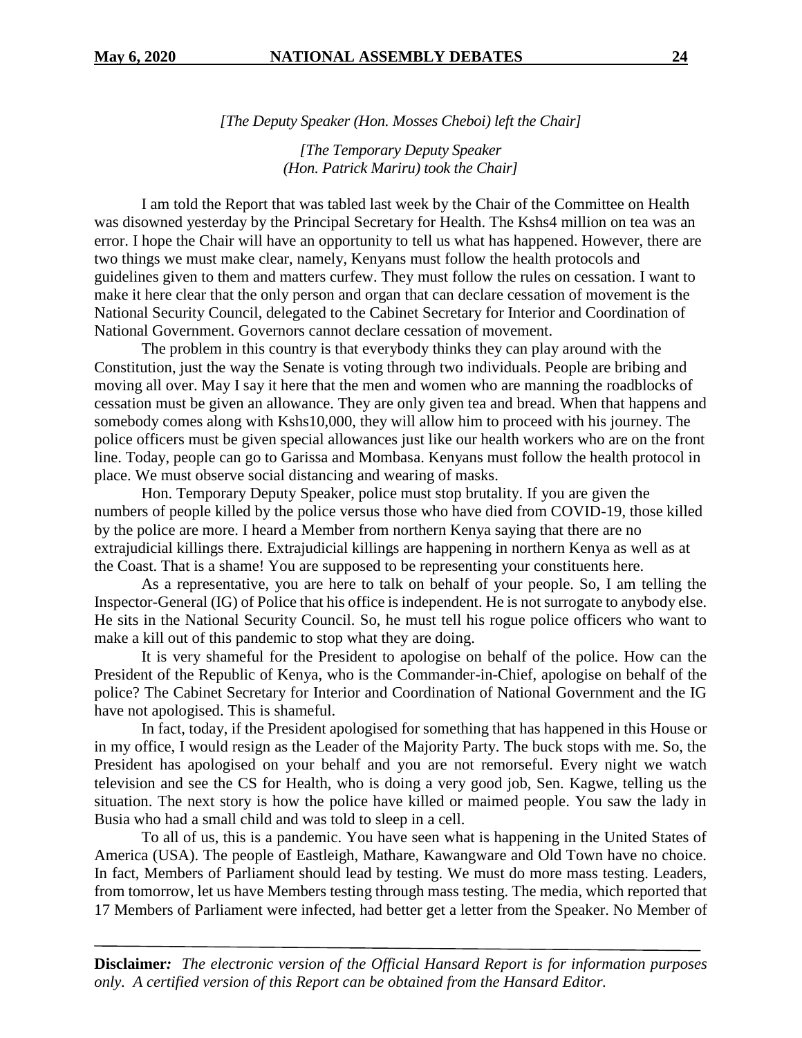*[The Deputy Speaker (Hon. Mosses Cheboi) left the Chair]*

*[The Temporary Deputy Speaker (Hon. Patrick Mariru) took the Chair]*

I am told the Report that was tabled last week by the Chair of the Committee on Health was disowned yesterday by the Principal Secretary for Health. The Kshs4 million on tea was an error. I hope the Chair will have an opportunity to tell us what has happened. However, there are two things we must make clear, namely, Kenyans must follow the health protocols and guidelines given to them and matters curfew. They must follow the rules on cessation. I want to make it here clear that the only person and organ that can declare cessation of movement is the National Security Council, delegated to the Cabinet Secretary for Interior and Coordination of National Government. Governors cannot declare cessation of movement.

The problem in this country is that everybody thinks they can play around with the Constitution, just the way the Senate is voting through two individuals. People are bribing and moving all over. May I say it here that the men and women who are manning the roadblocks of cessation must be given an allowance. They are only given tea and bread. When that happens and somebody comes along with Kshs10,000, they will allow him to proceed with his journey. The police officers must be given special allowances just like our health workers who are on the front line. Today, people can go to Garissa and Mombasa. Kenyans must follow the health protocol in place. We must observe social distancing and wearing of masks.

Hon. Temporary Deputy Speaker, police must stop brutality. If you are given the numbers of people killed by the police versus those who have died from COVID-19, those killed by the police are more. I heard a Member from northern Kenya saying that there are no extrajudicial killings there. Extrajudicial killings are happening in northern Kenya as well as at the Coast. That is a shame! You are supposed to be representing your constituents here.

As a representative, you are here to talk on behalf of your people. So, I am telling the Inspector-General (IG) of Police that his office is independent. He is not surrogate to anybody else. He sits in the National Security Council. So, he must tell his rogue police officers who want to make a kill out of this pandemic to stop what they are doing.

It is very shameful for the President to apologise on behalf of the police. How can the President of the Republic of Kenya, who is the Commander-in-Chief, apologise on behalf of the police? The Cabinet Secretary for Interior and Coordination of National Government and the IG have not apologised. This is shameful.

In fact, today, if the President apologised for something that has happened in this House or in my office, I would resign as the Leader of the Majority Party. The buck stops with me. So, the President has apologised on your behalf and you are not remorseful. Every night we watch television and see the CS for Health, who is doing a very good job, Sen. Kagwe, telling us the situation. The next story is how the police have killed or maimed people. You saw the lady in Busia who had a small child and was told to sleep in a cell.

To all of us, this is a pandemic. You have seen what is happening in the United States of America (USA). The people of Eastleigh, Mathare, Kawangware and Old Town have no choice. In fact, Members of Parliament should lead by testing. We must do more mass testing. Leaders, from tomorrow, let us have Members testing through mass testing. The media, which reported that 17 Members of Parliament were infected, had better get a letter from the Speaker. No Member of

**Disclaimer***: The electronic version of the Official Hansard Report is for information purposes only. A certified version of this Report can be obtained from the Hansard Editor.*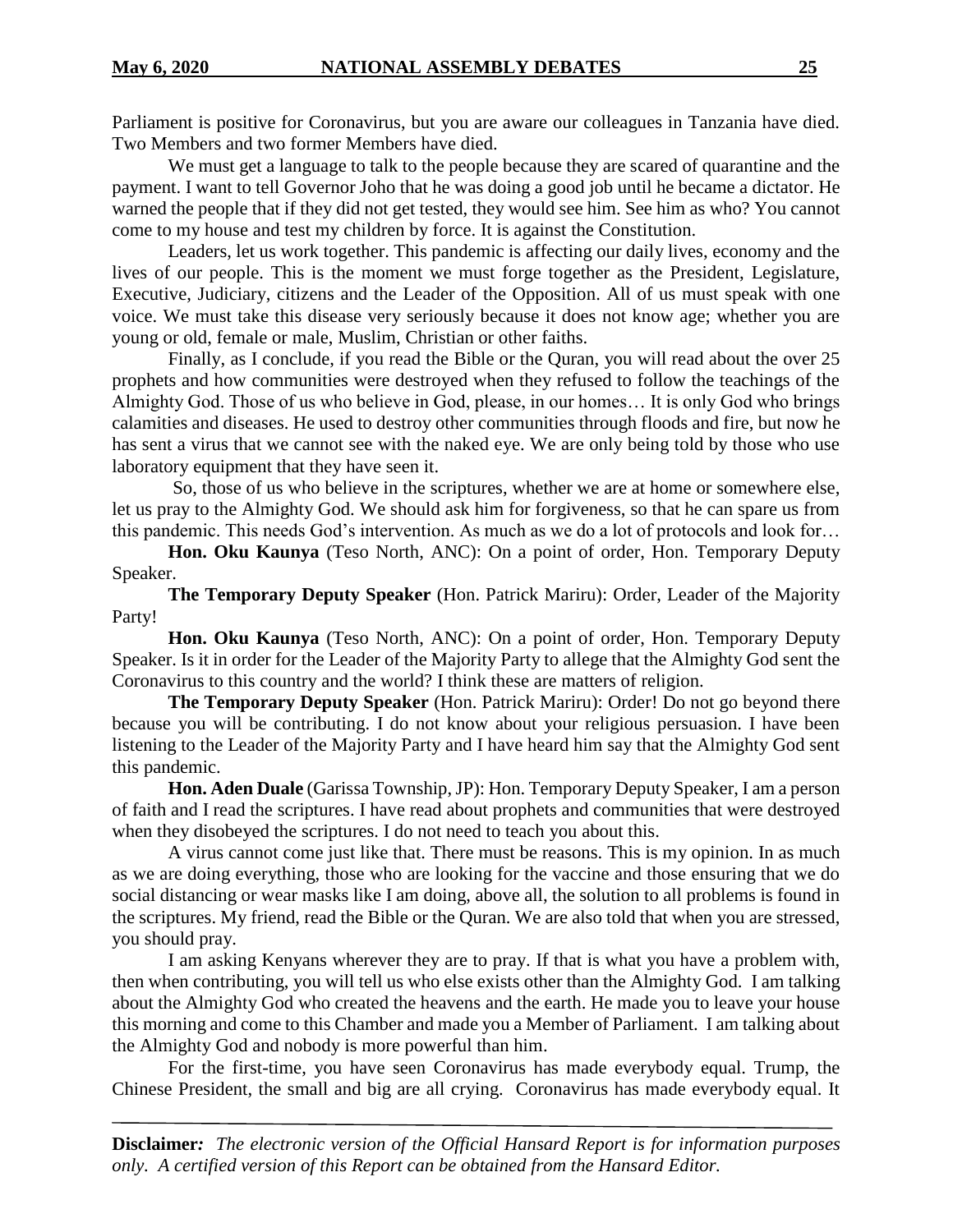Parliament is positive for Coronavirus, but you are aware our colleagues in Tanzania have died. Two Members and two former Members have died.

We must get a language to talk to the people because they are scared of quarantine and the payment. I want to tell Governor Joho that he was doing a good job until he became a dictator. He warned the people that if they did not get tested, they would see him. See him as who? You cannot come to my house and test my children by force. It is against the Constitution.

Leaders, let us work together. This pandemic is affecting our daily lives, economy and the lives of our people. This is the moment we must forge together as the President, Legislature, Executive, Judiciary, citizens and the Leader of the Opposition. All of us must speak with one voice. We must take this disease very seriously because it does not know age; whether you are young or old, female or male, Muslim, Christian or other faiths.

Finally, as I conclude, if you read the Bible or the Quran, you will read about the over 25 prophets and how communities were destroyed when they refused to follow the teachings of the Almighty God. Those of us who believe in God, please, in our homes… It is only God who brings calamities and diseases. He used to destroy other communities through floods and fire, but now he has sent a virus that we cannot see with the naked eye. We are only being told by those who use laboratory equipment that they have seen it.

So, those of us who believe in the scriptures, whether we are at home or somewhere else, let us pray to the Almighty God. We should ask him for forgiveness, so that he can spare us from this pandemic. This needs God's intervention. As much as we do a lot of protocols and look for…

**Hon. Oku Kaunya** (Teso North, ANC): On a point of order, Hon. Temporary Deputy Speaker.

**The Temporary Deputy Speaker** (Hon. Patrick Mariru): Order, Leader of the Majority Party!

**Hon. Oku Kaunya** (Teso North, ANC): On a point of order, Hon. Temporary Deputy Speaker. Is it in order for the Leader of the Majority Party to allege that the Almighty God sent the Coronavirus to this country and the world? I think these are matters of religion.

**The Temporary Deputy Speaker** (Hon. Patrick Mariru): Order! Do not go beyond there because you will be contributing. I do not know about your religious persuasion. I have been listening to the Leader of the Majority Party and I have heard him say that the Almighty God sent this pandemic.

**Hon. Aden Duale** (Garissa Township, JP): Hon. Temporary Deputy Speaker, I am a person of faith and I read the scriptures. I have read about prophets and communities that were destroyed when they disobeyed the scriptures. I do not need to teach you about this.

A virus cannot come just like that. There must be reasons. This is my opinion. In as much as we are doing everything, those who are looking for the vaccine and those ensuring that we do social distancing or wear masks like I am doing, above all, the solution to all problems is found in the scriptures. My friend, read the Bible or the Quran. We are also told that when you are stressed, you should pray.

I am asking Kenyans wherever they are to pray. If that is what you have a problem with, then when contributing, you will tell us who else exists other than the Almighty God. I am talking about the Almighty God who created the heavens and the earth. He made you to leave your house this morning and come to this Chamber and made you a Member of Parliament. I am talking about the Almighty God and nobody is more powerful than him.

For the first-time, you have seen Coronavirus has made everybody equal. Trump, the Chinese President, the small and big are all crying. Coronavirus has made everybody equal. It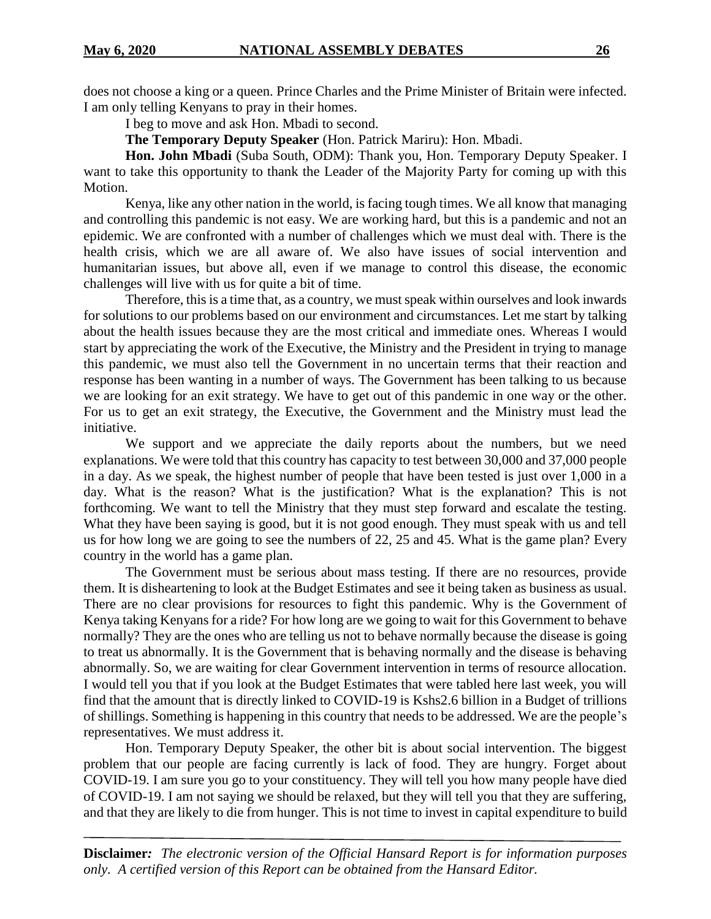does not choose a king or a queen. Prince Charles and the Prime Minister of Britain were infected. I am only telling Kenyans to pray in their homes.

I beg to move and ask Hon. Mbadi to second.

**The Temporary Deputy Speaker** (Hon. Patrick Mariru): Hon. Mbadi.

**Hon. John Mbadi** (Suba South, ODM): Thank you, Hon. Temporary Deputy Speaker. I want to take this opportunity to thank the Leader of the Majority Party for coming up with this Motion.

Kenya, like any other nation in the world, is facing tough times. We all know that managing and controlling this pandemic is not easy. We are working hard, but this is a pandemic and not an epidemic. We are confronted with a number of challenges which we must deal with. There is the health crisis, which we are all aware of. We also have issues of social intervention and humanitarian issues, but above all, even if we manage to control this disease, the economic challenges will live with us for quite a bit of time.

Therefore, this is a time that, as a country, we must speak within ourselves and look inwards for solutions to our problems based on our environment and circumstances. Let me start by talking about the health issues because they are the most critical and immediate ones. Whereas I would start by appreciating the work of the Executive, the Ministry and the President in trying to manage this pandemic, we must also tell the Government in no uncertain terms that their reaction and response has been wanting in a number of ways. The Government has been talking to us because we are looking for an exit strategy. We have to get out of this pandemic in one way or the other. For us to get an exit strategy, the Executive, the Government and the Ministry must lead the initiative.

We support and we appreciate the daily reports about the numbers, but we need explanations. We were told that this country has capacity to test between 30,000 and 37,000 people in a day. As we speak, the highest number of people that have been tested is just over 1,000 in a day. What is the reason? What is the justification? What is the explanation? This is not forthcoming. We want to tell the Ministry that they must step forward and escalate the testing. What they have been saying is good, but it is not good enough. They must speak with us and tell us for how long we are going to see the numbers of 22, 25 and 45. What is the game plan? Every country in the world has a game plan.

The Government must be serious about mass testing. If there are no resources, provide them. It is disheartening to look at the Budget Estimates and see it being taken as business as usual. There are no clear provisions for resources to fight this pandemic. Why is the Government of Kenya taking Kenyans for a ride? For how long are we going to wait for this Government to behave normally? They are the ones who are telling us not to behave normally because the disease is going to treat us abnormally. It is the Government that is behaving normally and the disease is behaving abnormally. So, we are waiting for clear Government intervention in terms of resource allocation. I would tell you that if you look at the Budget Estimates that were tabled here last week, you will find that the amount that is directly linked to COVID-19 is Kshs2.6 billion in a Budget of trillions of shillings. Something is happening in this country that needs to be addressed. We are the people's representatives. We must address it.

Hon. Temporary Deputy Speaker, the other bit is about social intervention. The biggest problem that our people are facing currently is lack of food. They are hungry. Forget about COVID-19. I am sure you go to your constituency. They will tell you how many people have died of COVID-19. I am not saying we should be relaxed, but they will tell you that they are suffering, and that they are likely to die from hunger. This is not time to invest in capital expenditure to build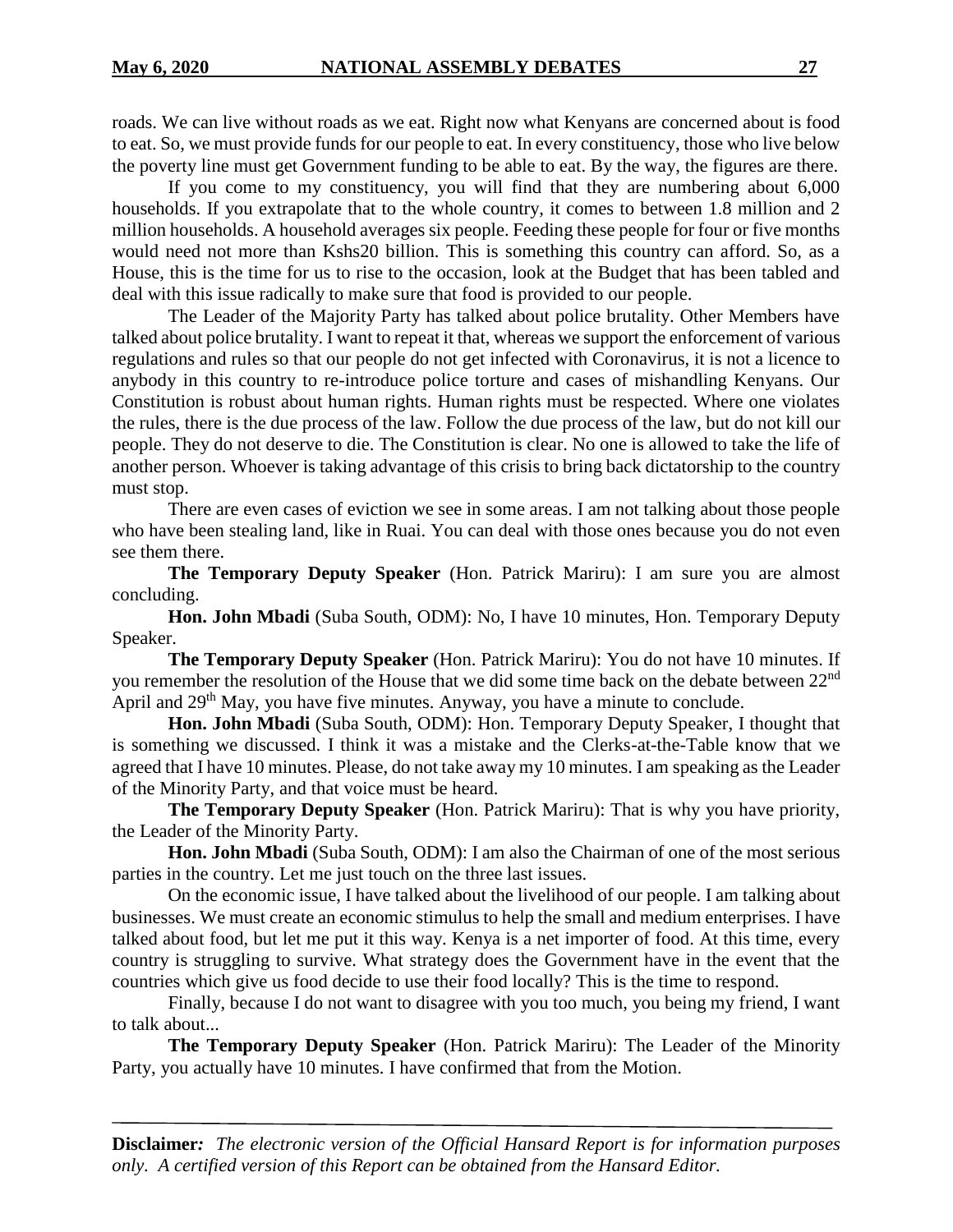roads. We can live without roads as we eat. Right now what Kenyans are concerned about is food to eat. So, we must provide funds for our people to eat. In every constituency, those who live below the poverty line must get Government funding to be able to eat. By the way, the figures are there.

If you come to my constituency, you will find that they are numbering about 6,000 households. If you extrapolate that to the whole country, it comes to between 1.8 million and 2 million households. A household averages six people. Feeding these people for four or five months would need not more than Kshs20 billion. This is something this country can afford. So, as a House, this is the time for us to rise to the occasion, look at the Budget that has been tabled and deal with this issue radically to make sure that food is provided to our people.

The Leader of the Majority Party has talked about police brutality. Other Members have talked about police brutality. I want to repeat it that, whereas we support the enforcement of various regulations and rules so that our people do not get infected with Coronavirus, it is not a licence to anybody in this country to re-introduce police torture and cases of mishandling Kenyans. Our Constitution is robust about human rights. Human rights must be respected. Where one violates the rules, there is the due process of the law. Follow the due process of the law, but do not kill our people. They do not deserve to die. The Constitution is clear. No one is allowed to take the life of another person. Whoever is taking advantage of this crisis to bring back dictatorship to the country must stop.

There are even cases of eviction we see in some areas. I am not talking about those people who have been stealing land, like in Ruai. You can deal with those ones because you do not even see them there.

**The Temporary Deputy Speaker** (Hon. Patrick Mariru): I am sure you are almost concluding.

**Hon. John Mbadi** (Suba South, ODM): No, I have 10 minutes, Hon. Temporary Deputy Speaker.

**The Temporary Deputy Speaker** (Hon. Patrick Mariru): You do not have 10 minutes. If you remember the resolution of the House that we did some time back on the debate between 22nd April and 29th May, you have five minutes. Anyway, you have a minute to conclude.

**Hon. John Mbadi** (Suba South, ODM): Hon. Temporary Deputy Speaker, I thought that is something we discussed. I think it was a mistake and the Clerks-at-the-Table know that we agreed that I have 10 minutes. Please, do not take away my 10 minutes. I am speaking as the Leader of the Minority Party, and that voice must be heard.

**The Temporary Deputy Speaker** (Hon. Patrick Mariru): That is why you have priority, the Leader of the Minority Party.

**Hon. John Mbadi** (Suba South, ODM): I am also the Chairman of one of the most serious parties in the country. Let me just touch on the three last issues.

On the economic issue, I have talked about the livelihood of our people. I am talking about businesses. We must create an economic stimulus to help the small and medium enterprises. I have talked about food, but let me put it this way. Kenya is a net importer of food. At this time, every country is struggling to survive. What strategy does the Government have in the event that the countries which give us food decide to use their food locally? This is the time to respond.

Finally, because I do not want to disagree with you too much, you being my friend, I want to talk about...

**The Temporary Deputy Speaker** (Hon. Patrick Mariru): The Leader of the Minority Party, you actually have 10 minutes. I have confirmed that from the Motion.

**Disclaimer***:* *The electronic version of the Official Hansard Report is for information purposes only. A certified version of this Report can be obtained from the Hansard Editor.*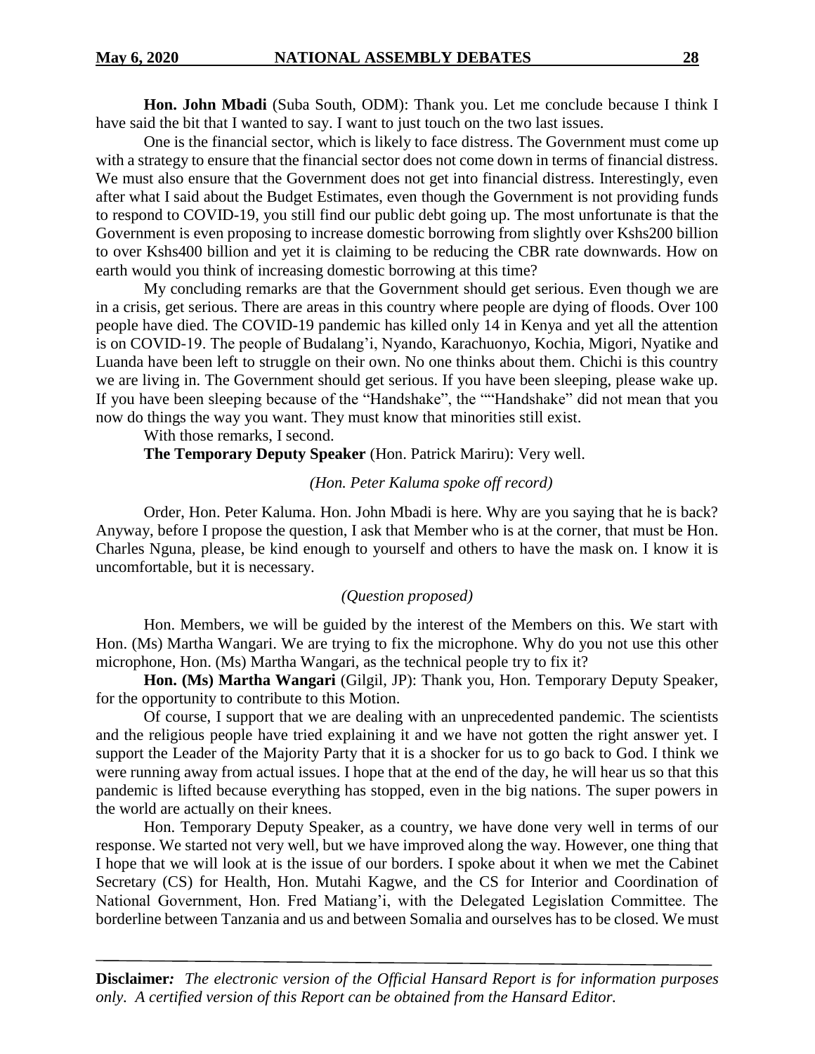**Hon. John Mbadi** (Suba South, ODM): Thank you. Let me conclude because I think I have said the bit that I wanted to say. I want to just touch on the two last issues.

One is the financial sector, which is likely to face distress. The Government must come up with a strategy to ensure that the financial sector does not come down in terms of financial distress. We must also ensure that the Government does not get into financial distress. Interestingly, even after what I said about the Budget Estimates, even though the Government is not providing funds to respond to COVID-19, you still find our public debt going up. The most unfortunate is that the Government is even proposing to increase domestic borrowing from slightly over Kshs200 billion to over Kshs400 billion and yet it is claiming to be reducing the CBR rate downwards. How on earth would you think of increasing domestic borrowing at this time?

My concluding remarks are that the Government should get serious. Even though we are in a crisis, get serious. There are areas in this country where people are dying of floods. Over 100 people have died. The COVID-19 pandemic has killed only 14 in Kenya and yet all the attention is on COVID-19. The people of Budalang'i, Nyando, Karachuonyo, Kochia, Migori, Nyatike and Luanda have been left to struggle on their own. No one thinks about them. Chichi is this country we are living in. The Government should get serious. If you have been sleeping, please wake up. If you have been sleeping because of the "Handshake", the ""Handshake" did not mean that you now do things the way you want. They must know that minorities still exist.

With those remarks, I second.

**The Temporary Deputy Speaker** (Hon. Patrick Mariru): Very well.

*(Hon. Peter Kaluma spoke off record)*

Order, Hon. Peter Kaluma. Hon. John Mbadi is here. Why are you saying that he is back? Anyway, before I propose the question, I ask that Member who is at the corner, that must be Hon. Charles Nguna, please, be kind enough to yourself and others to have the mask on. I know it is uncomfortable, but it is necessary.

*(Question proposed)*

Hon. Members, we will be guided by the interest of the Members on this. We start with Hon. (Ms) Martha Wangari. We are trying to fix the microphone. Why do you not use this other microphone, Hon. (Ms) Martha Wangari, as the technical people try to fix it?

**Hon. (Ms) Martha Wangari** (Gilgil, JP): Thank you, Hon. Temporary Deputy Speaker, for the opportunity to contribute to this Motion.

Of course, I support that we are dealing with an unprecedented pandemic. The scientists and the religious people have tried explaining it and we have not gotten the right answer yet. I support the Leader of the Majority Party that it is a shocker for us to go back to God. I think we were running away from actual issues. I hope that at the end of the day, he will hear us so that this pandemic is lifted because everything has stopped, even in the big nations. The super powers in the world are actually on their knees.

Hon. Temporary Deputy Speaker, as a country, we have done very well in terms of our response. We started not very well, but we have improved along the way. However, one thing that I hope that we will look at is the issue of our borders. I spoke about it when we met the Cabinet Secretary (CS) for Health, Hon. Mutahi Kagwe, and the CS for Interior and Coordination of National Government, Hon. Fred Matiang'i, with the Delegated Legislation Committee. The borderline between Tanzania and us and between Somalia and ourselves has to be closed. We must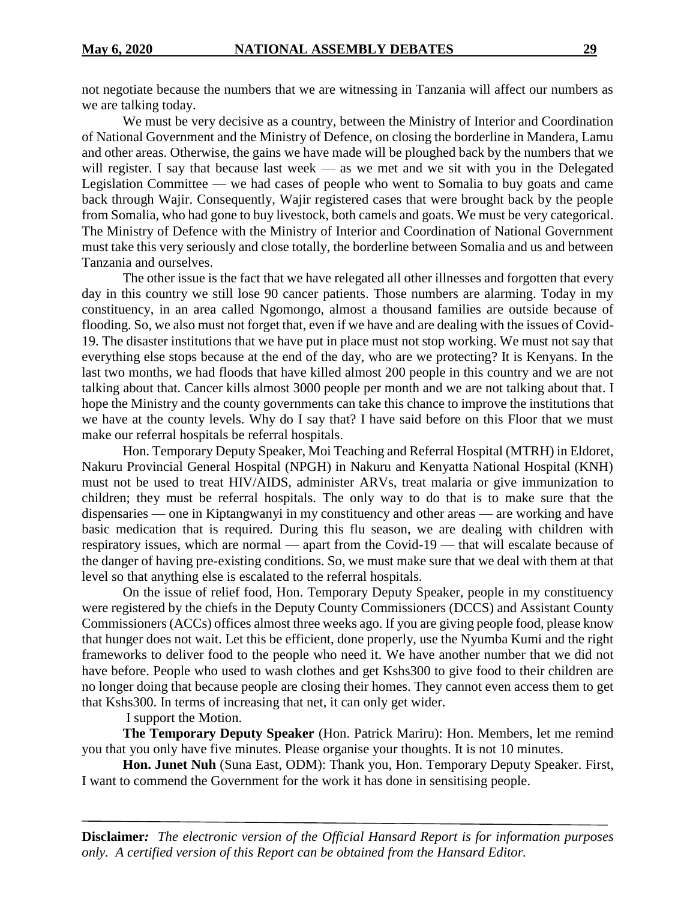not negotiate because the numbers that we are witnessing in Tanzania will affect our numbers as we are talking today.

We must be very decisive as a country, between the Ministry of Interior and Coordination of National Government and the Ministry of Defence, on closing the borderline in Mandera, Lamu and other areas. Otherwise, the gains we have made will be ploughed back by the numbers that we will register. I say that because last week — as we met and we sit with you in the Delegated Legislation Committee — we had cases of people who went to Somalia to buy goats and came back through Wajir. Consequently, Wajir registered cases that were brought back by the people from Somalia, who had gone to buy livestock, both camels and goats. We must be very categorical. The Ministry of Defence with the Ministry of Interior and Coordination of National Government must take this very seriously and close totally, the borderline between Somalia and us and between Tanzania and ourselves.

The other issue is the fact that we have relegated all other illnesses and forgotten that every day in this country we still lose 90 cancer patients. Those numbers are alarming. Today in my constituency, in an area called Ngomongo, almost a thousand families are outside because of flooding. So, we also must not forget that, even if we have and are dealing with the issues of Covid-19. The disaster institutions that we have put in place must not stop working. We must not say that everything else stops because at the end of the day, who are we protecting? It is Kenyans. In the last two months, we had floods that have killed almost 200 people in this country and we are not talking about that. Cancer kills almost 3000 people per month and we are not talking about that. I hope the Ministry and the county governments can take this chance to improve the institutions that we have at the county levels. Why do I say that? I have said before on this Floor that we must make our referral hospitals be referral hospitals.

Hon. Temporary Deputy Speaker, Moi Teaching and Referral Hospital (MTRH) in Eldoret, Nakuru Provincial General Hospital (NPGH) in Nakuru and Kenyatta National Hospital (KNH) must not be used to treat HIV/AIDS, administer ARVs, treat malaria or give immunization to children; they must be referral hospitals. The only way to do that is to make sure that the dispensaries — one in Kiptangwanyi in my constituency and other areas — are working and have basic medication that is required. During this flu season, we are dealing with children with respiratory issues, which are normal — apart from the Covid-19 — that will escalate because of the danger of having pre-existing conditions. So, we must make sure that we deal with them at that level so that anything else is escalated to the referral hospitals.

On the issue of relief food, Hon. Temporary Deputy Speaker, people in my constituency were registered by the chiefs in the Deputy County Commissioners (DCCS) and Assistant County Commissioners (ACCs) offices almost three weeks ago. If you are giving people food, please know that hunger does not wait. Let this be efficient, done properly, use the Nyumba Kumi and the right frameworks to deliver food to the people who need it. We have another number that we did not have before. People who used to wash clothes and get Kshs300 to give food to their children are no longer doing that because people are closing their homes. They cannot even access them to get that Kshs300. In terms of increasing that net, it can only get wider.

I support the Motion.

**The Temporary Deputy Speaker** (Hon. Patrick Mariru): Hon. Members, let me remind you that you only have five minutes. Please organise your thoughts. It is not 10 minutes.

**Hon. Junet Nuh** (Suna East, ODM): Thank you, Hon. Temporary Deputy Speaker. First, I want to commend the Government for the work it has done in sensitising people.

**Disclaimer***:* *The electronic version of the Official Hansard Report is for information purposes only. A certified version of this Report can be obtained from the Hansard Editor.*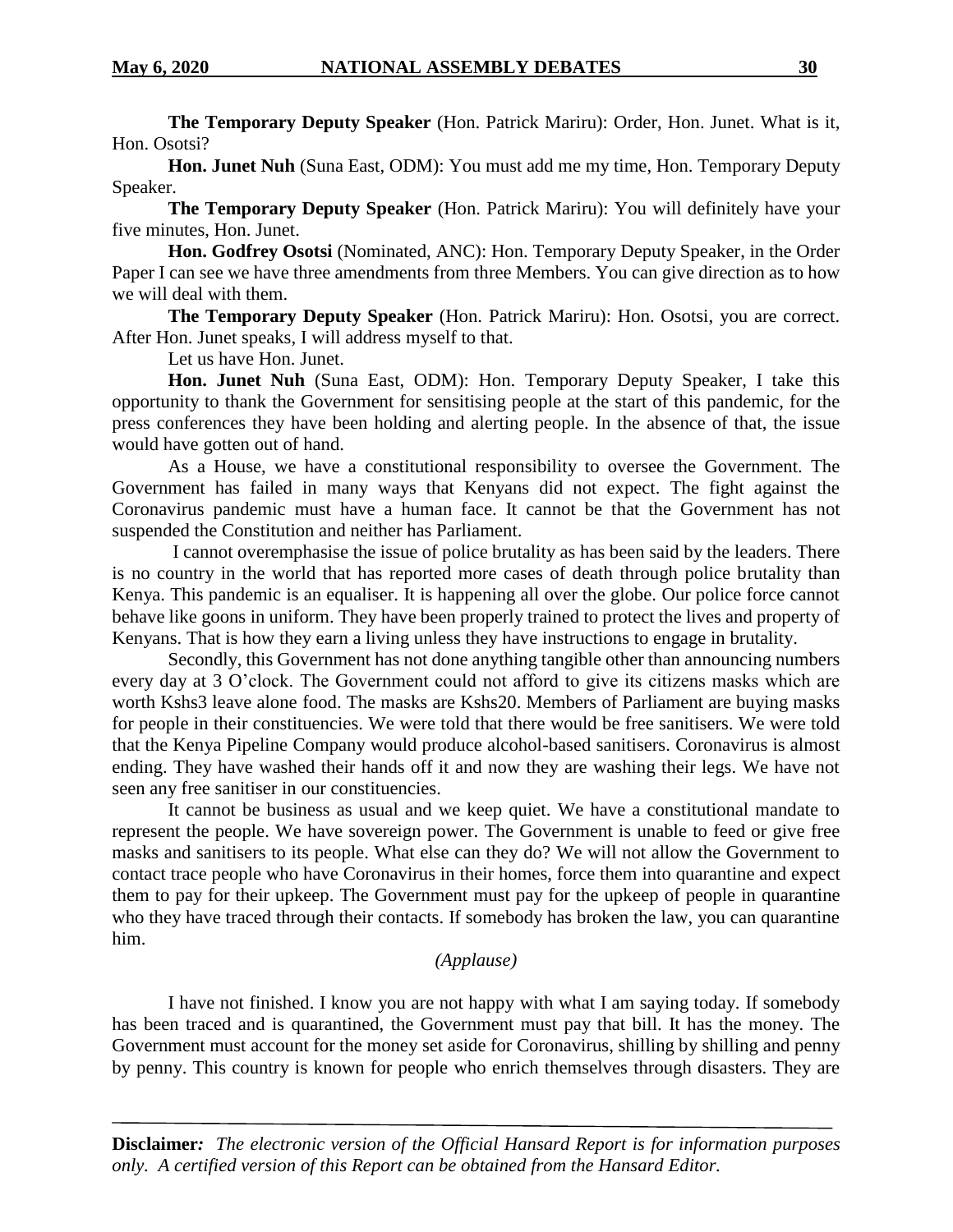**The Temporary Deputy Speaker** (Hon. Patrick Mariru): Order, Hon. Junet. What is it, Hon. Osotsi?

**Hon. Junet Nuh** (Suna East, ODM): You must add me my time, Hon. Temporary Deputy Speaker.

**The Temporary Deputy Speaker** (Hon. Patrick Mariru): You will definitely have your five minutes, Hon. Junet.

**Hon. Godfrey Osotsi** (Nominated, ANC): Hon. Temporary Deputy Speaker, in the Order Paper I can see we have three amendments from three Members. You can give direction as to how we will deal with them.

**The Temporary Deputy Speaker** (Hon. Patrick Mariru): Hon. Osotsi, you are correct. After Hon. Junet speaks, I will address myself to that.

Let us have Hon. Junet.

**Hon. Junet Nuh** (Suna East, ODM): Hon. Temporary Deputy Speaker, I take this opportunity to thank the Government for sensitising people at the start of this pandemic, for the press conferences they have been holding and alerting people. In the absence of that, the issue would have gotten out of hand.

As a House, we have a constitutional responsibility to oversee the Government. The Government has failed in many ways that Kenyans did not expect. The fight against the Coronavirus pandemic must have a human face. It cannot be that the Government has not suspended the Constitution and neither has Parliament.

I cannot overemphasise the issue of police brutality as has been said by the leaders. There is no country in the world that has reported more cases of death through police brutality than Kenya. This pandemic is an equaliser. It is happening all over the globe. Our police force cannot behave like goons in uniform. They have been properly trained to protect the lives and property of Kenyans. That is how they earn a living unless they have instructions to engage in brutality.

Secondly, this Government has not done anything tangible other than announcing numbers every day at 3 O'clock. The Government could not afford to give its citizens masks which are worth Kshs3 leave alone food. The masks are Kshs20. Members of Parliament are buying masks for people in their constituencies. We were told that there would be free sanitisers. We were told that the Kenya Pipeline Company would produce alcohol-based sanitisers. Coronavirus is almost ending. They have washed their hands off it and now they are washing their legs. We have not seen any free sanitiser in our constituencies.

It cannot be business as usual and we keep quiet. We have a constitutional mandate to represent the people. We have sovereign power. The Government is unable to feed or give free masks and sanitisers to its people. What else can they do? We will not allow the Government to contact trace people who have Coronavirus in their homes, force them into quarantine and expect them to pay for their upkeep. The Government must pay for the upkeep of people in quarantine who they have traced through their contacts. If somebody has broken the law, you can quarantine him.

*(Applause)*

I have not finished. I know you are not happy with what I am saying today. If somebody has been traced and is quarantined, the Government must pay that bill. It has the money. The Government must account for the money set aside for Coronavirus, shilling by shilling and penny by penny. This country is known for people who enrich themselves through disasters. They are

**Disclaimer***:* *The electronic version of the Official Hansard Report is for information purposes only. A certified version of this Report can be obtained from the Hansard Editor.*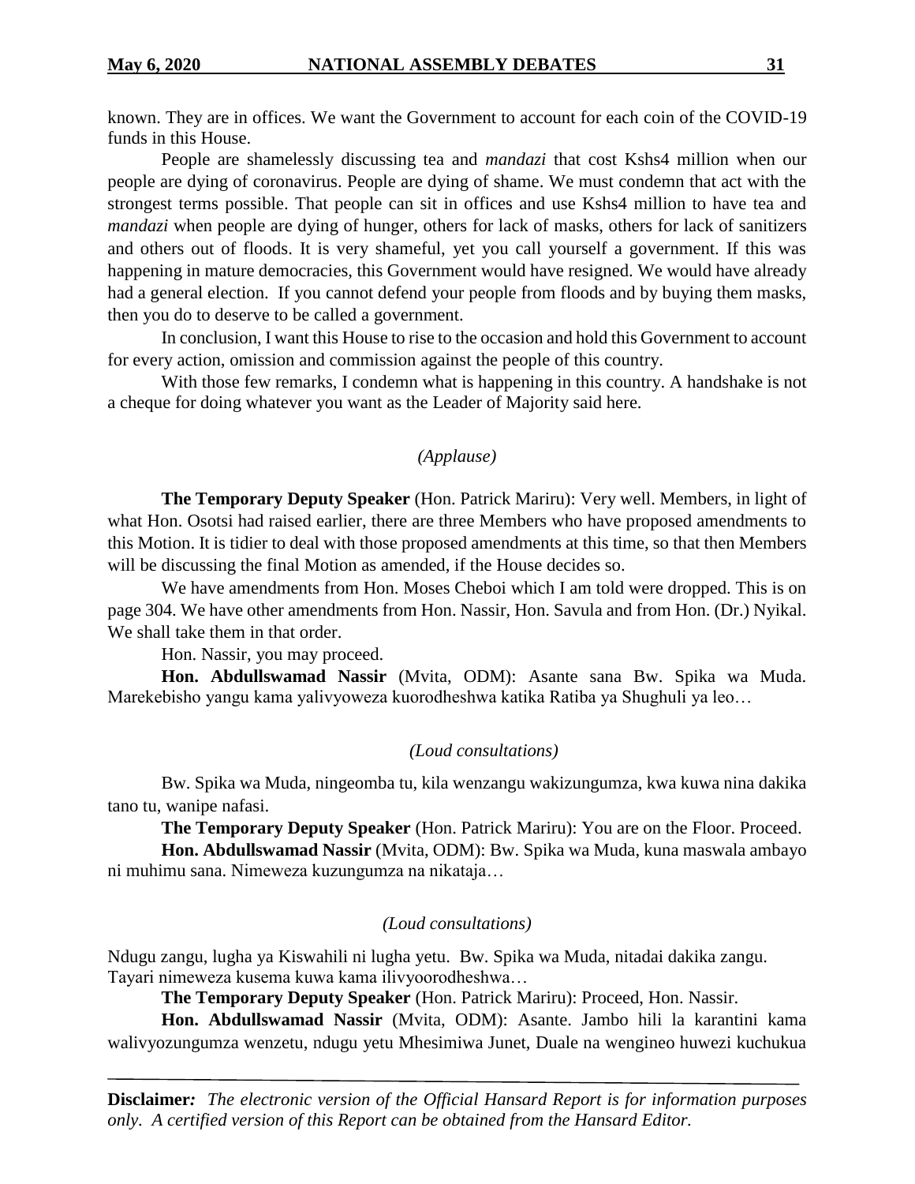known. They are in offices. We want the Government to account for each coin of the COVID-19 funds in this House.

People are shamelessly discussing tea and *mandazi* that cost Kshs4 million when our people are dying of coronavirus. People are dying of shame. We must condemn that act with the strongest terms possible. That people can sit in offices and use Kshs4 million to have tea and *mandazi* when people are dying of hunger, others for lack of masks, others for lack of sanitizers and others out of floods. It is very shameful, yet you call yourself a government. If this was happening in mature democracies, this Government would have resigned. We would have already had a general election. If you cannot defend your people from floods and by buying them masks, then you do to deserve to be called a government.

In conclusion, I want this House to rise to the occasion and hold this Government to account for every action, omission and commission against the people of this country.

With those few remarks, I condemn what is happening in this country. A handshake is not a cheque for doing whatever you want as the Leader of Majority said here.

*(Applause)*

**The Temporary Deputy Speaker** (Hon. Patrick Mariru): Very well. Members, in light of what Hon. Osotsi had raised earlier, there are three Members who have proposed amendments to this Motion. It is tidier to deal with those proposed amendments at this time, so that then Members will be discussing the final Motion as amended, if the House decides so.

We have amendments from Hon. Moses Cheboi which I am told were dropped. This is on page 304. We have other amendments from Hon. Nassir, Hon. Savula and from Hon. (Dr.) Nyikal. We shall take them in that order.

Hon. Nassir, you may proceed.

**Hon. Abdullswamad Nassir** (Mvita, ODM): Asante sana Bw. Spika wa Muda. Marekebisho yangu kama yalivyoweza kuorodheshwa katika Ratiba ya Shughuli ya leo…

*(Loud consultations)*

Bw. Spika wa Muda, ningeomba tu, kila wenzangu wakizungumza, kwa kuwa nina dakika tano tu, wanipe nafasi.

**The Temporary Deputy Speaker** (Hon. Patrick Mariru): You are on the Floor. Proceed.

**Hon. Abdullswamad Nassir** (Mvita, ODM): Bw. Spika wa Muda, kuna maswala ambayo ni muhimu sana. Nimeweza kuzungumza na nikataja…

*(Loud consultations)*

Ndugu zangu, lugha ya Kiswahili ni lugha yetu. Bw. Spika wa Muda, nitadai dakika zangu. Tayari nimeweza kusema kuwa kama ilivyoorodheshwa…

**The Temporary Deputy Speaker** (Hon. Patrick Mariru): Proceed, Hon. Nassir.

**Hon. Abdullswamad Nassir** (Mvita, ODM): Asante. Jambo hili la karantini kama walivyozungumza wenzetu, ndugu yetu Mhesimiwa Junet, Duale na wengineo huwezi kuchukua

**Disclaimer***:* *The electronic version of the Official Hansard Report is for information purposes only. A certified version of this Report can be obtained from the Hansard Editor.*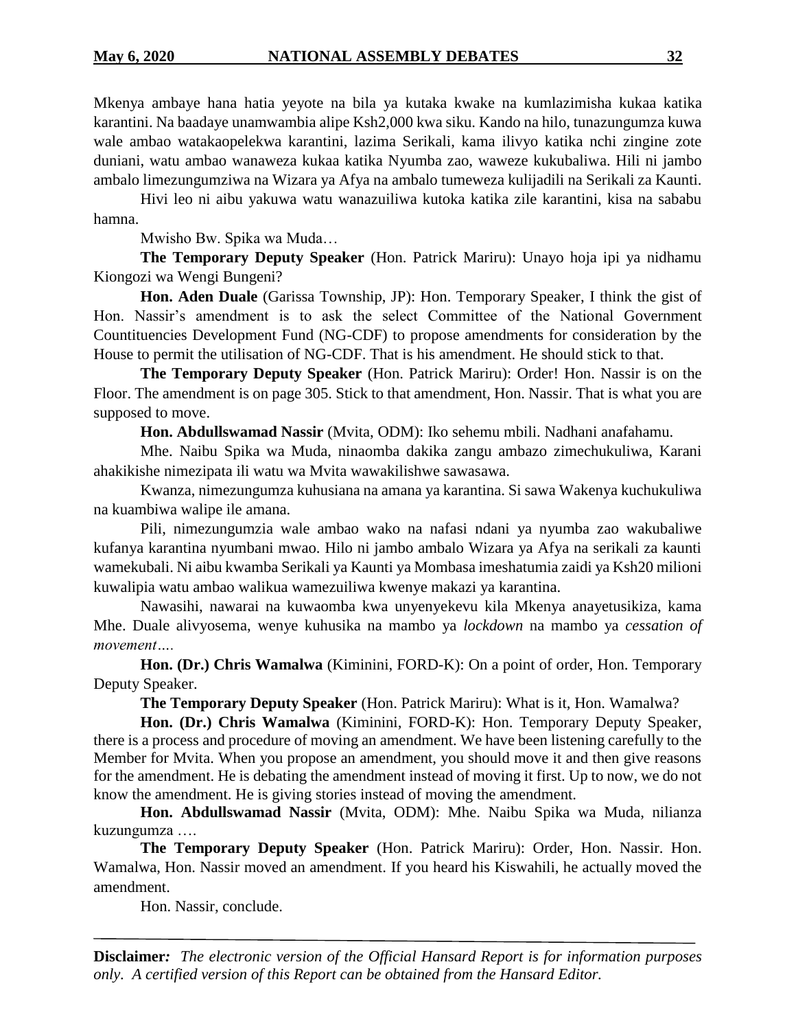Mkenya ambaye hana hatia yeyote na bila ya kutaka kwake na kumlazimisha kukaa katika karantini. Na baadaye unamwambia alipe Ksh2,000 kwa siku. Kando na hilo, tunazungumza kuwa wale ambao watakaopelekwa karantini, lazima Serikali, kama ilivyo katika nchi zingine zote duniani, watu ambao wanaweza kukaa katika Nyumba zao, waweze kukubaliwa. Hili ni jambo ambalo limezungumziwa na Wizara ya Afya na ambalo tumeweza kulijadili na Serikali za Kaunti.

Hivi leo ni aibu yakuwa watu wanazuiliwa kutoka katika zile karantini, kisa na sababu hamna.

Mwisho Bw. Spika wa Muda…

**The Temporary Deputy Speaker** (Hon. Patrick Mariru): Unayo hoja ipi ya nidhamu Kiongozi wa Wengi Bungeni?

**Hon. Aden Duale** (Garissa Township, JP): Hon. Temporary Speaker, I think the gist of Hon. Nassir's amendment is to ask the select Committee of the National Government Countituencies Development Fund (NG-CDF) to propose amendments for consideration by the House to permit the utilisation of NG-CDF. That is his amendment. He should stick to that.

**The Temporary Deputy Speaker** (Hon. Patrick Mariru): Order! Hon. Nassir is on the Floor. The amendment is on page 305. Stick to that amendment, Hon. Nassir. That is what you are supposed to move.

**Hon. Abdullswamad Nassir** (Mvita, ODM): Iko sehemu mbili. Nadhani anafahamu.

Mhe. Naibu Spika wa Muda, ninaomba dakika zangu ambazo zimechukuliwa, Karani ahakikishe nimezipata ili watu wa Mvita wawakilishwe sawasawa.

Kwanza, nimezungumza kuhusiana na amana ya karantina. Si sawa Wakenya kuchukuliwa na kuambiwa walipe ile amana.

Pili, nimezungumzia wale ambao wako na nafasi ndani ya nyumba zao wakubaliwe kufanya karantina nyumbani mwao. Hilo ni jambo ambalo Wizara ya Afya na serikali za kaunti wamekubali. Ni aibu kwamba Serikali ya Kaunti ya Mombasa imeshatumia zaidi ya Ksh20 milioni kuwalipia watu ambao walikua wamezuiliwa kwenye makazi ya karantina.

Nawasihi, nawarai na kuwaomba kwa unyenyekevu kila Mkenya anayetusikiza, kama Mhe. Duale alivyosema, wenye kuhusika na mambo ya *lockdown* na mambo ya *cessation of movement….*

**Hon. (Dr.) Chris Wamalwa** (Kiminini, FORD-K): On a point of order, Hon. Temporary Deputy Speaker.

**The Temporary Deputy Speaker** (Hon. Patrick Mariru): What is it, Hon. Wamalwa?

**Hon. (Dr.) Chris Wamalwa** (Kiminini, FORD-K): Hon. Temporary Deputy Speaker, there is a process and procedure of moving an amendment. We have been listening carefully to the Member for Mvita. When you propose an amendment, you should move it and then give reasons for the amendment. He is debating the amendment instead of moving it first. Up to now, we do not know the amendment. He is giving stories instead of moving the amendment.

**Hon. Abdullswamad Nassir** (Mvita, ODM): Mhe. Naibu Spika wa Muda, nilianza kuzungumza ….

**The Temporary Deputy Speaker** (Hon. Patrick Mariru): Order, Hon. Nassir. Hon. Wamalwa, Hon. Nassir moved an amendment. If you heard his Kiswahili, he actually moved the amendment.

Hon. Nassir, conclude.

**Disclaimer***:* *The electronic version of the Official Hansard Report is for information purposes only. A certified version of this Report can be obtained from the Hansard Editor.*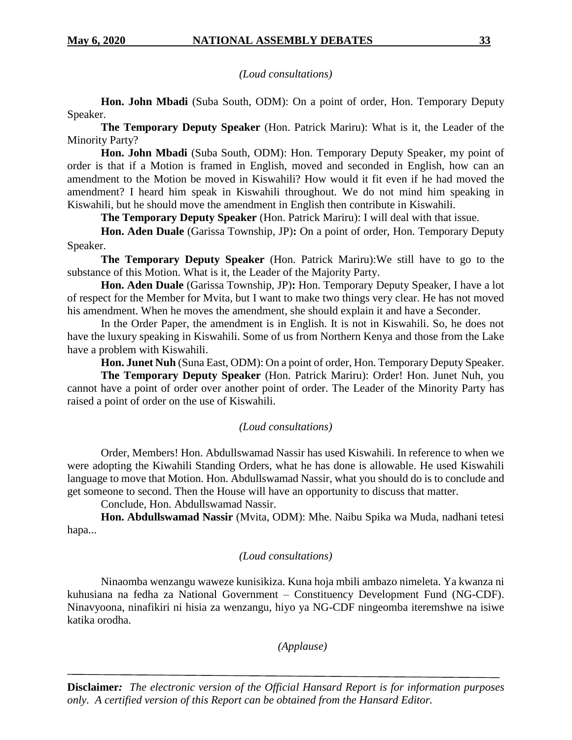*(Loud consultations)*

**Hon. John Mbadi** (Suba South, ODM): On a point of order, Hon. Temporary Deputy Speaker.

**The Temporary Deputy Speaker** (Hon. Patrick Mariru): What is it, the Leader of the Minority Party?

**Hon. John Mbadi** (Suba South, ODM): Hon. Temporary Deputy Speaker, my point of order is that if a Motion is framed in English, moved and seconded in English, how can an amendment to the Motion be moved in Kiswahili? How would it fit even if he had moved the amendment? I heard him speak in Kiswahili throughout. We do not mind him speaking in Kiswahili, but he should move the amendment in English then contribute in Kiswahili.

**The Temporary Deputy Speaker** (Hon. Patrick Mariru): I will deal with that issue.

**Hon. Aden Duale** (Garissa Township, JP)**:** On a point of order, Hon. Temporary Deputy Speaker.

**The Temporary Deputy Speaker** (Hon. Patrick Mariru):We still have to go to the substance of this Motion. What is it, the Leader of the Majority Party.

**Hon. Aden Duale** (Garissa Township, JP)**:** Hon. Temporary Deputy Speaker, I have a lot of respect for the Member for Mvita, but I want to make two things very clear. He has not moved his amendment. When he moves the amendment, she should explain it and have a Seconder.

In the Order Paper, the amendment is in English. It is not in Kiswahili. So, he does not have the luxury speaking in Kiswahili. Some of us from Northern Kenya and those from the Lake have a problem with Kiswahili.

**Hon. Junet Nuh** (Suna East, ODM): On a point of order, Hon. Temporary Deputy Speaker.

**The Temporary Deputy Speaker** (Hon. Patrick Mariru): Order! Hon. Junet Nuh, you cannot have a point of order over another point of order. The Leader of the Minority Party has raised a point of order on the use of Kiswahili.

*(Loud consultations)*

Order, Members! Hon. Abdullswamad Nassir has used Kiswahili. In reference to when we were adopting the Kiwahili Standing Orders, what he has done is allowable. He used Kiswahili language to move that Motion. Hon. Abdullswamad Nassir, what you should do is to conclude and get someone to second. Then the House will have an opportunity to discuss that matter.

Conclude, Hon. Abdullswamad Nassir.

**Hon. Abdullswamad Nassir** (Mvita, ODM): Mhe. Naibu Spika wa Muda, nadhani tetesi hapa...

*(Loud consultations)*

Ninaomba wenzangu waweze kunisikiza. Kuna hoja mbili ambazo nimeleta. Ya kwanza ni kuhusiana na fedha za National Government – Constituency Development Fund (NG-CDF). Ninavyoona, ninafikiri ni hisia za wenzangu, hiyo ya NG-CDF ningeomba iteremshwe na isiwe katika orodha.

*(Applause)*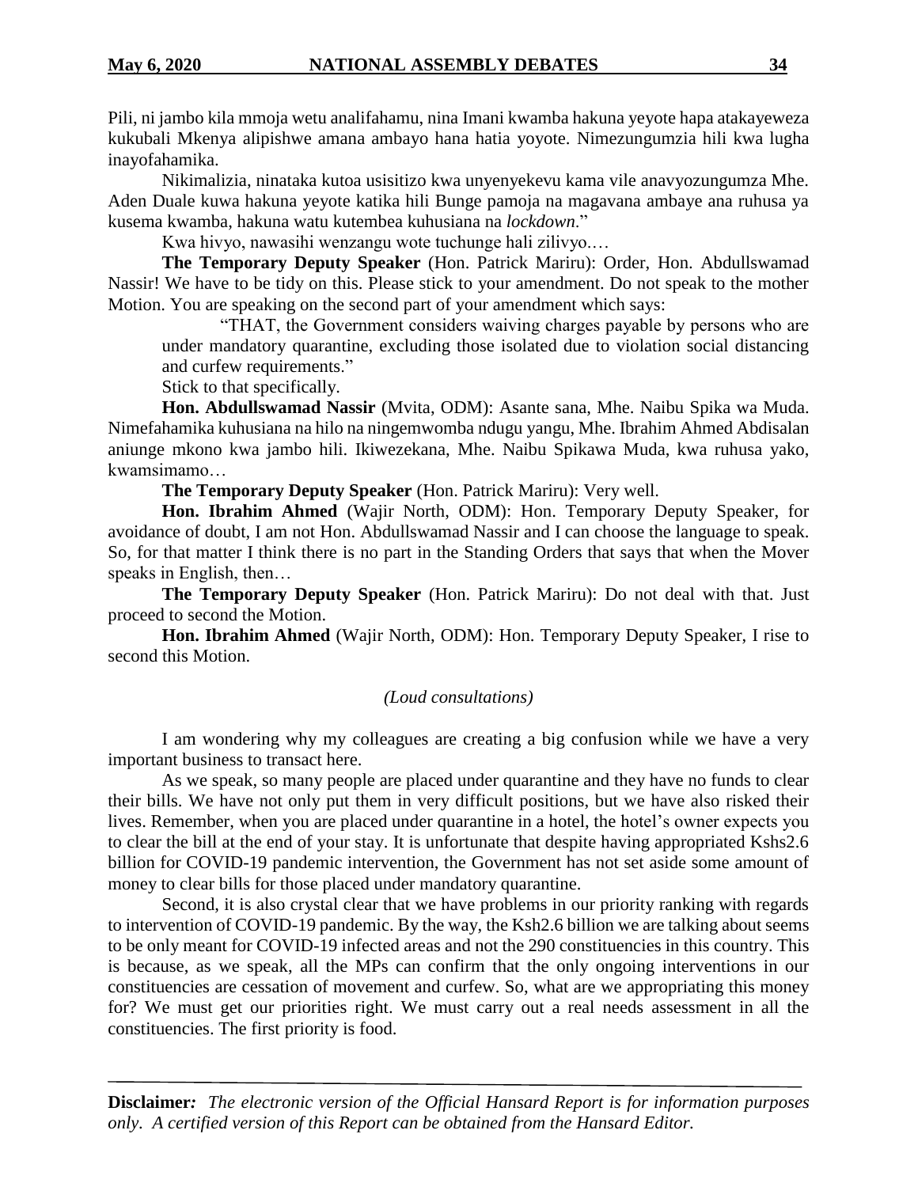Pili, ni jambo kila mmoja wetu analifahamu, nina Imani kwamba hakuna yeyote hapa atakayeweza kukubali Mkenya alipishwe amana ambayo hana hatia yoyote. Nimezungumzia hili kwa lugha inayofahamika.

Nikimalizia, ninataka kutoa usisitizo kwa unyenyekevu kama vile anavyozungumza Mhe. Aden Duale kuwa hakuna yeyote katika hili Bunge pamoja na magavana ambaye ana ruhusa ya kusema kwamba, hakuna watu kutembea kuhusiana na *lockdown*."

Kwa hivyo, nawasihi wenzangu wote tuchunge hali zilivyo.…

**The Temporary Deputy Speaker** (Hon. Patrick Mariru): Order, Hon. Abdullswamad Nassir! We have to be tidy on this. Please stick to your amendment. Do not speak to the mother Motion. You are speaking on the second part of your amendment which says:

> "THAT, the Government considers waiving charges payable by persons who are under mandatory quarantine, excluding those isolated due to violation social distancing and curfew requirements."

Stick to that specifically.

**Hon. Abdullswamad Nassir** (Mvita, ODM): Asante sana, Mhe. Naibu Spika wa Muda. Nimefahamika kuhusiana na hilo na ningemwomba ndugu yangu, Mhe. Ibrahim Ahmed Abdisalan aniunge mkono kwa jambo hili. Ikiwezekana, Mhe. Naibu Spikawa Muda, kwa ruhusa yako, kwamsimamo…

**The Temporary Deputy Speaker** (Hon. Patrick Mariru): Very well.

**Hon. Ibrahim Ahmed** (Wajir North, ODM): Hon. Temporary Deputy Speaker, for avoidance of doubt, I am not Hon. Abdullswamad Nassir and I can choose the language to speak. So, for that matter I think there is no part in the Standing Orders that says that when the Mover speaks in English, then…

**The Temporary Deputy Speaker** (Hon. Patrick Mariru): Do not deal with that. Just proceed to second the Motion.

**Hon. Ibrahim Ahmed** (Wajir North, ODM): Hon. Temporary Deputy Speaker, I rise to second this Motion.

*(Loud consultations)*

I am wondering why my colleagues are creating a big confusion while we have a very important business to transact here.

As we speak, so many people are placed under quarantine and they have no funds to clear their bills. We have not only put them in very difficult positions, but we have also risked their lives. Remember, when you are placed under quarantine in a hotel, the hotel's owner expects you to clear the bill at the end of your stay. It is unfortunate that despite having appropriated Kshs2.6 billion for COVID-19 pandemic intervention, the Government has not set aside some amount of money to clear bills for those placed under mandatory quarantine.

Second, it is also crystal clear that we have problems in our priority ranking with regards to intervention of COVID-19 pandemic. By the way, the Ksh2.6 billion we are talking about seems to be only meant for COVID-19 infected areas and not the 290 constituencies in this country. This is because, as we speak, all the MPs can confirm that the only ongoing interventions in our constituencies are cessation of movement and curfew. So, what are we appropriating this money for? We must get our priorities right. We must carry out a real needs assessment in all the constituencies. The first priority is food.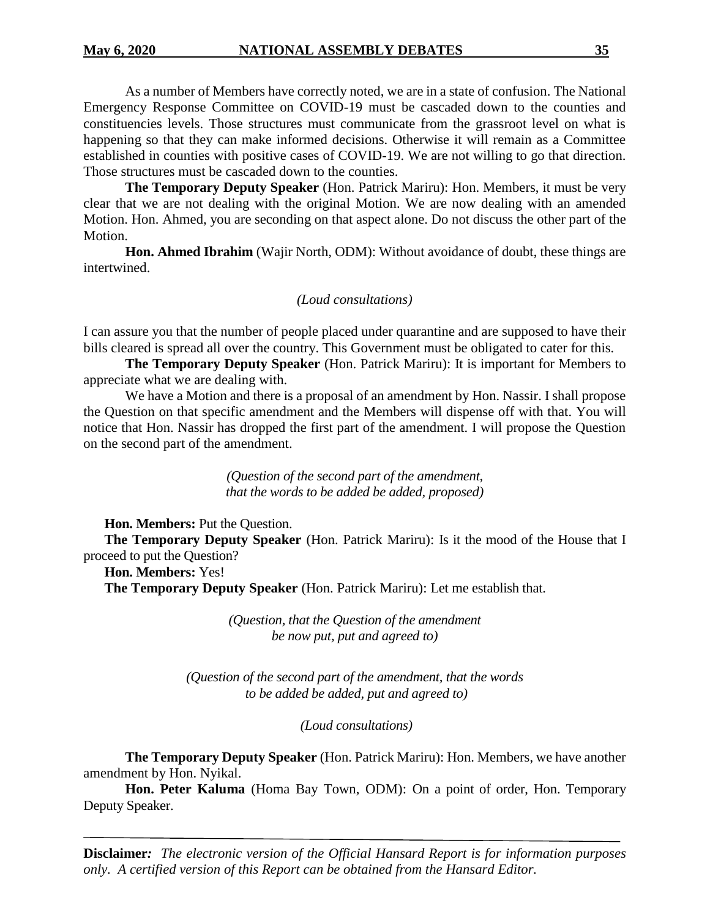As a number of Members have correctly noted, we are in a state of confusion. The National Emergency Response Committee on COVID-19 must be cascaded down to the counties and constituencies levels. Those structures must communicate from the grassroot level on what is happening so that they can make informed decisions. Otherwise it will remain as a Committee established in counties with positive cases of COVID-19. We are not willing to go that direction. Those structures must be cascaded down to the counties.

**The Temporary Deputy Speaker** (Hon. Patrick Mariru): Hon. Members, it must be very clear that we are not dealing with the original Motion. We are now dealing with an amended Motion. Hon. Ahmed, you are seconding on that aspect alone. Do not discuss the other part of the Motion.

**Hon. Ahmed Ibrahim** (Wajir North, ODM): Without avoidance of doubt, these things are intertwined.

*(Loud consultations)*

I can assure you that the number of people placed under quarantine and are supposed to have their bills cleared is spread all over the country. This Government must be obligated to cater for this.

**The Temporary Deputy Speaker** (Hon. Patrick Mariru): It is important for Members to appreciate what we are dealing with.

We have a Motion and there is a proposal of an amendment by Hon. Nassir. I shall propose the Question on that specific amendment and the Members will dispense off with that. You will notice that Hon. Nassir has dropped the first part of the amendment. I will propose the Question on the second part of the amendment.

*(Question of the second part of the amendment, that the words to be added be added, proposed)*

**Hon. Members:** Put the Question.

**The Temporary Deputy Speaker** (Hon. Patrick Mariru): Is it the mood of the House that I proceed to put the Question?

**Hon. Members:** Yes!

**The Temporary Deputy Speaker** (Hon. Patrick Mariru): Let me establish that.

*(Question, that the Question of the amendment be now put, put and agreed to)*

*(Question of the second part of the amendment, that the words to be added be added, put and agreed to)*

*(Loud consultations)*

**The Temporary Deputy Speaker** (Hon. Patrick Mariru): Hon. Members, we have another amendment by Hon. Nyikal.

**Hon. Peter Kaluma** (Homa Bay Town, ODM): On a point of order, Hon. Temporary Deputy Speaker.

**Disclaimer***:* *The electronic version of the Official Hansard Report is for information purposes only. A certified version of this Report can be obtained from the Hansard Editor.*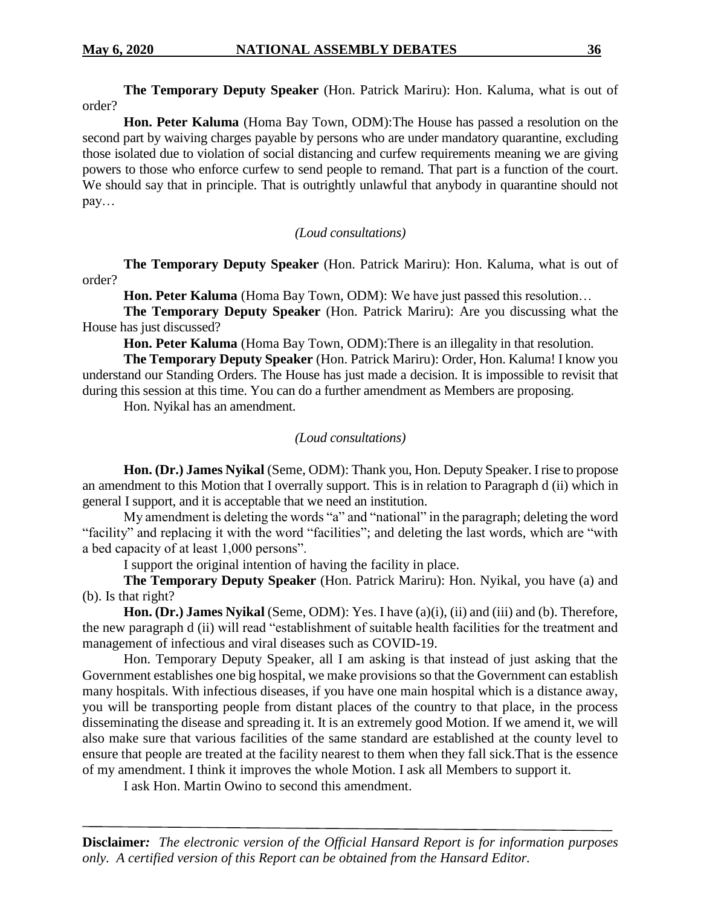**The Temporary Deputy Speaker** (Hon. Patrick Mariru): Hon. Kaluma, what is out of order?

**Hon. Peter Kaluma** (Homa Bay Town, ODM):The House has passed a resolution on the second part by waiving charges payable by persons who are under mandatory quarantine, excluding those isolated due to violation of social distancing and curfew requirements meaning we are giving powers to those who enforce curfew to send people to remand. That part is a function of the court. We should say that in principle. That is outrightly unlawful that anybody in quarantine should not pay…

*(Loud consultations)*

**The Temporary Deputy Speaker** (Hon. Patrick Mariru): Hon. Kaluma, what is out of order?

**Hon. Peter Kaluma** (Homa Bay Town, ODM): We have just passed this resolution…

**The Temporary Deputy Speaker** (Hon. Patrick Mariru): Are you discussing what the House has just discussed?

**Hon. Peter Kaluma** (Homa Bay Town, ODM):There is an illegality in that resolution.

**The Temporary Deputy Speaker** (Hon. Patrick Mariru): Order, Hon. Kaluma! I know you understand our Standing Orders. The House has just made a decision. It is impossible to revisit that during this session at this time. You can do a further amendment as Members are proposing.

Hon. Nyikal has an amendment.

*(Loud consultations)*

**Hon. (Dr.) James Nyikal** (Seme, ODM): Thank you, Hon. Deputy Speaker. I rise to propose an amendment to this Motion that I overrally support. This is in relation to Paragraph d (ii) which in general I support, and it is acceptable that we need an institution.

My amendment is deleting the words "a" and "national" in the paragraph; deleting the word "facility" and replacing it with the word "facilities"; and deleting the last words, which are "with a bed capacity of at least 1,000 persons".

I support the original intention of having the facility in place.

**The Temporary Deputy Speaker** (Hon. Patrick Mariru): Hon. Nyikal, you have (a) and (b). Is that right?

**Hon. (Dr.) James Nyikal** (Seme, ODM): Yes. I have (a)(i), (ii) and (iii) and (b). Therefore, the new paragraph d (ii) will read "establishment of suitable health facilities for the treatment and management of infectious and viral diseases such as COVID-19.

Hon. Temporary Deputy Speaker, all I am asking is that instead of just asking that the Government establishes one big hospital, we make provisions so that the Government can establish many hospitals. With infectious diseases, if you have one main hospital which is a distance away, you will be transporting people from distant places of the country to that place, in the process disseminating the disease and spreading it. It is an extremely good Motion. If we amend it, we will also make sure that various facilities of the same standard are established at the county level to ensure that people are treated at the facility nearest to them when they fall sick.That is the essence of my amendment. I think it improves the whole Motion. I ask all Members to support it.

I ask Hon. Martin Owino to second this amendment.

**Disclaimer***: The electronic version of the Official Hansard Report is for information purposes only. A certified version of this Report can be obtained from the Hansard Editor.*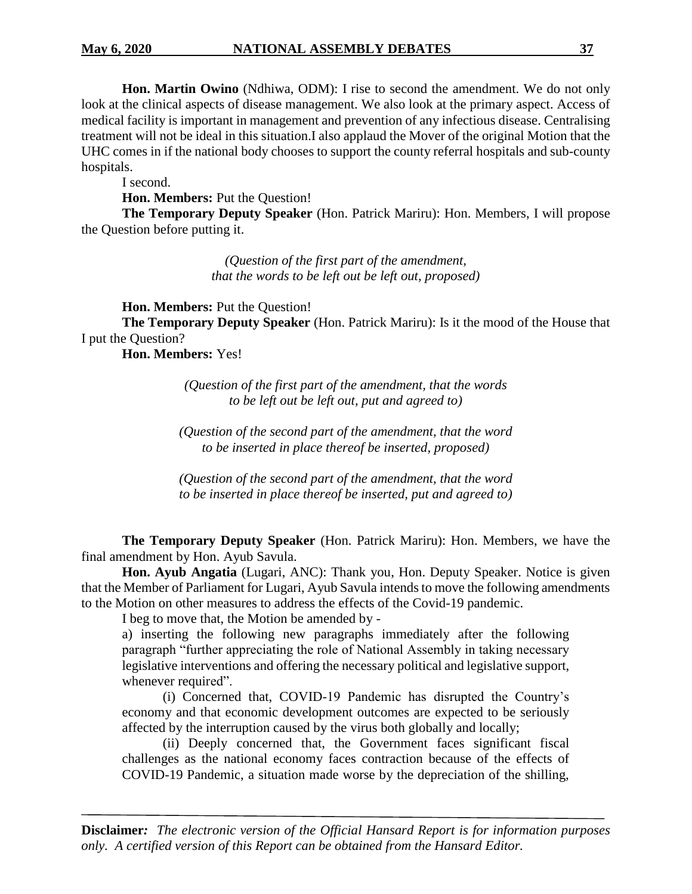**Hon. Martin Owino** (Ndhiwa, ODM): I rise to second the amendment. We do not only look at the clinical aspects of disease management. We also look at the primary aspect. Access of medical facility is important in management and prevention of any infectious disease. Centralising treatment will not be ideal in this situation.I also applaud the Mover of the original Motion that the UHC comes in if the national body chooses to support the county referral hospitals and sub-county hospitals.

I second.

**Hon. Members:** Put the Question!

**The Temporary Deputy Speaker** (Hon. Patrick Mariru): Hon. Members, I will propose the Question before putting it.

*(Question of the first part of the amendment, that the words to be left out be left out, proposed)*

**Hon. Members:** Put the Question!

**The Temporary Deputy Speaker** (Hon. Patrick Mariru): Is it the mood of the House that I put the Question?

**Hon. Members:** Yes!

*(Question of the first part of the amendment, that the words to be left out be left out, put and agreed to)*

*(Question of the second part of the amendment, that the word to be inserted in place thereof be inserted, proposed)*

*(Question of the second part of the amendment, that the word to be inserted in place thereof be inserted, put and agreed to)*

**The Temporary Deputy Speaker** (Hon. Patrick Mariru): Hon. Members, we have the final amendment by Hon. Ayub Savula.

**Hon. Ayub Angatia** (Lugari, ANC): Thank you, Hon. Deputy Speaker. Notice is given that the Member of Parliament for Lugari, Ayub Savula intends to move the following amendments to the Motion on other measures to address the effects of the Covid-19 pandemic.

I beg to move that, the Motion be amended by -

a) inserting the following new paragraphs immediately after the following paragraph "further appreciating the role of National Assembly in taking necessary legislative interventions and offering the necessary political and legislative support, whenever required".

(i) Concerned that, COVID-19 Pandemic has disrupted the Country's economy and that economic development outcomes are expected to be seriously affected by the interruption caused by the virus both globally and locally;

(ii) Deeply concerned that, the Government faces significant fiscal challenges as the national economy faces contraction because of the effects of COVID-19 Pandemic, a situation made worse by the depreciation of the shilling,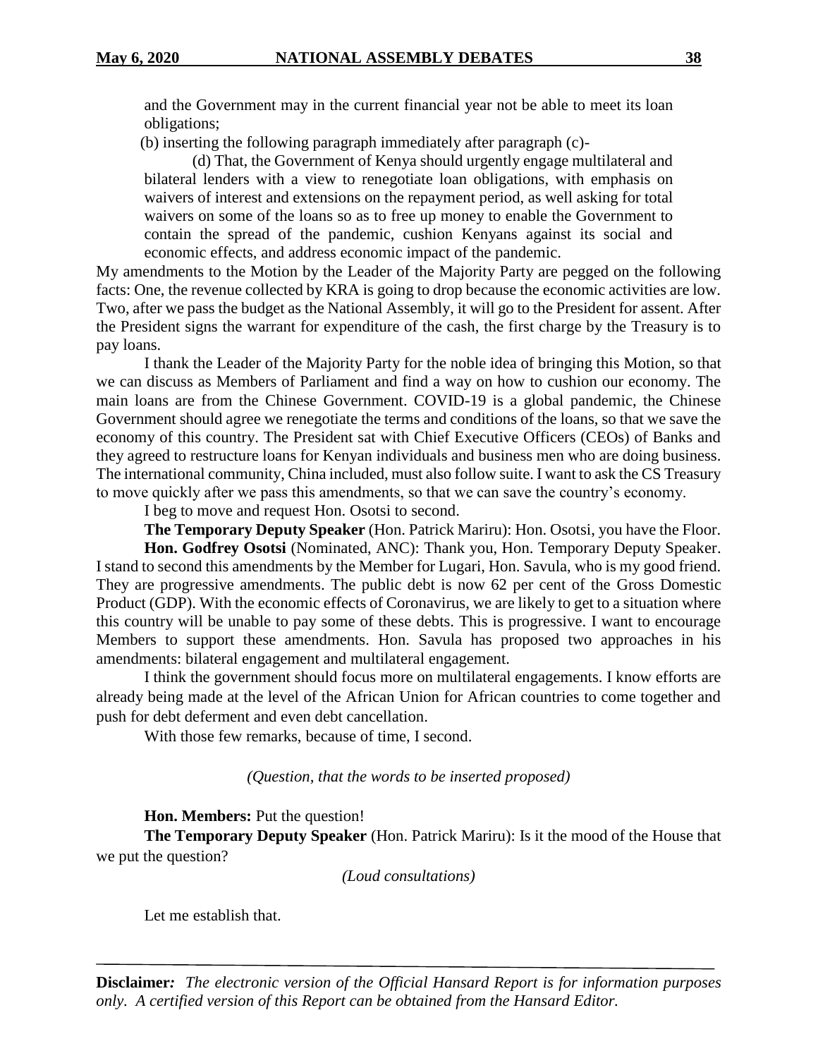and the Government may in the current financial year not be able to meet its loan obligations;

(b) inserting the following paragraph immediately after paragraph (c)-

(d) That, the Government of Kenya should urgently engage multilateral and bilateral lenders with a view to renegotiate loan obligations, with emphasis on waivers of interest and extensions on the repayment period, as well asking for total waivers on some of the loans so as to free up money to enable the Government to contain the spread of the pandemic, cushion Kenyans against its social and economic effects, and address economic impact of the pandemic.

My amendments to the Motion by the Leader of the Majority Party are pegged on the following facts: One, the revenue collected by KRA is going to drop because the economic activities are low. Two, after we pass the budget as the National Assembly, it will go to the President for assent. After the President signs the warrant for expenditure of the cash, the first charge by the Treasury is to pay loans.

I thank the Leader of the Majority Party for the noble idea of bringing this Motion, so that we can discuss as Members of Parliament and find a way on how to cushion our economy. The main loans are from the Chinese Government. COVID-19 is a global pandemic, the Chinese Government should agree we renegotiate the terms and conditions of the loans, so that we save the economy of this country. The President sat with Chief Executive Officers (CEOs) of Banks and they agreed to restructure loans for Kenyan individuals and business men who are doing business. The international community, China included, must also follow suite. I want to ask the CS Treasury to move quickly after we pass this amendments, so that we can save the country's economy.

I beg to move and request Hon. Osotsi to second.

**The Temporary Deputy Speaker** (Hon. Patrick Mariru): Hon. Osotsi, you have the Floor.

**Hon. Godfrey Osotsi** (Nominated, ANC): Thank you, Hon. Temporary Deputy Speaker. I stand to second this amendments by the Member for Lugari, Hon. Savula, who is my good friend. They are progressive amendments. The public debt is now 62 per cent of the Gross Domestic Product (GDP). With the economic effects of Coronavirus, we are likely to get to a situation where this country will be unable to pay some of these debts. This is progressive. I want to encourage Members to support these amendments. Hon. Savula has proposed two approaches in his amendments: bilateral engagement and multilateral engagement.

I think the government should focus more on multilateral engagements. I know efforts are already being made at the level of the African Union for African countries to come together and push for debt deferment and even debt cancellation.

With those few remarks, because of time, I second.

*(Question, that the words to be inserted proposed)*

**Hon. Members:** Put the question!

**The Temporary Deputy Speaker** (Hon. Patrick Mariru): Is it the mood of the House that we put the question?

*(Loud consultations)*

Let me establish that.

**Disclaimer***:* *The electronic version of the Official Hansard Report is for information purposes only. A certified version of this Report can be obtained from the Hansard Editor.*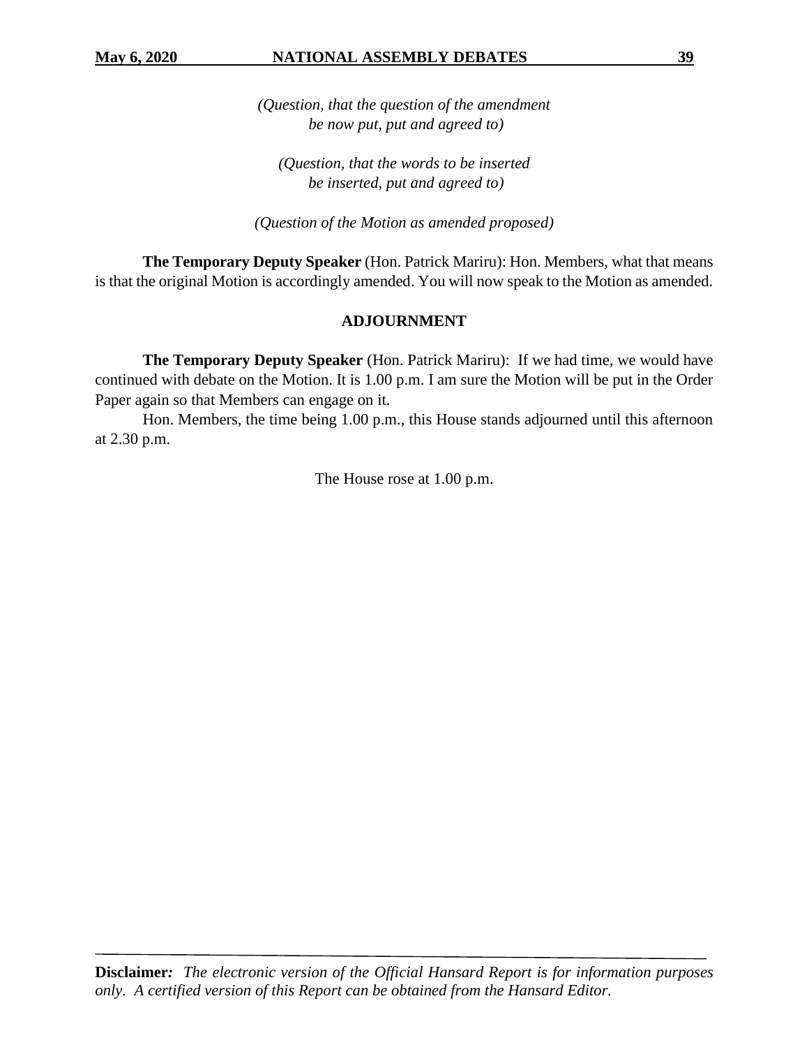*(Question, that the question of the amendment be now put, put and agreed to)*

*(Question, that the words to be inserted be inserted, put and agreed to)*

*(Question of the Motion as amended proposed)*

**The Temporary Deputy Speaker** (Hon. Patrick Mariru): Hon. Members, what that means is that the original Motion is accordingly amended. You will now speak to the Motion as amended.

**ADJOURNMENT**

**The Temporary Deputy Speaker** (Hon. Patrick Mariru): If we had time, we would have continued with debate on the Motion. It is 1.00 p.m. I am sure the Motion will be put in the Order Paper again so that Members can engage on it.

Hon. Members, the time being 1.00 p.m., this House stands adjourned until this afternoon at 2.30 p.m.

The House rose at 1.00 p.m.

**Disclaimer***:* *The electronic version of the Official Hansard Report is for information purposes only. A certified version of this Report can be obtained from the Hansard Editor.*